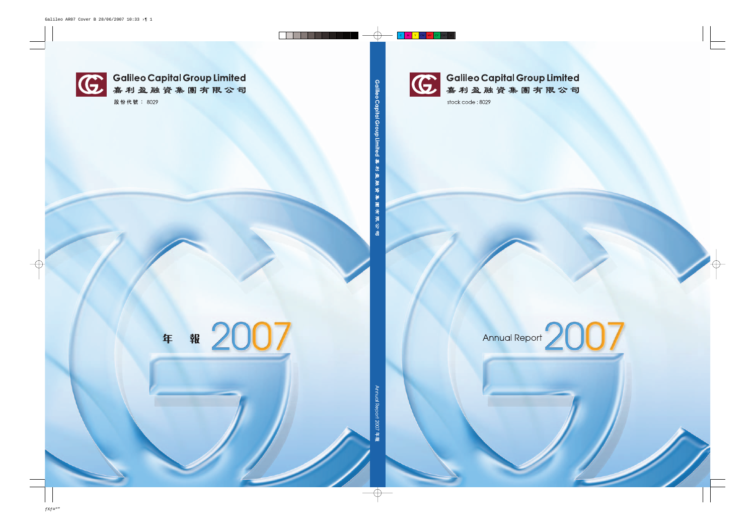Galileo Capital Group Limited

嘉利盈融資集團有限公司

股份代號： 8029

年 報 2007

Galileo Capital Group Limited 嘉利盈融資集團有限公司

Annual Report 2007 年報

Galileo Capital Group Limited

嘉利盈融資集團有限公司

stock code : 8029

Annual Report 2007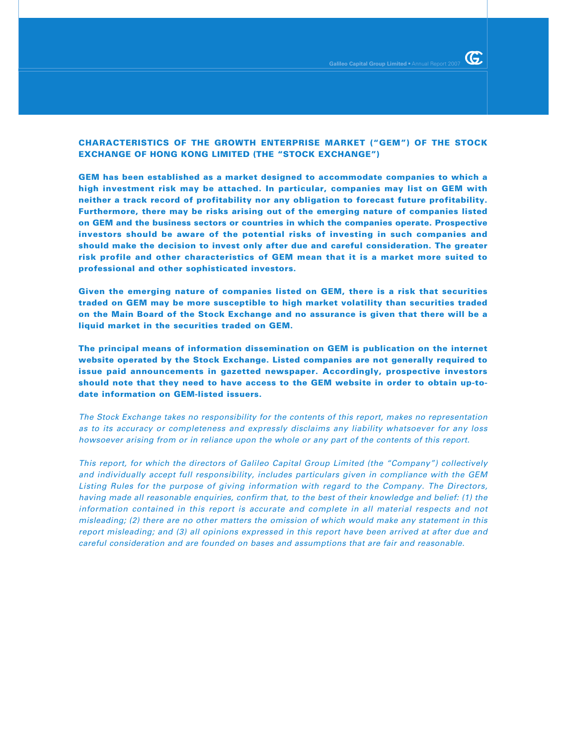## CHARACTERISTICS OF THE GROWTH ENTERPRISE MARKET ("GEM") OF THE STOCK EXCHANGE OF HONG KONG LIMITED (THE "STOCK EXCHANGE")

**GEM has been established as a market designed to accommodate companies to which a high investment risk may be attached. In particular, companies may list on GEM with neither a track record of profitability nor any obligation to forecast future profitability. Furthermore, there may be risks arising out of the emerging nature of companies listed on GEM and the business sectors or countries in which the companies operate. Prospective investors should be aware of the potential risks of investing in such companies and should make the decision to invest only after due and careful consideration. The greater risk profile and other characteristics of GEM mean that it is a market more suited to professional and other sophisticated investors.**

**Given the emerging nature of companies listed on GEM, there is a risk that securities traded on GEM may be more susceptible to high market volatility than securities traded on the Main Board of the Stock Exchange and no assurance is given that there will be a liquid market in the securities traded on GEM.**

**The principal means of information dissemination on GEM is publication on the internet website operated by the Stock Exchange. Listed companies are not generally required to issue paid announcements in gazetted newspaper. Accordingly, prospective investors should note that they need to have access to the GEM website in order to obtain up-to-date information on GEM-listed issuers.**

*The Stock Exchange takes no responsibility for the contents of this report, makes no representation as to its accuracy or completeness and expressly disclaims any liability whatsoever for any loss howsoever arising from or in reliance upon the whole or any part of the contents of this report.*

*This report, for which the directors of Galileo Capital Group Limited (the "Company") collectively and individually accept full responsibility, includes particulars given in compliance with the GEM Listing Rules for the purpose of giving information with regard to the Company. The Directors, having made all reasonable enquiries, confirm that, to the best of their knowledge and belief: (1) the information contained in this report is accurate and complete in all material respects and not misleading; (2) there are no other matters the omission of which would make any statement in this report misleading; and (3) all opinions expressed in this report have been arrived at after due and careful consideration and are founded on bases and assumptions that are fair and reasonable.*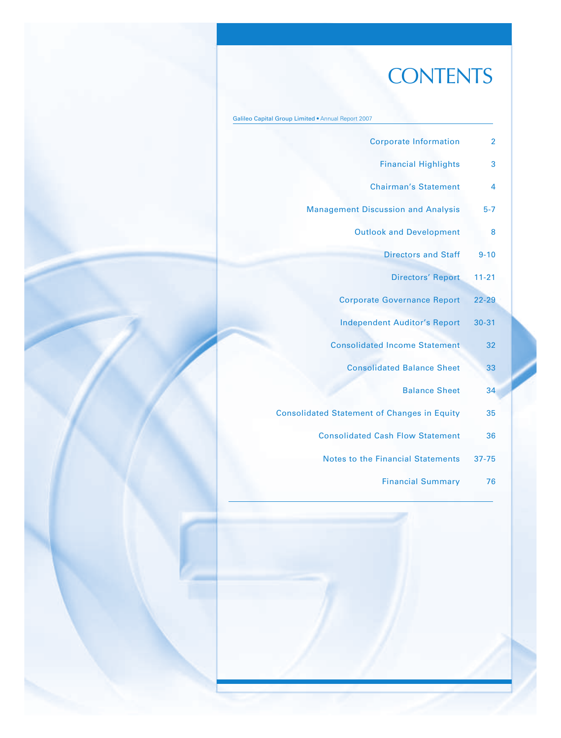# CONTENTS

Galileo Capital Group Limited • Annual Report 2007

| | |
|---|---|
| Corporate Information | 2 |
| Financial Highlights | 3 |
| Chairman's Statement | 4 |
| Management Discussion and Analysis | 5-7 |
| Outlook and Development | 8 |
| Directors and Staff | 9-10 |
| Directors' Report | 11-21 |
| Corporate Governance Report | 22-29 |
| Independent Auditor's Report | 30-31 |
| Consolidated Income Statement | 32 |
| Consolidated Balance Sheet | 33 |
| Balance Sheet | 34 |
| Consolidated Statement of Changes in Equity | 35 |
| Consolidated Cash Flow Statement | 36 |
| Notes to the Financial Statements | 37-75 |
| Financial Summary | 76 |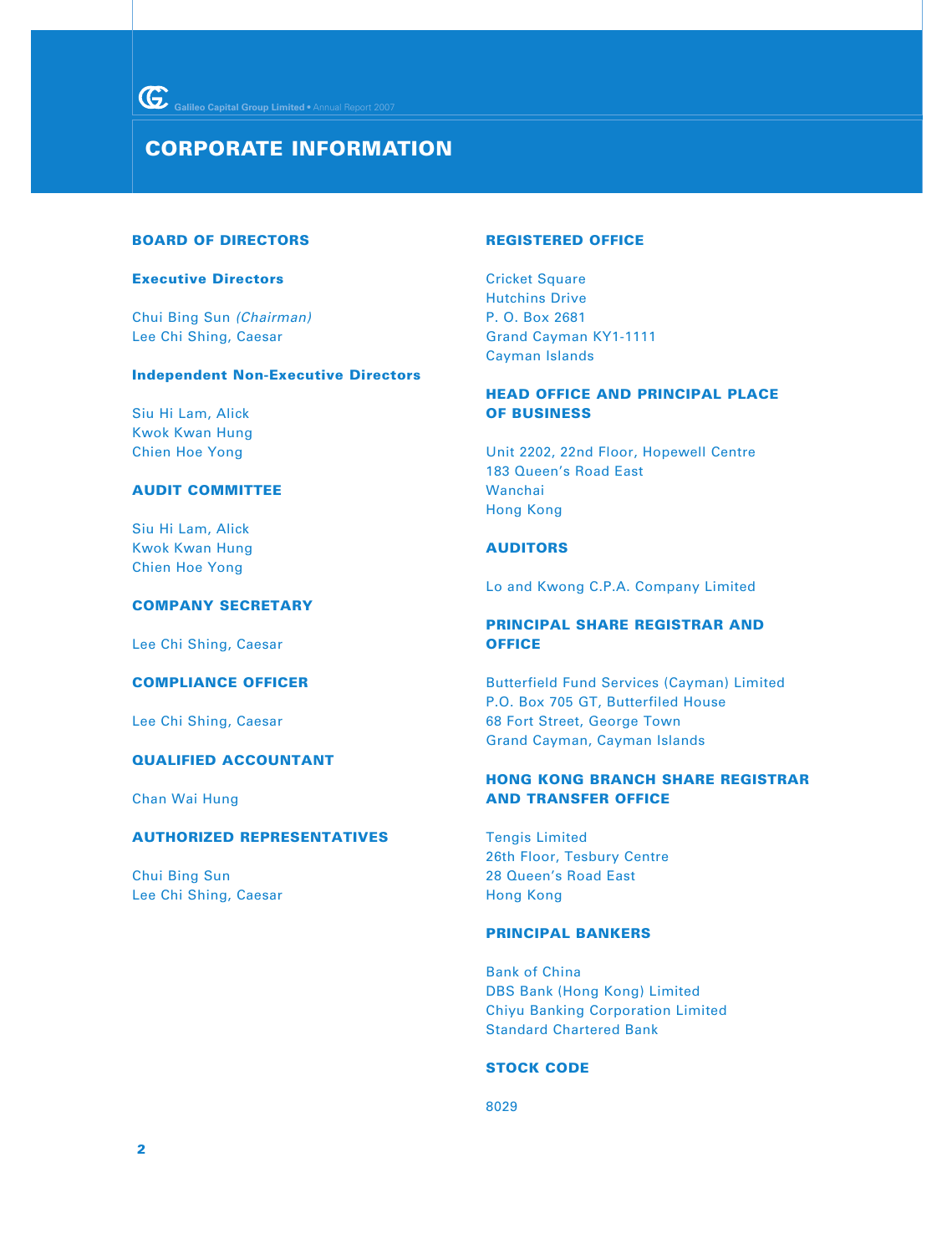# CORPORATE INFORMATION

## BOARD OF DIRECTORS

### Executive Directors

Chui Bing Sun *(Chairman)*
Lee Chi Shing, Caesar

### Independent Non-Executive Directors

Siu Hi Lam, Alick
Kwok Kwan Hung
Chien Hoe Yong

## AUDIT COMMITTEE

Siu Hi Lam, Alick
Kwok Kwan Hung
Chien Hoe Yong

## COMPANY SECRETARY

Lee Chi Shing, Caesar

## COMPLIANCE OFFICER

Lee Chi Shing, Caesar

## QUALIFIED ACCOUNTANT

Chan Wai Hung

## AUTHORIZED REPRESENTATIVES

Chui Bing Sun
Lee Chi Shing, Caesar

## REGISTERED OFFICE

Cricket Square
Hutchins Drive
P. O. Box 2681
Grand Cayman KY1-1111
Cayman Islands

## HEAD OFFICE AND PRINCIPAL PLACE OF BUSINESS

Unit 2202, 22nd Floor, Hopewell Centre
183 Queen's Road East
Wanchai
Hong Kong

## AUDITORS

Lo and Kwong C.P.A. Company Limited

## PRINCIPAL SHARE REGISTRAR AND OFFICE

Butterfield Fund Services (Cayman) Limited
P.O. Box 705 GT, Butterfiled House
68 Fort Street, George Town
Grand Cayman, Cayman Islands

## HONG KONG BRANCH SHARE REGISTRAR AND TRANSFER OFFICE

Tengis Limited
26th Floor, Tesbury Centre
28 Queen's Road East
Hong Kong

## PRINCIPAL BANKERS

Bank of China
DBS Bank (Hong Kong) Limited
Chiyu Banking Corporation Limited
Standard Chartered Bank

## STOCK CODE

8029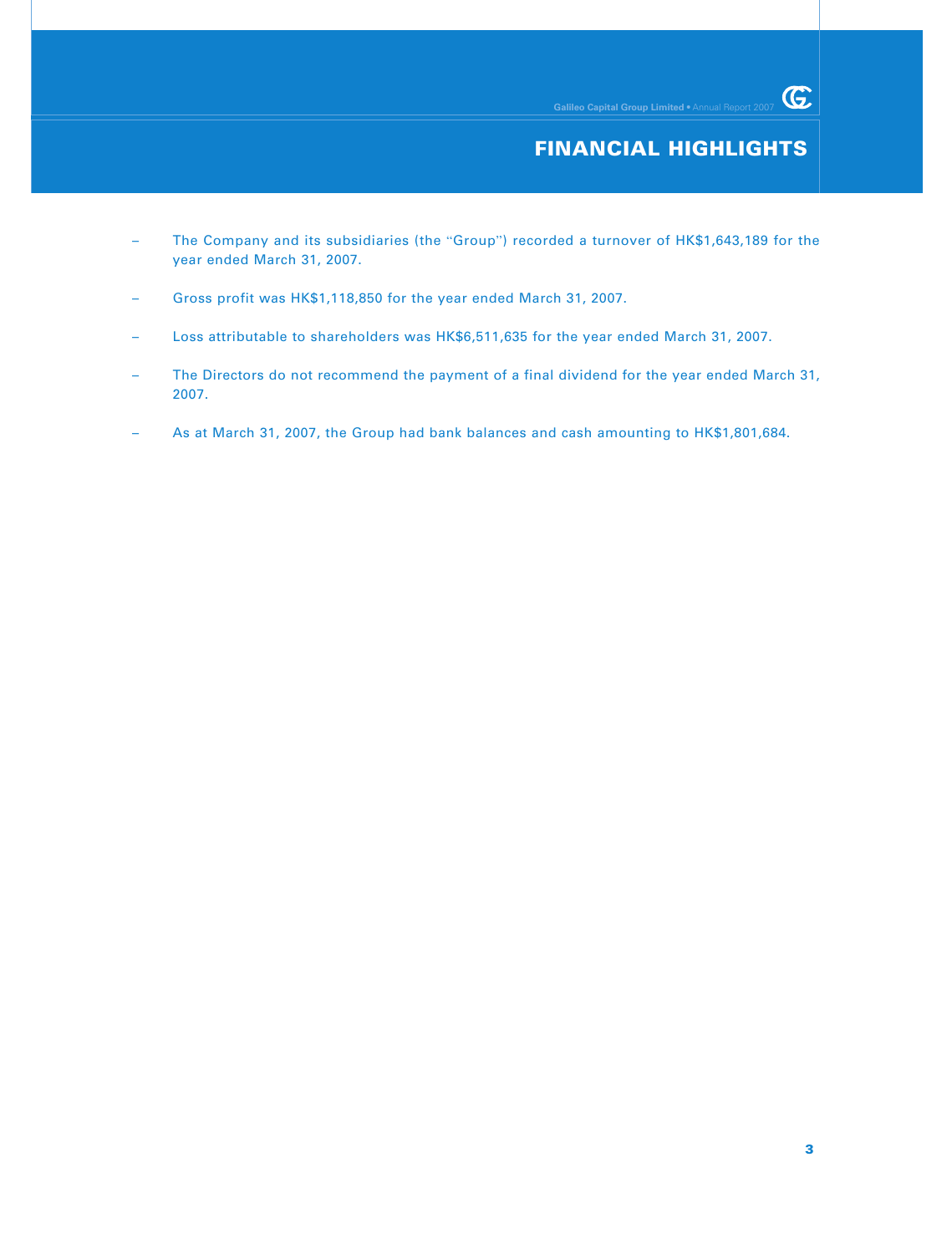# FINANCIAL HIGHLIGHTS

- The Company and its subsidiaries (the "Group") recorded a turnover of HK$1,643,189 for the year ended March 31, 2007.
- Gross profit was HK$1,118,850 for the year ended March 31, 2007.
- Loss attributable to shareholders was HK$6,511,635 for the year ended March 31, 2007.
- The Directors do not recommend the payment of a final dividend for the year ended March 31, 2007.
- As at March 31, 2007, the Group had bank balances and cash amounting to HK$1,801,684.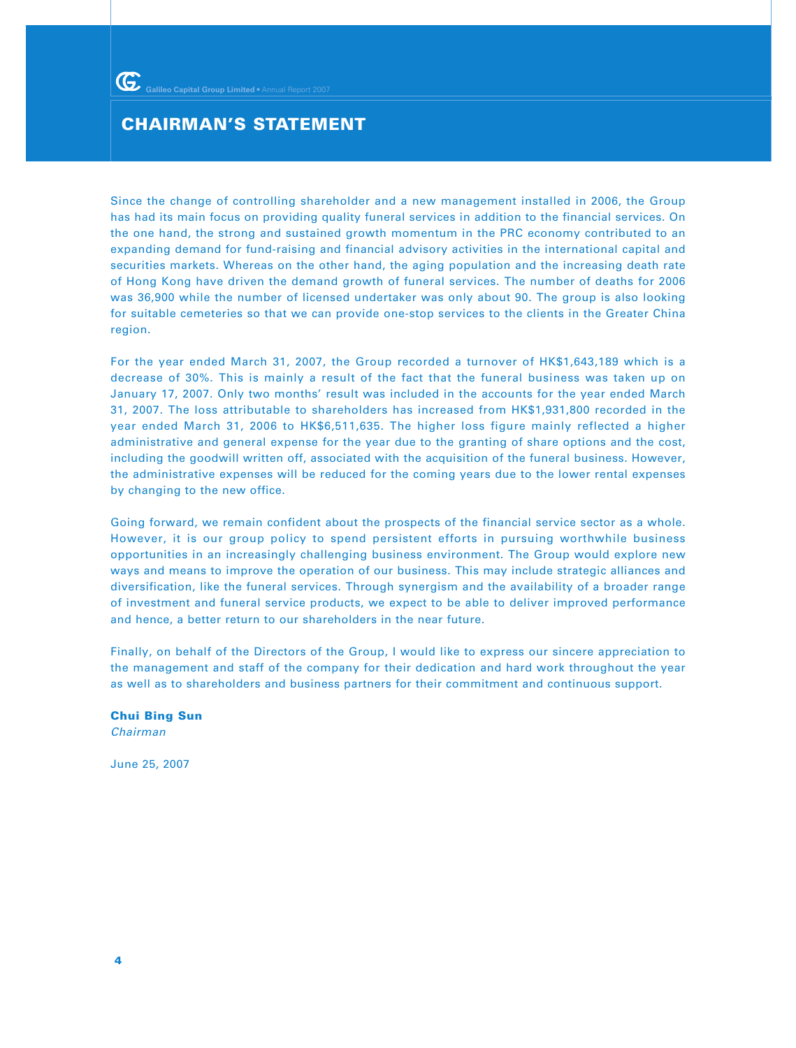# CHAIRMAN'S STATEMENT

Since the change of controlling shareholder and a new management installed in 2006, the Group has had its main focus on providing quality funeral services in addition to the financial services. On the one hand, the strong and sustained growth momentum in the PRC economy contributed to an expanding demand for fund-raising and financial advisory activities in the international capital and securities markets. Whereas on the other hand, the aging population and the increasing death rate of Hong Kong have driven the demand growth of funeral services. The number of deaths for 2006 was 36,900 while the number of licensed undertaker was only about 90. The group is also looking for suitable cemeteries so that we can provide one-stop services to the clients in the Greater China region.

For the year ended March 31, 2007, the Group recorded a turnover of HK$1,643,189 which is a decrease of 30%. This is mainly a result of the fact that the funeral business was taken up on January 17, 2007. Only two months' result was included in the accounts for the year ended March 31, 2007. The loss attributable to shareholders has increased from HK$1,931,800 recorded in the year ended March 31, 2006 to HK$6,511,635. The higher loss figure mainly reflected a higher administrative and general expense for the year due to the granting of share options and the cost, including the goodwill written off, associated with the acquisition of the funeral business. However, the administrative expenses will be reduced for the coming years due to the lower rental expenses by changing to the new office.

Going forward, we remain confident about the prospects of the financial service sector as a whole. However, it is our group policy to spend persistent efforts in pursuing worthwhile business opportunities in an increasingly challenging business environment. The Group would explore new ways and means to improve the operation of our business. This may include strategic alliances and diversification, like the funeral services. Through synergism and the availability of a broader range of investment and funeral service products, we expect to be able to deliver improved performance and hence, a better return to our shareholders in the near future.

Finally, on behalf of the Directors of the Group, I would like to express our sincere appreciation to the management and staff of the company for their dedication and hard work throughout the year as well as to shareholders and business partners for their commitment and continuous support.

**Chui Bing Sun**
*Chairman*

June 25, 2007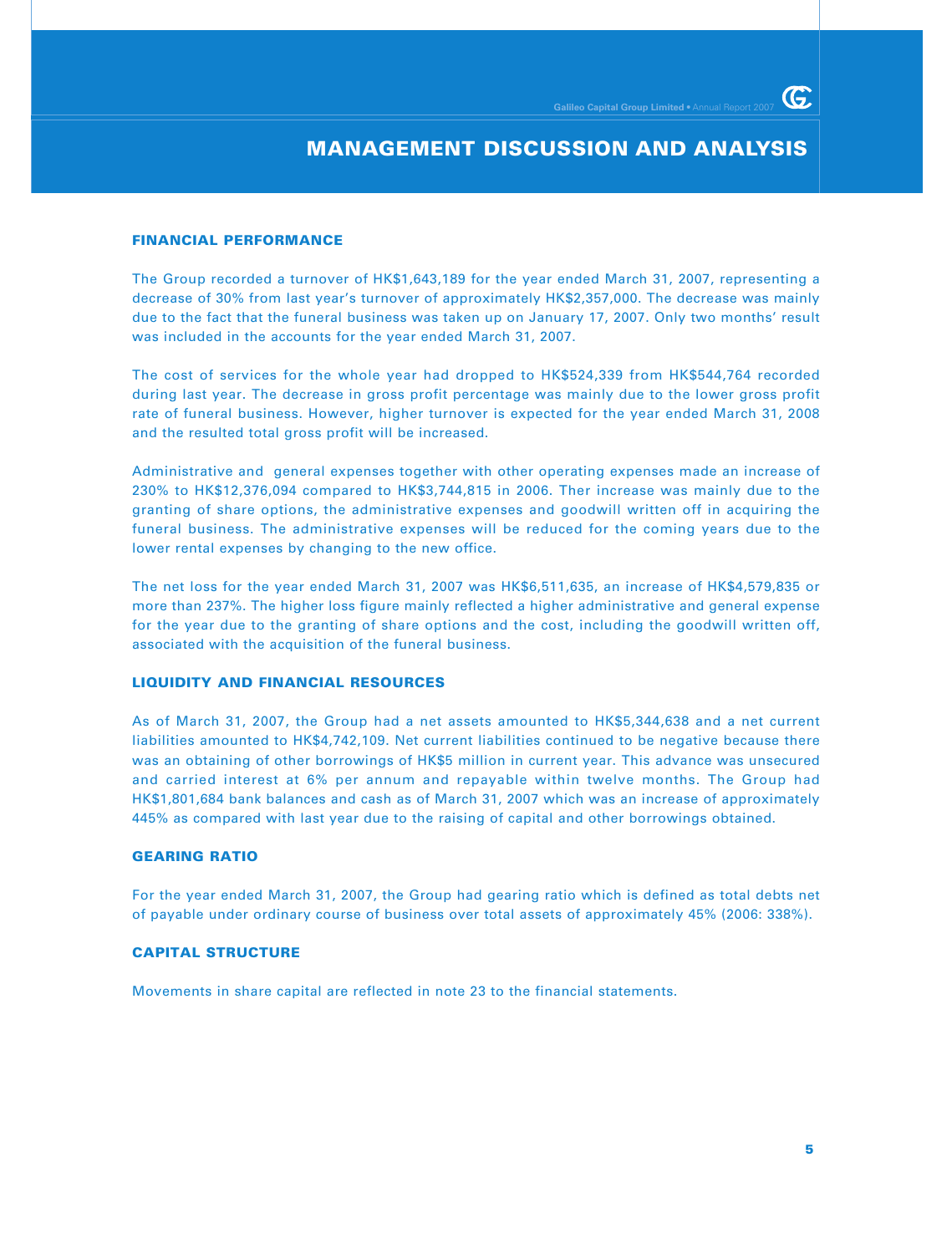# MANAGEMENT DISCUSSION AND ANALYSIS

## FINANCIAL PERFORMANCE

The Group recorded a turnover of HK$1,643,189 for the year ended March 31, 2007, representing a decrease of 30% from last year's turnover of approximately HK$2,357,000. The decrease was mainly due to the fact that the funeral business was taken up on January 17, 2007. Only two months' result was included in the accounts for the year ended March 31, 2007.

The cost of services for the whole year had dropped to HK$524,339 from HK$544,764 recorded during last year. The decrease in gross profit percentage was mainly due to the lower gross profit rate of funeral business. However, higher turnover is expected for the year ended March 31, 2008 and the resulted total gross profit will be increased.

Administrative and general expenses together with other operating expenses made an increase of 230% to HK$12,376,094 compared to HK$3,744,815 in 2006. Ther increase was mainly due to the granting of share options, the administrative expenses and goodwill written off in acquiring the funeral business. The administrative expenses will be reduced for the coming years due to the lower rental expenses by changing to the new office.

The net loss for the year ended March 31, 2007 was HK$6,511,635, an increase of HK$4,579,835 or more than 237%. The higher loss figure mainly reflected a higher administrative and general expense for the year due to the granting of share options and the cost, including the goodwill written off, associated with the acquisition of the funeral business.

## LIQUIDITY AND FINANCIAL RESOURCES

As of March 31, 2007, the Group had a net assets amounted to HK$5,344,638 and a net current liabilities amounted to HK$4,742,109. Net current liabilities continued to be negative because there was an obtaining of other borrowings of HK$5 million in current year. This advance was unsecured and carried interest at 6% per annum and repayable within twelve months. The Group had HK$1,801,684 bank balances and cash as of March 31, 2007 which was an increase of approximately 445% as compared with last year due to the raising of capital and other borrowings obtained.

## GEARING RATIO

For the year ended March 31, 2007, the Group had gearing ratio which is defined as total debts net of payable under ordinary course of business over total assets of approximately 45% (2006: 338%).

## CAPITAL STRUCTURE

Movements in share capital are reflected in note 23 to the financial statements.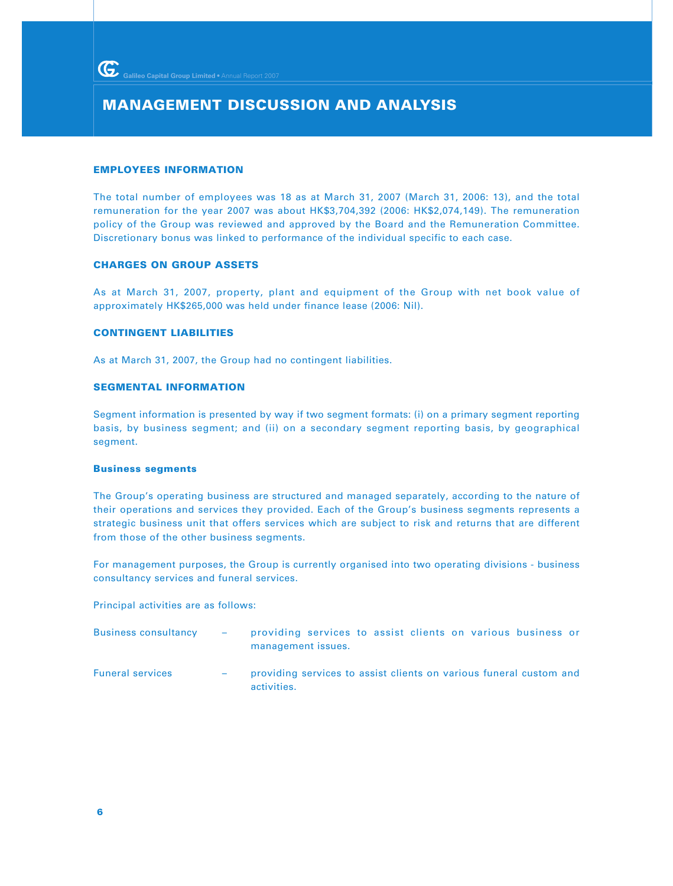# MANAGEMENT DISCUSSION AND ANALYSIS

## EMPLOYEES INFORMATION

The total number of employees was 18 as at March 31, 2007 (March 31, 2006: 13), and the total remuneration for the year 2007 was about HK$3,704,392 (2006: HK$2,074,149). The remuneration policy of the Group was reviewed and approved by the Board and the Remuneration Committee. Discretionary bonus was linked to performance of the individual specific to each case.

## CHARGES ON GROUP ASSETS

As at March 31, 2007, property, plant and equipment of the Group with net book value of approximately HK$265,000 was held under finance lease (2006: Nil).

## CONTINGENT LIABILITIES

As at March 31, 2007, the Group had no contingent liabilities.

## SEGMENTAL INFORMATION

Segment information is presented by way if two segment formats: (i) on a primary segment reporting basis, by business segment; and (ii) on a secondary segment reporting basis, by geographical segment.

### Business segments

The Group's operating business are structured and managed separately, according to the nature of their operations and services they provided. Each of the Group's business segments represents a strategic business unit that offers services which are subject to risk and returns that are different from those of the other business segments.

For management purposes, the Group is currently organised into two operating divisions - business consultancy services and funeral services.

Principal activities are as follows:

| | | |
|---|---|---|
| Business consultancy | – | providing services to assist clients on various business or management issues. |
| Funeral services | – | providing services to assist clients on various funeral custom and activities. |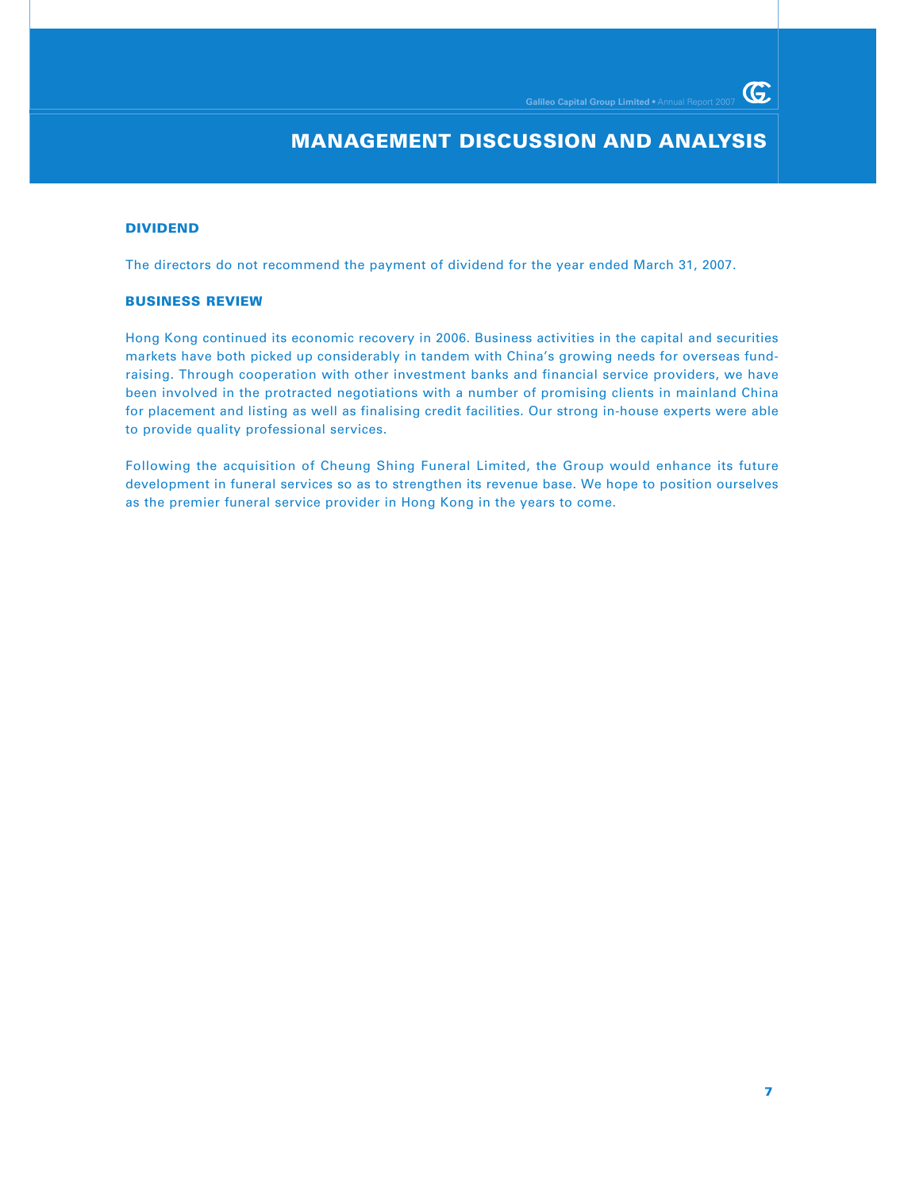# MANAGEMENT DISCUSSION AND ANALYSIS

## DIVIDEND

The directors do not recommend the payment of dividend for the year ended March 31, 2007.

## BUSINESS REVIEW

Hong Kong continued its economic recovery in 2006. Business activities in the capital and securities markets have both picked up considerably in tandem with China's growing needs for overseas fund-raising. Through cooperation with other investment banks and financial service providers, we have been involved in the protracted negotiations with a number of promising clients in mainland China for placement and listing as well as finalising credit facilities. Our strong in-house experts were able to provide quality professional services.

Following the acquisition of Cheung Shing Funeral Limited, the Group would enhance its future development in funeral services so as to strengthen its revenue base. We hope to position ourselves as the premier funeral service provider in Hong Kong in the years to come.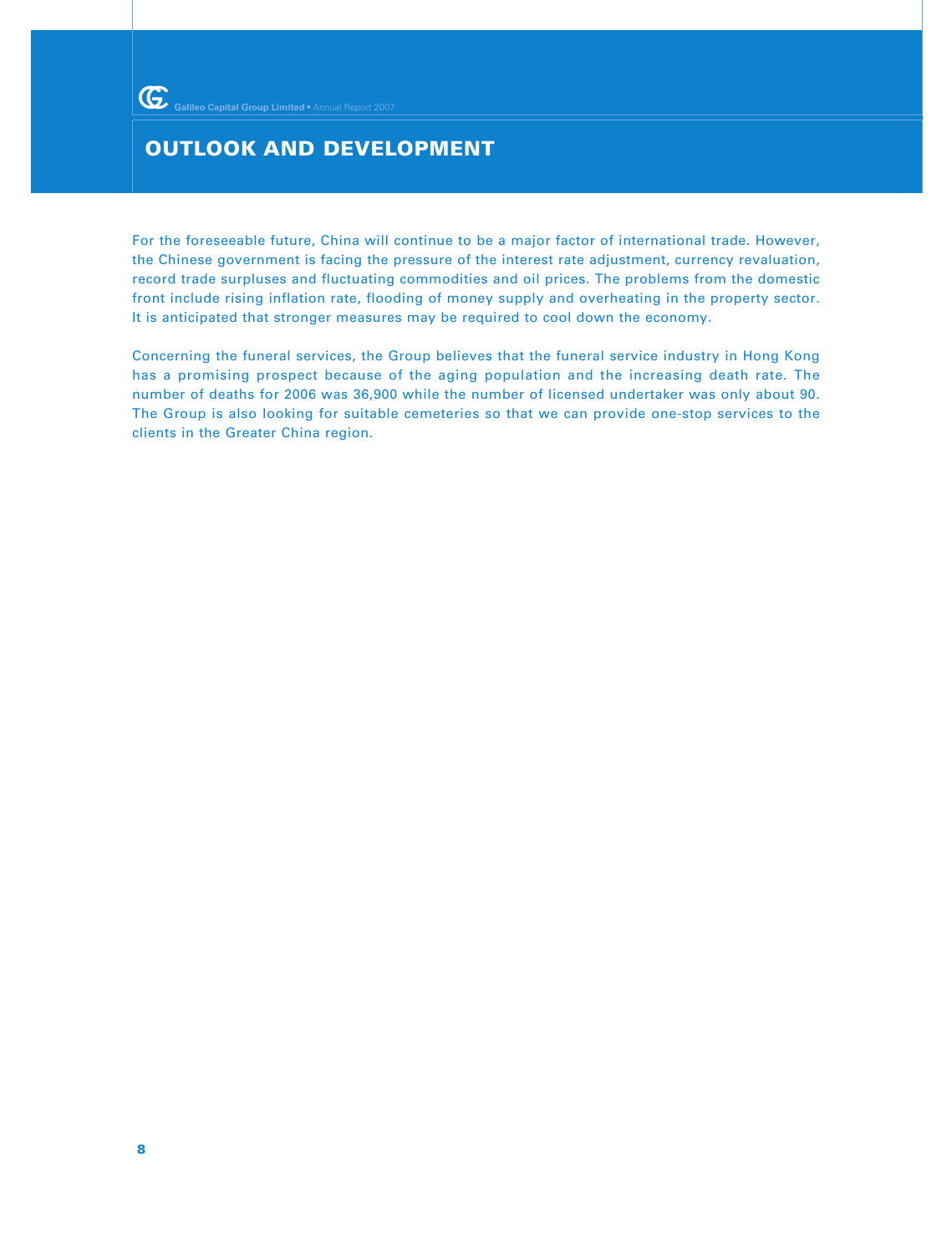# OUTLOOK AND DEVELOPMENT

For the foreseeable future, China will continue to be a major factor of international trade. However, the Chinese government is facing the pressure of the interest rate adjustment, currency revaluation, record trade surpluses and fluctuating commodities and oil prices. The problems from the domestic front include rising inflation rate, flooding of money supply and overheating in the property sector. It is anticipated that stronger measures may be required to cool down the economy.

Concerning the funeral services, the Group believes that the funeral service industry in Hong Kong has a promising prospect because of the aging population and the increasing death rate. The number of deaths for 2006 was 36,900 while the number of licensed undertaker was only about 90. The Group is also looking for suitable cemeteries so that we can provide one-stop services to the clients in the Greater China region.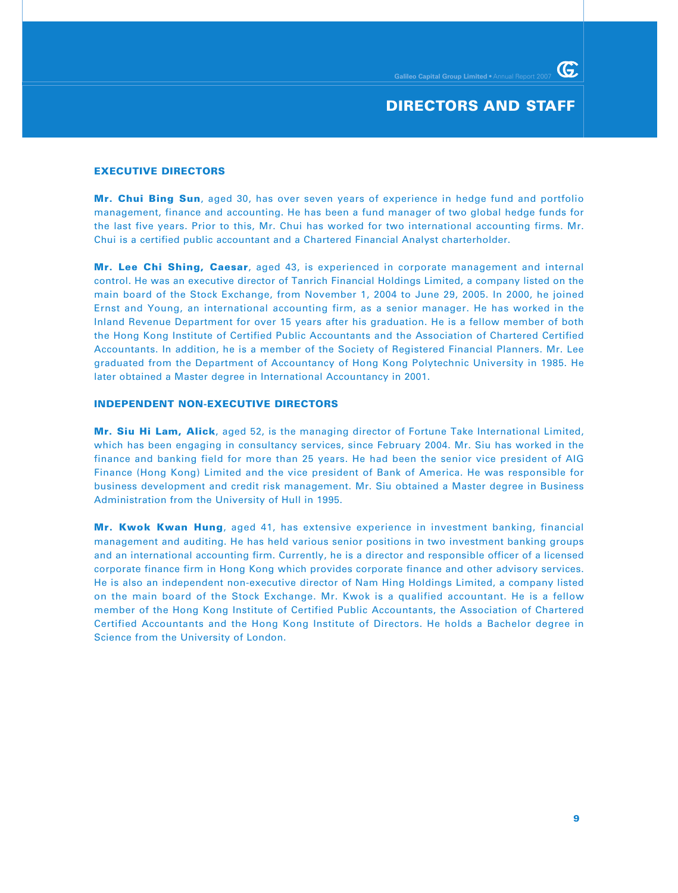# DIRECTORS AND STAFF

## EXECUTIVE DIRECTORS

**Mr. Chui Bing Sun**, aged 30, has over seven years of experience in hedge fund and portfolio management, finance and accounting. He has been a fund manager of two global hedge funds for the last five years. Prior to this, Mr. Chui has worked for two international accounting firms. Mr. Chui is a certified public accountant and a Chartered Financial Analyst charterholder.

**Mr. Lee Chi Shing, Caesar**, aged 43, is experienced in corporate management and internal control. He was an executive director of Tanrich Financial Holdings Limited, a company listed on the main board of the Stock Exchange, from November 1, 2004 to June 29, 2005. In 2000, he joined Ernst and Young, an international accounting firm, as a senior manager. He has worked in the Inland Revenue Department for over 15 years after his graduation. He is a fellow member of both the Hong Kong Institute of Certified Public Accountants and the Association of Chartered Certified Accountants. In addition, he is a member of the Society of Registered Financial Planners. Mr. Lee graduated from the Department of Accountancy of Hong Kong Polytechnic University in 1985. He later obtained a Master degree in International Accountancy in 2001.

## INDEPENDENT NON-EXECUTIVE DIRECTORS

**Mr. Siu Hi Lam, Alick**, aged 52, is the managing director of Fortune Take International Limited, which has been engaging in consultancy services, since February 2004. Mr. Siu has worked in the finance and banking field for more than 25 years. He had been the senior vice president of AIG Finance (Hong Kong) Limited and the vice president of Bank of America. He was responsible for business development and credit risk management. Mr. Siu obtained a Master degree in Business Administration from the University of Hull in 1995.

**Mr. Kwok Kwan Hung**, aged 41, has extensive experience in investment banking, financial management and auditing. He has held various senior positions in two investment banking groups and an international accounting firm. Currently, he is a director and responsible officer of a licensed corporate finance firm in Hong Kong which provides corporate finance and other advisory services. He is also an independent non-executive director of Nam Hing Holdings Limited, a company listed on the main board of the Stock Exchange. Mr. Kwok is a qualified accountant. He is a fellow member of the Hong Kong Institute of Certified Public Accountants, the Association of Chartered Certified Accountants and the Hong Kong Institute of Directors. He holds a Bachelor degree in Science from the University of London.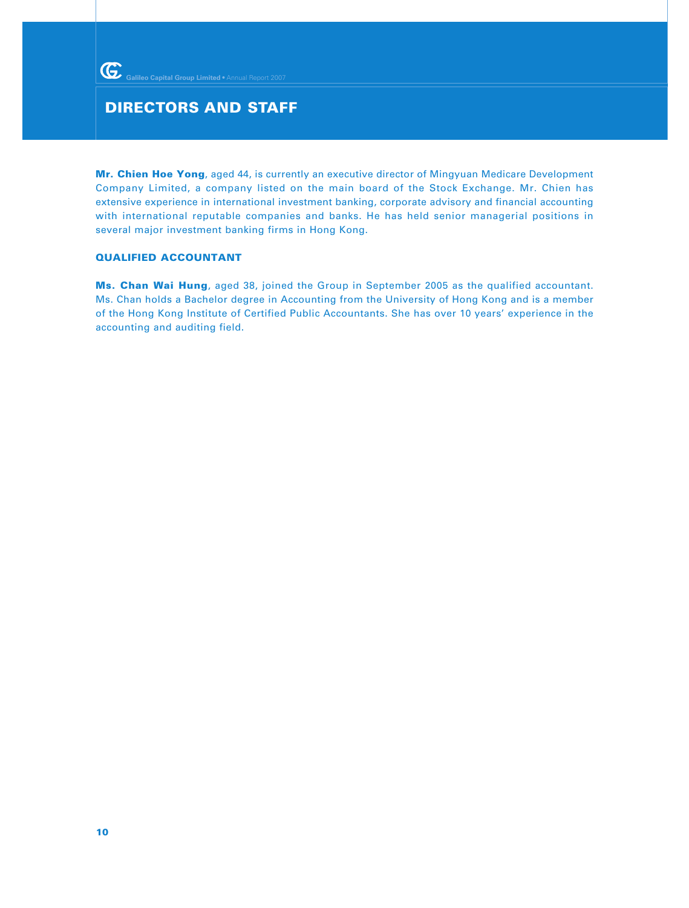# DIRECTORS AND STAFF

**Mr. Chien Hoe Yong**, aged 44, is currently an executive director of Mingyuan Medicare Development Company Limited, a company listed on the main board of the Stock Exchange. Mr. Chien has extensive experience in international investment banking, corporate advisory and financial accounting with international reputable companies and banks. He has held senior managerial positions in several major investment banking firms in Hong Kong.

## QUALIFIED ACCOUNTANT

**Ms. Chan Wai Hung**, aged 38, joined the Group in September 2005 as the qualified accountant. Ms. Chan holds a Bachelor degree in Accounting from the University of Hong Kong and is a member of the Hong Kong Institute of Certified Public Accountants. She has over 10 years' experience in the accounting and auditing field.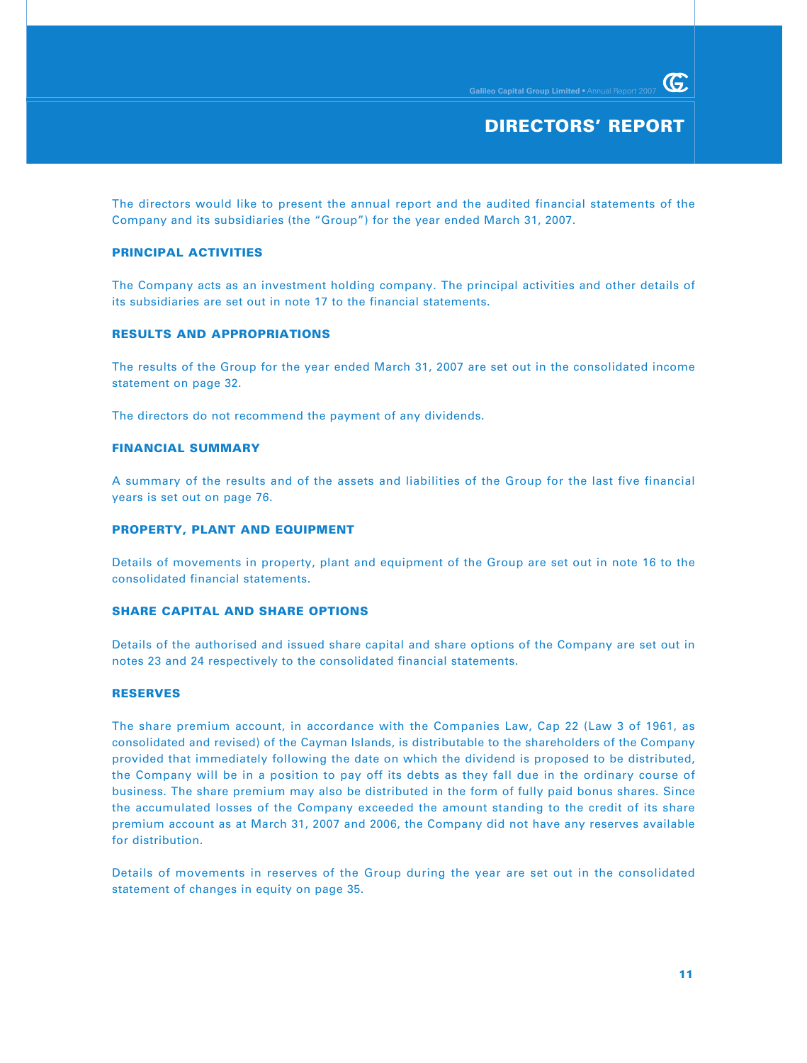# DIRECTORS' REPORT

The directors would like to present the annual report and the audited financial statements of the Company and its subsidiaries (the "Group") for the year ended March 31, 2007.

## PRINCIPAL ACTIVITIES

The Company acts as an investment holding company. The principal activities and other details of its subsidiaries are set out in note 17 to the financial statements.

## RESULTS AND APPROPRIATIONS

The results of the Group for the year ended March 31, 2007 are set out in the consolidated income statement on page 32.

The directors do not recommend the payment of any dividends.

## FINANCIAL SUMMARY

A summary of the results and of the assets and liabilities of the Group for the last five financial years is set out on page 76.

## PROPERTY, PLANT AND EQUIPMENT

Details of movements in property, plant and equipment of the Group are set out in note 16 to the consolidated financial statements.

## SHARE CAPITAL AND SHARE OPTIONS

Details of the authorised and issued share capital and share options of the Company are set out in notes 23 and 24 respectively to the consolidated financial statements.

## RESERVES

The share premium account, in accordance with the Companies Law, Cap 22 (Law 3 of 1961, as consolidated and revised) of the Cayman Islands, is distributable to the shareholders of the Company provided that immediately following the date on which the dividend is proposed to be distributed, the Company will be in a position to pay off its debts as they fall due in the ordinary course of business. The share premium may also be distributed in the form of fully paid bonus shares. Since the accumulated losses of the Company exceeded the amount standing to the credit of its share premium account as at March 31, 2007 and 2006, the Company did not have any reserves available for distribution.

Details of movements in reserves of the Group during the year are set out in the consolidated statement of changes in equity on page 35.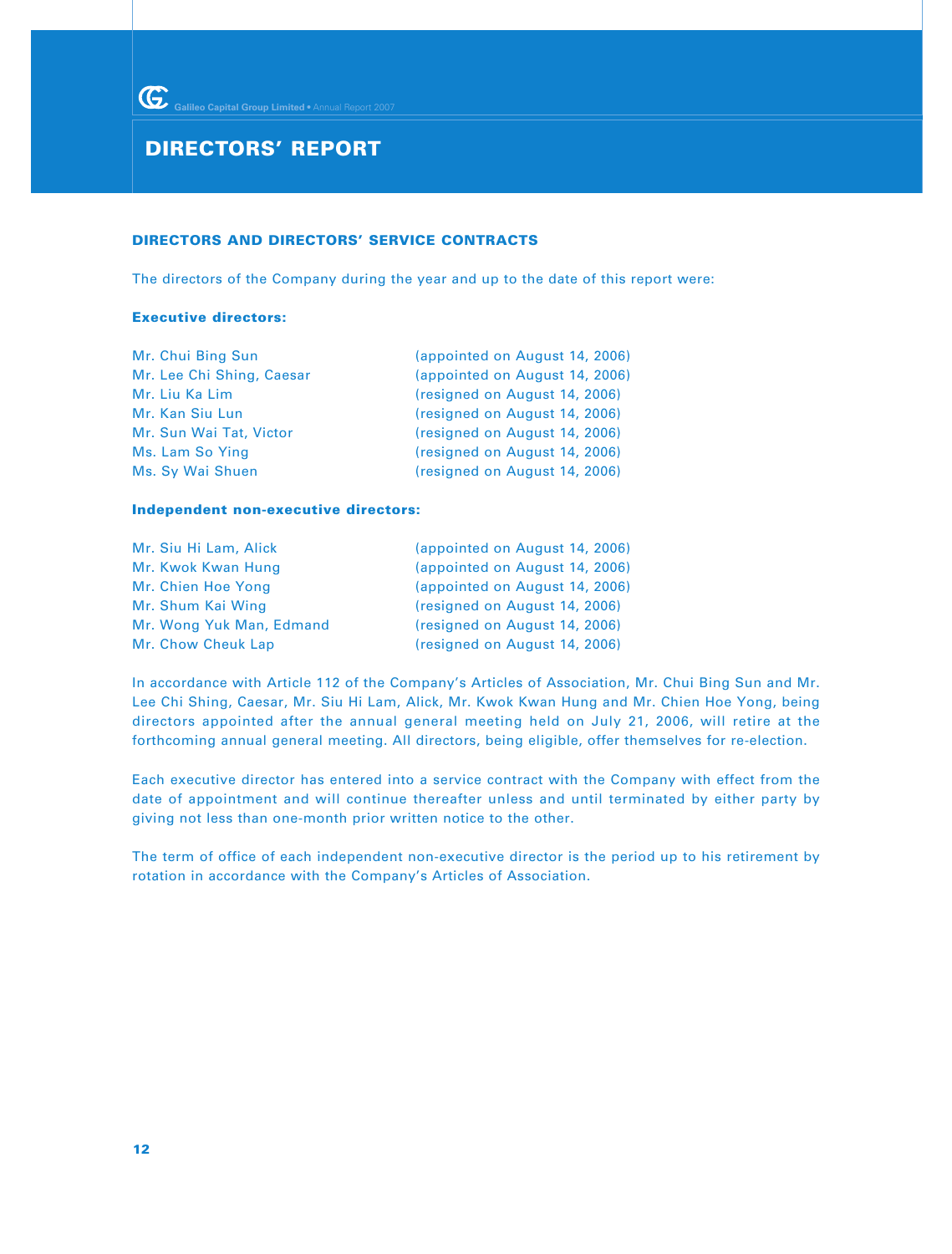# DIRECTORS' REPORT

## DIRECTORS AND DIRECTORS' SERVICE CONTRACTS

The directors of the Company during the year and up to the date of this report were:

### Executive directors:

| | |
|---|---|
| Mr. Chui Bing Sun | (appointed on August 14, 2006) |
| Mr. Lee Chi Shing, Caesar | (appointed on August 14, 2006) |
| Mr. Liu Ka Lim | (resigned on August 14, 2006) |
| Mr. Kan Siu Lun | (resigned on August 14, 2006) |
| Mr. Sun Wai Tat, Victor | (resigned on August 14, 2006) |
| Ms. Lam So Ying | (resigned on August 14, 2006) |
| Ms. Sy Wai Shuen | (resigned on August 14, 2006) |

### Independent non-executive directors:

| | |
|---|---|
| Mr. Siu Hi Lam, Alick | (appointed on August 14, 2006) |
| Mr. Kwok Kwan Hung | (appointed on August 14, 2006) |
| Mr. Chien Hoe Yong | (appointed on August 14, 2006) |
| Mr. Shum Kai Wing | (resigned on August 14, 2006) |
| Mr. Wong Yuk Man, Edmand | (resigned on August 14, 2006) |
| Mr. Chow Cheuk Lap | (resigned on August 14, 2006) |

In accordance with Article 112 of the Company's Articles of Association, Mr. Chui Bing Sun and Mr. Lee Chi Shing, Caesar, Mr. Siu Hi Lam, Alick, Mr. Kwok Kwan Hung and Mr. Chien Hoe Yong, being directors appointed after the annual general meeting held on July 21, 2006, will retire at the forthcoming annual general meeting. All directors, being eligible, offer themselves for re-election.

Each executive director has entered into a service contract with the Company with effect from the date of appointment and will continue thereafter unless and until terminated by either party by giving not less than one-month prior written notice to the other.

The term of office of each independent non-executive director is the period up to his retirement by rotation in accordance with the Company's Articles of Association.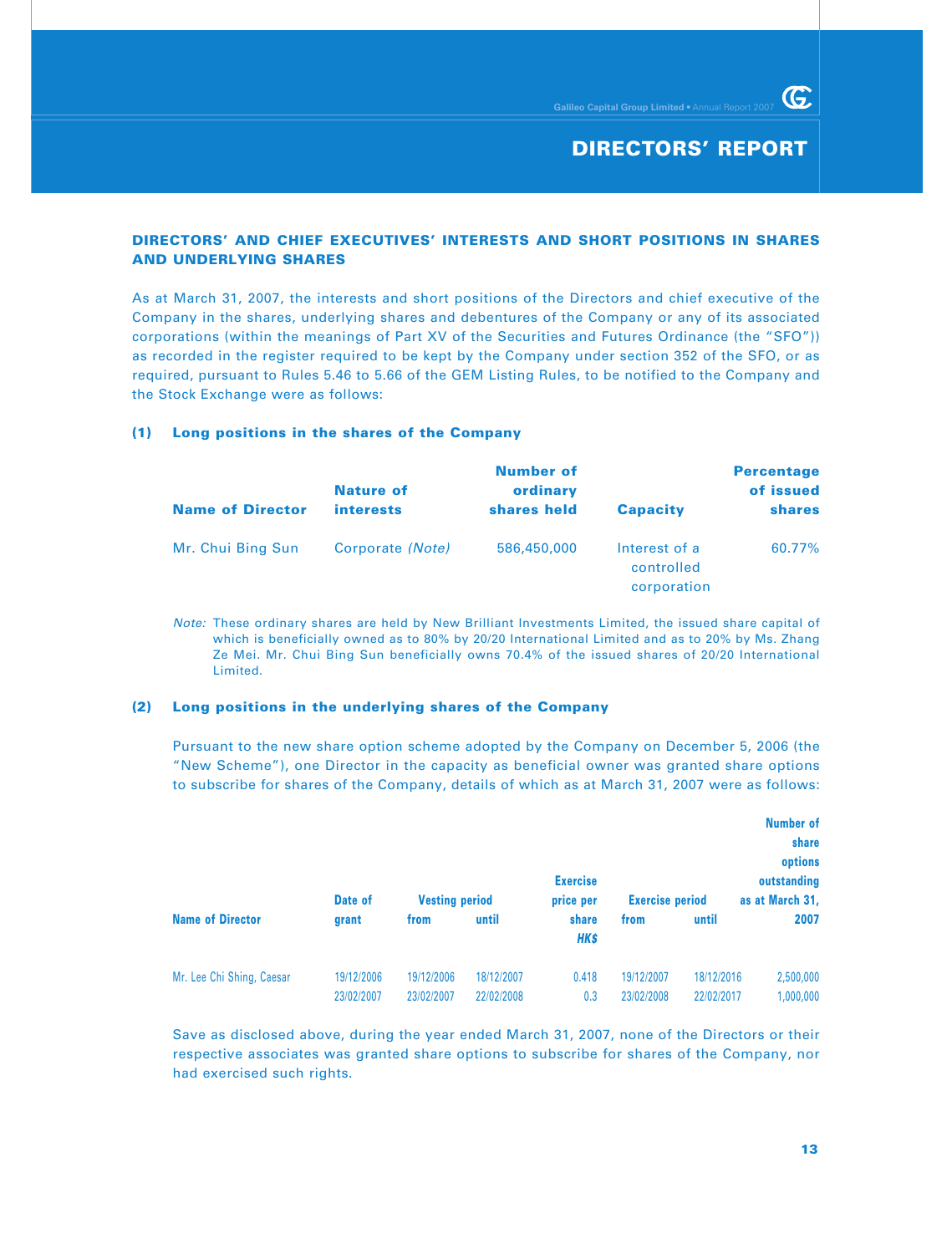## DIRECTORS' REPORT

### DIRECTORS' AND CHIEF EXECUTIVES' INTERESTS AND SHORT POSITIONS IN SHARES AND UNDERLYING SHARES

As at March 31, 2007, the interests and short positions of the Directors and chief executive of the Company in the shares, underlying shares and debentures of the Company or any of its associated corporations (within the meanings of Part XV of the Securities and Futures Ordinance (the "SFO")) as recorded in the register required to be kept by the Company under section 352 of the SFO, or as required, pursuant to Rules 5.46 to 5.66 of the GEM Listing Rules, to be notified to the Company and the Stock Exchange were as follows:

#### (1) Long positions in the shares of the Company

| Name of Director | Nature of interests | Number of ordinary shares held | Capacity | Percentage of issued shares |
|---|---|---|---|---|
| Mr. Chui Bing Sun | Corporate *(Note)* | 586,450,000 | Interest of a controlled corporation | 60.77% |

*Note:* These ordinary shares are held by New Brilliant Investments Limited, the issued share capital of which is beneficially owned as to 80% by 20/20 International Limited and as to 20% by Ms. Zhang Ze Mei. Mr. Chui Bing Sun beneficially owns 70.4% of the issued shares of 20/20 International Limited.

#### (2) Long positions in the underlying shares of the Company

Pursuant to the new share option scheme adopted by the Company on December 5, 2006 (the "New Scheme"), one Director in the capacity as beneficial owner was granted share options to subscribe for shares of the Company, details of which as at March 31, 2007 were as follows:

| Name of Director | Date of grant | Vesting period from | Vesting period until | Exercise price per share HK$ | Exercise period from | Exercise period until | Number of share options outstanding as at March 31, 2007 |
|---|---|---|---|---|---|---|---|
| Mr. Lee Chi Shing, Caesar | 19/12/2006 | 19/12/2006 | 18/12/2007 | 0.418 | 19/12/2007 | 18/12/2016 | 2,500,000 |
| | 23/02/2007 | 23/02/2007 | 22/02/2008 | 0.3 | 23/02/2008 | 22/02/2017 | 1,000,000 |

Save as disclosed above, during the year ended March 31, 2007, none of the Directors or their respective associates was granted share options to subscribe for shares of the Company, nor had exercised such rights.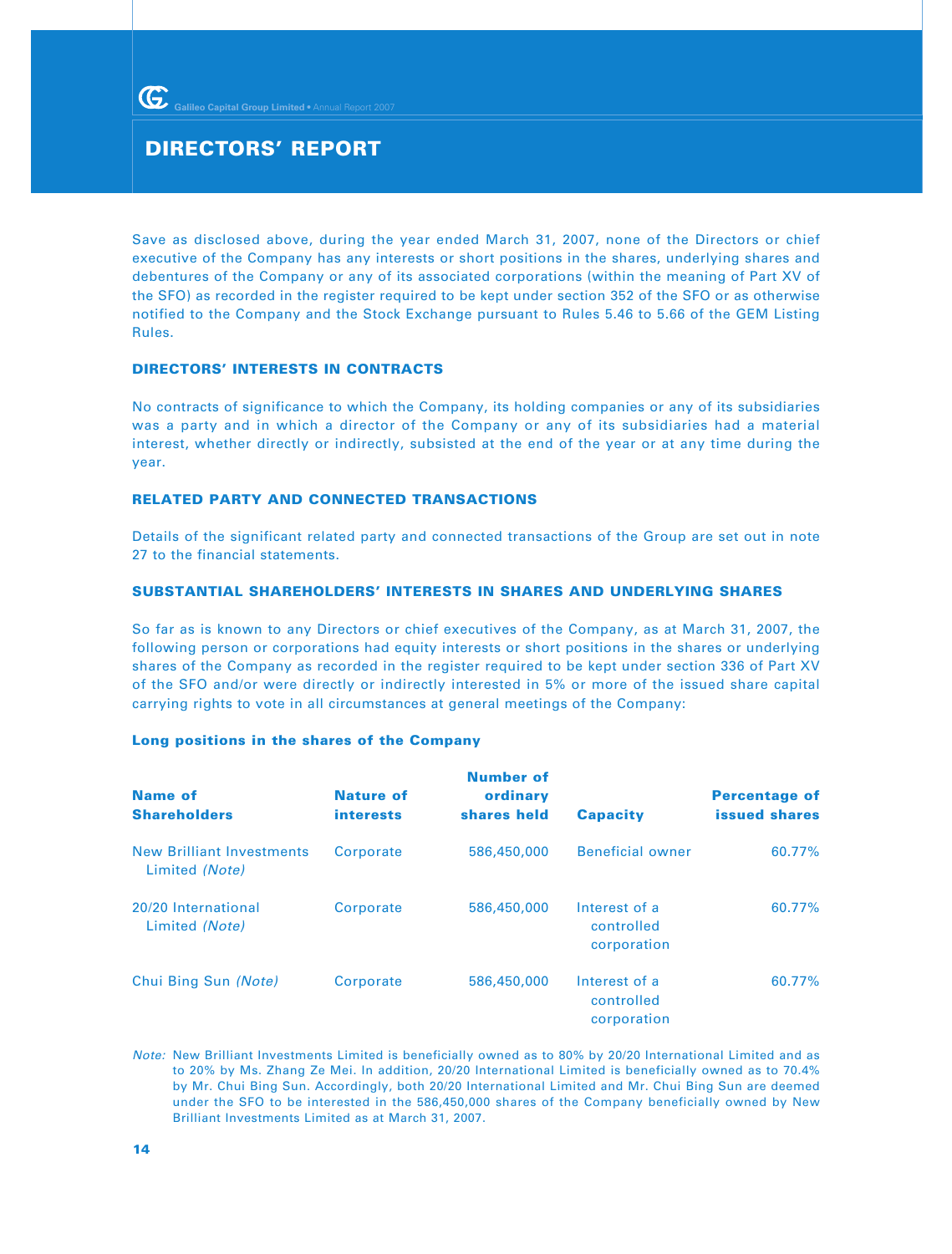# DIRECTORS' REPORT

Save as disclosed above, during the year ended March 31, 2007, none of the Directors or chief executive of the Company has any interests or short positions in the shares, underlying shares and debentures of the Company or any of its associated corporations (within the meaning of Part XV of the SFO) as recorded in the register required to be kept under section 352 of the SFO or as otherwise notified to the Company and the Stock Exchange pursuant to Rules 5.46 to 5.66 of the GEM Listing Rules.

## DIRECTORS' INTERESTS IN CONTRACTS

No contracts of significance to which the Company, its holding companies or any of its subsidiaries was a party and in which a director of the Company or any of its subsidiaries had a material interest, whether directly or indirectly, subsisted at the end of the year or at any time during the year.

## RELATED PARTY AND CONNECTED TRANSACTIONS

Details of the significant related party and connected transactions of the Group are set out in note 27 to the financial statements.

## SUBSTANTIAL SHAREHOLDERS' INTERESTS IN SHARES AND UNDERLYING SHARES

So far as is known to any Directors or chief executives of the Company, as at March 31, 2007, the following person or corporations had equity interests or short positions in the shares or underlying shares of the Company as recorded in the register required to be kept under section 336 of Part XV of the SFO and/or were directly or indirectly interested in 5% or more of the issued share capital carrying rights to vote in all circumstances at general meetings of the Company:

### Long positions in the shares of the Company

| Name of Shareholders | Nature of interests | Number of ordinary shares held | Capacity | Percentage of issued shares |
|---|---|---|---|---|
| New Brilliant Investments Limited *(Note)* | Corporate | 586,450,000 | Beneficial owner | 60.77% |
| 20/20 International Limited *(Note)* | Corporate | 586,450,000 | Interest of a controlled corporation | 60.77% |
| Chui Bing Sun *(Note)* | Corporate | 586,450,000 | Interest of a controlled corporation | 60.77% |

*Note:* New Brilliant Investments Limited is beneficially owned as to 80% by 20/20 International Limited and as to 20% by Ms. Zhang Ze Mei. In addition, 20/20 International Limited is beneficially owned as to 70.4% by Mr. Chui Bing Sun. Accordingly, both 20/20 International Limited and Mr. Chui Bing Sun are deemed under the SFO to be interested in the 586,450,000 shares of the Company beneficially owned by New Brilliant Investments Limited as at March 31, 2007.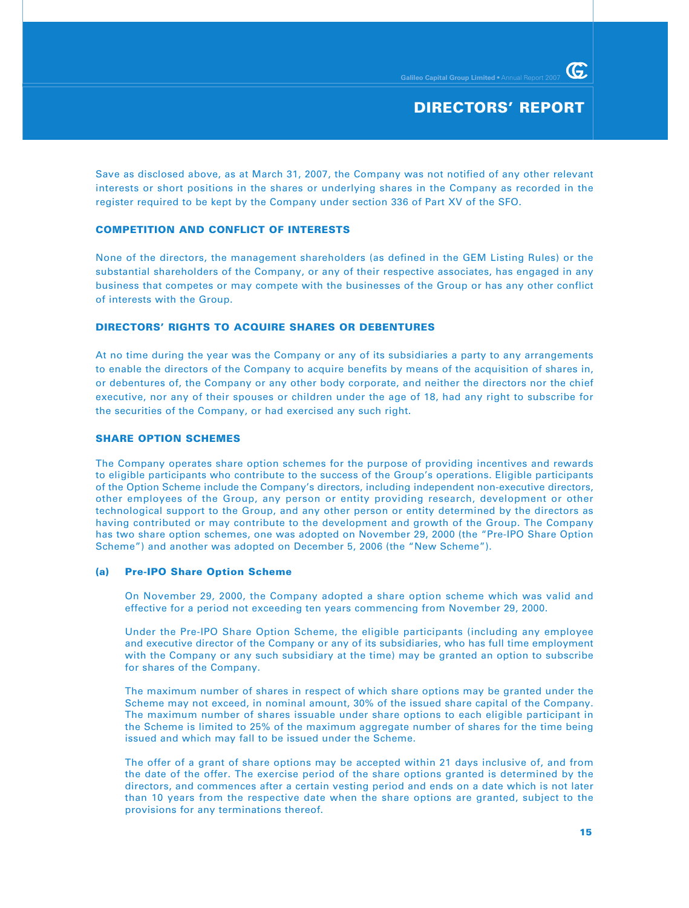# DIRECTORS' REPORT

Save as disclosed above, as at March 31, 2007, the Company was not notified of any other relevant interests or short positions in the shares or underlying shares in the Company as recorded in the register required to be kept by the Company under section 336 of Part XV of the SFO.

## COMPETITION AND CONFLICT OF INTERESTS

None of the directors, the management shareholders (as defined in the GEM Listing Rules) or the substantial shareholders of the Company, or any of their respective associates, has engaged in any business that competes or may compete with the businesses of the Group or has any other conflict of interests with the Group.

## DIRECTORS' RIGHTS TO ACQUIRE SHARES OR DEBENTURES

At no time during the year was the Company or any of its subsidiaries a party to any arrangements to enable the directors of the Company to acquire benefits by means of the acquisition of shares in, or debentures of, the Company or any other body corporate, and neither the directors nor the chief executive, nor any of their spouses or children under the age of 18, had any right to subscribe for the securities of the Company, or had exercised any such right.

## SHARE OPTION SCHEMES

The Company operates share option schemes for the purpose of providing incentives and rewards to eligible participants who contribute to the success of the Group's operations. Eligible participants of the Option Scheme include the Company's directors, including independent non-executive directors, other employees of the Group, any person or entity providing research, development or other technological support to the Group, and any other person or entity determined by the directors as having contributed or may contribute to the development and growth of the Group. The Company has two share option schemes, one was adopted on November 29, 2000 (the "Pre-IPO Share Option Scheme") and another was adopted on December 5, 2006 (the "New Scheme").

### (a) Pre-IPO Share Option Scheme

On November 29, 2000, the Company adopted a share option scheme which was valid and effective for a period not exceeding ten years commencing from November 29, 2000.

Under the Pre-IPO Share Option Scheme, the eligible participants (including any employee and executive director of the Company or any of its subsidiaries, who has full time employment with the Company or any such subsidiary at the time) may be granted an option to subscribe for shares of the Company.

The maximum number of shares in respect of which share options may be granted under the Scheme may not exceed, in nominal amount, 30% of the issued share capital of the Company. The maximum number of shares issuable under share options to each eligible participant in the Scheme is limited to 25% of the maximum aggregate number of shares for the time being issued and which may fall to be issued under the Scheme.

The offer of a grant of share options may be accepted within 21 days inclusive of, and from the date of the offer. The exercise period of the share options granted is determined by the directors, and commences after a certain vesting period and ends on a date which is not later than 10 years from the respective date when the share options are granted, subject to the provisions for any terminations thereof.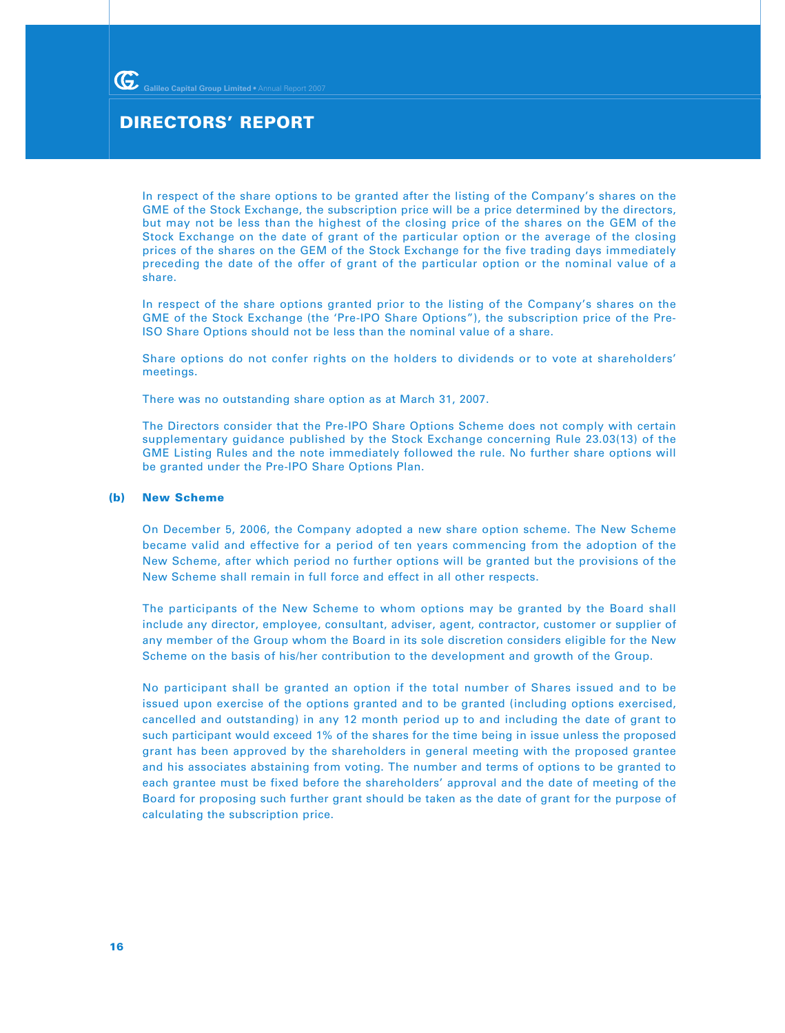# DIRECTORS' REPORT

In respect of the share options to be granted after the listing of the Company's shares on the GME of the Stock Exchange, the subscription price will be a price determined by the directors, but may not be less than the highest of the closing price of the shares on the GEM of the Stock Exchange on the date of grant of the particular option or the average of the closing prices of the shares on the GEM of the Stock Exchange for the five trading days immediately preceding the date of the offer of grant of the particular option or the nominal value of a share.

In respect of the share options granted prior to the listing of the Company's shares on the GME of the Stock Exchange (the 'Pre-IPO Share Options"), the subscription price of the Pre-ISO Share Options should not be less than the nominal value of a share.

Share options do not confer rights on the holders to dividends or to vote at shareholders' meetings.

There was no outstanding share option as at March 31, 2007.

The Directors consider that the Pre-IPO Share Options Scheme does not comply with certain supplementary guidance published by the Stock Exchange concerning Rule 23.03(13) of the GME Listing Rules and the note immediately followed the rule. No further share options will be granted under the Pre-IPO Share Options Plan.

**(b) New Scheme**

On December 5, 2006, the Company adopted a new share option scheme. The New Scheme became valid and effective for a period of ten years commencing from the adoption of the New Scheme, after which period no further options will be granted but the provisions of the New Scheme shall remain in full force and effect in all other respects.

The participants of the New Scheme to whom options may be granted by the Board shall include any director, employee, consultant, adviser, agent, contractor, customer or supplier of any member of the Group whom the Board in its sole discretion considers eligible for the New Scheme on the basis of his/her contribution to the development and growth of the Group.

No participant shall be granted an option if the total number of Shares issued and to be issued upon exercise of the options granted and to be granted (including options exercised, cancelled and outstanding) in any 12 month period up to and including the date of grant to such participant would exceed 1% of the shares for the time being in issue unless the proposed grant has been approved by the shareholders in general meeting with the proposed grantee and his associates abstaining from voting. The number and terms of options to be granted to each grantee must be fixed before the shareholders' approval and the date of meeting of the Board for proposing such further grant should be taken as the date of grant for the purpose of calculating the subscription price.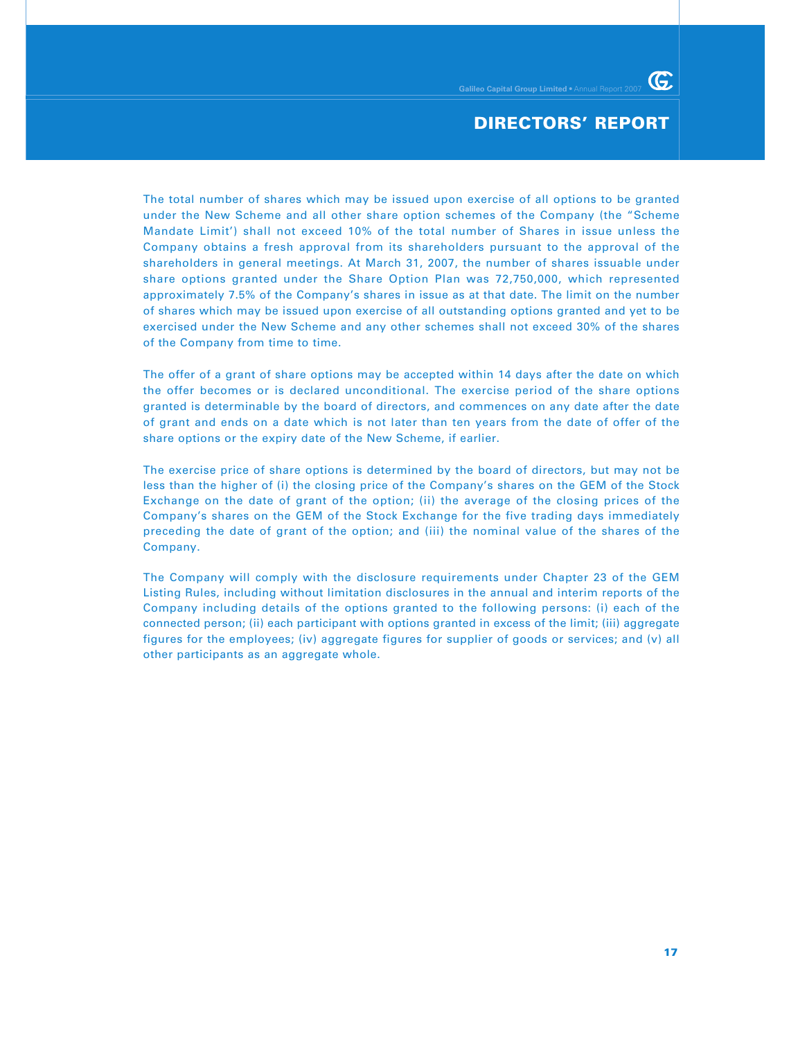# DIRECTORS' REPORT

The total number of shares which may be issued upon exercise of all options to be granted under the New Scheme and all other share option schemes of the Company (the "Scheme Mandate Limit') shall not exceed 10% of the total number of Shares in issue unless the Company obtains a fresh approval from its shareholders pursuant to the approval of the shareholders in general meetings. At March 31, 2007, the number of shares issuable under share options granted under the Share Option Plan was 72,750,000, which represented approximately 7.5% of the Company's shares in issue as at that date. The limit on the number of shares which may be issued upon exercise of all outstanding options granted and yet to be exercised under the New Scheme and any other schemes shall not exceed 30% of the shares of the Company from time to time.

The offer of a grant of share options may be accepted within 14 days after the date on which the offer becomes or is declared unconditional. The exercise period of the share options granted is determinable by the board of directors, and commences on any date after the date of grant and ends on a date which is not later than ten years from the date of offer of the share options or the expiry date of the New Scheme, if earlier.

The exercise price of share options is determined by the board of directors, but may not be less than the higher of (i) the closing price of the Company's shares on the GEM of the Stock Exchange on the date of grant of the option; (ii) the average of the closing prices of the Company's shares on the GEM of the Stock Exchange for the five trading days immediately preceding the date of grant of the option; and (iii) the nominal value of the shares of the Company.

The Company will comply with the disclosure requirements under Chapter 23 of the GEM Listing Rules, including without limitation disclosures in the annual and interim reports of the Company including details of the options granted to the following persons: (i) each of the connected person; (ii) each participant with options granted in excess of the limit; (iii) aggregate figures for the employees; (iv) aggregate figures for supplier of goods or services; and (v) all other participants as an aggregate whole.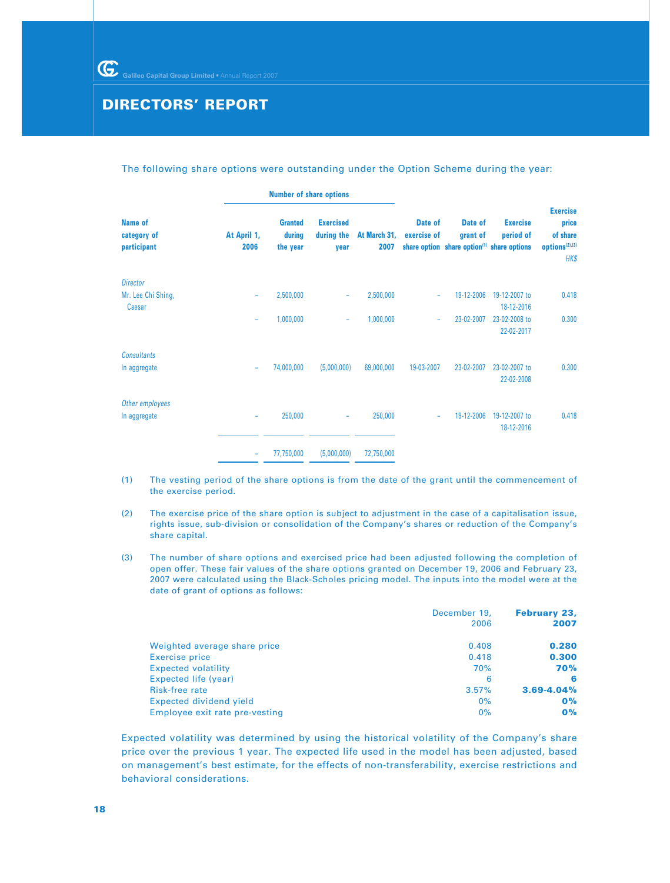# DIRECTORS' REPORT

The following share options were outstanding under the Option Scheme during the year:

| Name of category of participant | Number of share options | | | | Date of exercise of share option | Date of grant of share option[1] | Exercise period of share options | Exercise price of share options[(2),(3)] |
|---|---|---|---|---|---|---|---|---|
| | At April 1, 2006 | Granted during the year | Exercised during the year | At March 31, 2007 | | | | HK$ |
| *Director* | | | | | | | | |
| Mr. Lee Chi Shing, Caesar | – | 2,500,000 | – | 2,500,000 | – | 19-12-2006 | 19-12-2007 to 18-12-2016 | 0.418 |
| | – | 1,000,000 | – | 1,000,000 | – | 23-02-2007 | 23-02-2008 to 22-02-2017 | 0.300 |
| *Consultants* | | | | | | | | |
| In aggregate | – | 74,000,000 | (5,000,000) | 69,000,000 | 19-03-2007 | 23-02-2007 | 23-02-2007 to 22-02-2008 | 0.300 |
| *Other employees* | | | | | | | | |
| In aggregate | – | 250,000 | – | 250,000 | – | 19-12-2006 | 19-12-2007 to 18-12-2016 | 0.418 |
| | – | 77,750,000 | (5,000,000) | 72,750,000 | | | | |

(1) The vesting period of the share options is from the date of the grant until the commencement of the exercise period.

(2) The exercise price of the share option is subject to adjustment in the case of a capitalisation issue, rights issue, sub-division or consolidation of the Company's shares or reduction of the Company's share capital.

(3) The number of share options and exercised price had been adjusted following the completion of open offer. These fair values of the share options granted on December 19, 2006 and February 23, 2007 were calculated using the Black-Scholes pricing model. The inputs into the model were at the date of grant of options as follows:

| | December 19, 2006 | **February 23, 2007** |
|---|---|---|
| Weighted average share price | 0.408 | **0.280** |
| Exercise price | 0.418 | **0.300** |
| Expected volatility | 70% | **70%** |
| Expected life (year) | 6 | **6** |
| Risk-free rate | 3.57% | **3.69-4.04%** |
| Expected dividend yield | 0% | **0%** |
| Employee exit rate pre-vesting | 0% | **0%** |

Expected volatility was determined by using the historical volatility of the Company's share price over the previous 1 year. The expected life used in the model has been adjusted, based on management's best estimate, for the effects of non-transferability, exercise restrictions and behavioral considerations.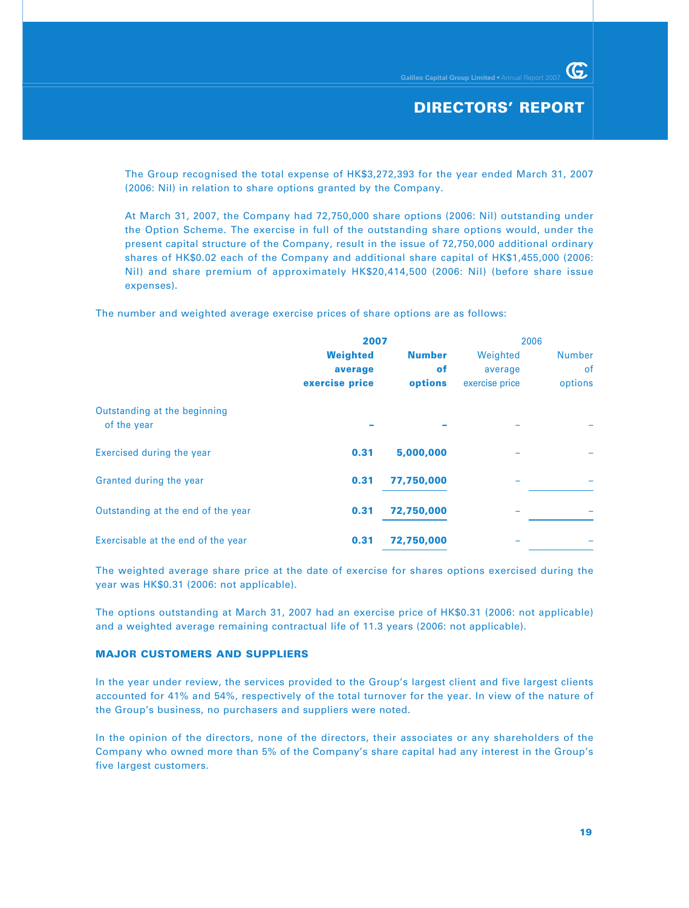The Group recognised the total expense of HK$3,272,393 for the year ended March 31, 2007 (2006: Nil) in relation to share options granted by the Company.

At March 31, 2007, the Company had 72,750,000 share options (2006: Nil) outstanding under the Option Scheme. The exercise in full of the outstanding share options would, under the present capital structure of the Company, result in the issue of 72,750,000 additional ordinary shares of HK$0.02 each of the Company and additional share capital of HK$1,455,000 (2006: Nil) and share premium of approximately HK$20,414,500 (2006: Nil) (before share issue expenses).

The number and weighted average exercise prices of share options are as follows:

| | **2007** | | 2006 | |
|---|---|---|---|---|
| | **Weighted average exercise price** | **Number of options** | Weighted average exercise price | Number of options |
| Outstanding at the beginning of the year | **–** | **–** | – | – |
| Exercised during the year | **0.31** | **5,000,000** | – | – |
| Granted during the year | **0.31** | **77,750,000** | – | – |
| Outstanding at the end of the year | **0.31** | **72,750,000** | – | – |
| Exercisable at the end of the year | **0.31** | **72,750,000** | – | – |

The weighted average share price at the date of exercise for shares options exercised during the year was HK$0.31 (2006: not applicable).

The options outstanding at March 31, 2007 had an exercise price of HK$0.31 (2006: not applicable) and a weighted average remaining contractual life of 11.3 years (2006: not applicable).

## MAJOR CUSTOMERS AND SUPPLIERS

In the year under review, the services provided to the Group's largest client and five largest clients accounted for 41% and 54%, respectively of the total turnover for the year. In view of the nature of the Group's business, no purchasers and suppliers were noted.

In the opinion of the directors, none of the directors, their associates or any shareholders of the Company who owned more than 5% of the Company's share capital had any interest in the Group's five largest customers.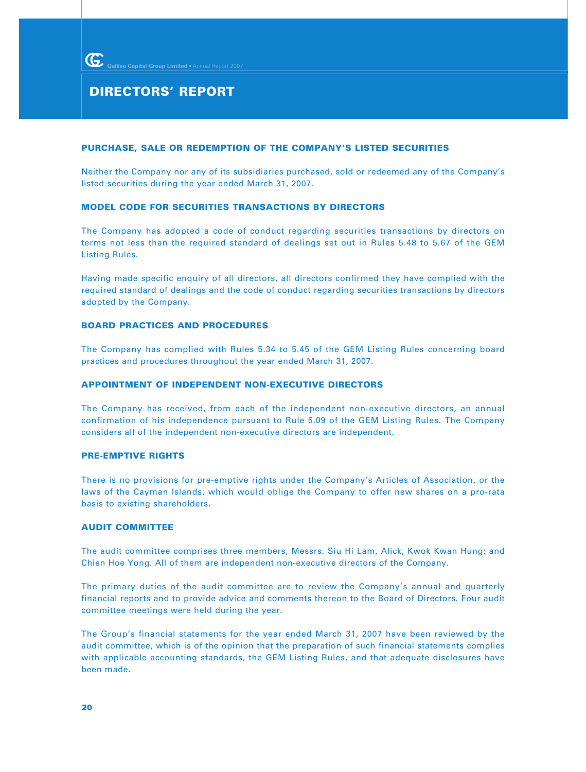# DIRECTORS' REPORT

## PURCHASE, SALE OR REDEMPTION OF THE COMPANY'S LISTED SECURITIES

Neither the Company nor any of its subsidiaries purchased, sold or redeemed any of the Company's listed securities during the year ended March 31, 2007.

## MODEL CODE FOR SECURITIES TRANSACTIONS BY DIRECTORS

The Company has adopted a code of conduct regarding securities transactions by directors on terms not less than the required standard of dealings set out in Rules 5.48 to 5.67 of the GEM Listing Rules.

Having made specific enquiry of all directors, all directors confirmed they have complied with the required standard of dealings and the code of conduct regarding securities transactions by directors adopted by the Company.

## BOARD PRACTICES AND PROCEDURES

The Company has complied with Rules 5.34 to 5.45 of the GEM Listing Rules concerning board practices and procedures throughout the year ended March 31, 2007.

## APPOINTMENT OF INDEPENDENT NON-EXECUTIVE DIRECTORS

The Company has received, from each of the independent non-executive directors, an annual confirmation of his independence pursuant to Rule 5.09 of the GEM Listing Rules. The Company considers all of the independent non-executive directors are independent.

## PRE-EMPTIVE RIGHTS

There is no provisions for pre-emptive rights under the Company's Articles of Association, or the laws of the Cayman Islands, which would oblige the Company to offer new shares on a pro-rata basis to existing shareholders.

## AUDIT COMMITTEE

The audit committee comprises three members, Messrs. Siu Hi Lam, Alick, Kwok Kwan Hung; and Chien Hoe Yong. All of them are independent non-executive directors of the Company.

The primary duties of the audit committee are to review the Company's annual and quarterly financial reports and to provide advice and comments thereon to the Board of Directors. Four audit committee meetings were held during the year.

The Group's financial statements for the year ended March 31, 2007 have been reviewed by the audit committee, which is of the opinion that the preparation of such financial statements complies with applicable accounting standards, the GEM Listing Rules, and that adequate disclosures have been made.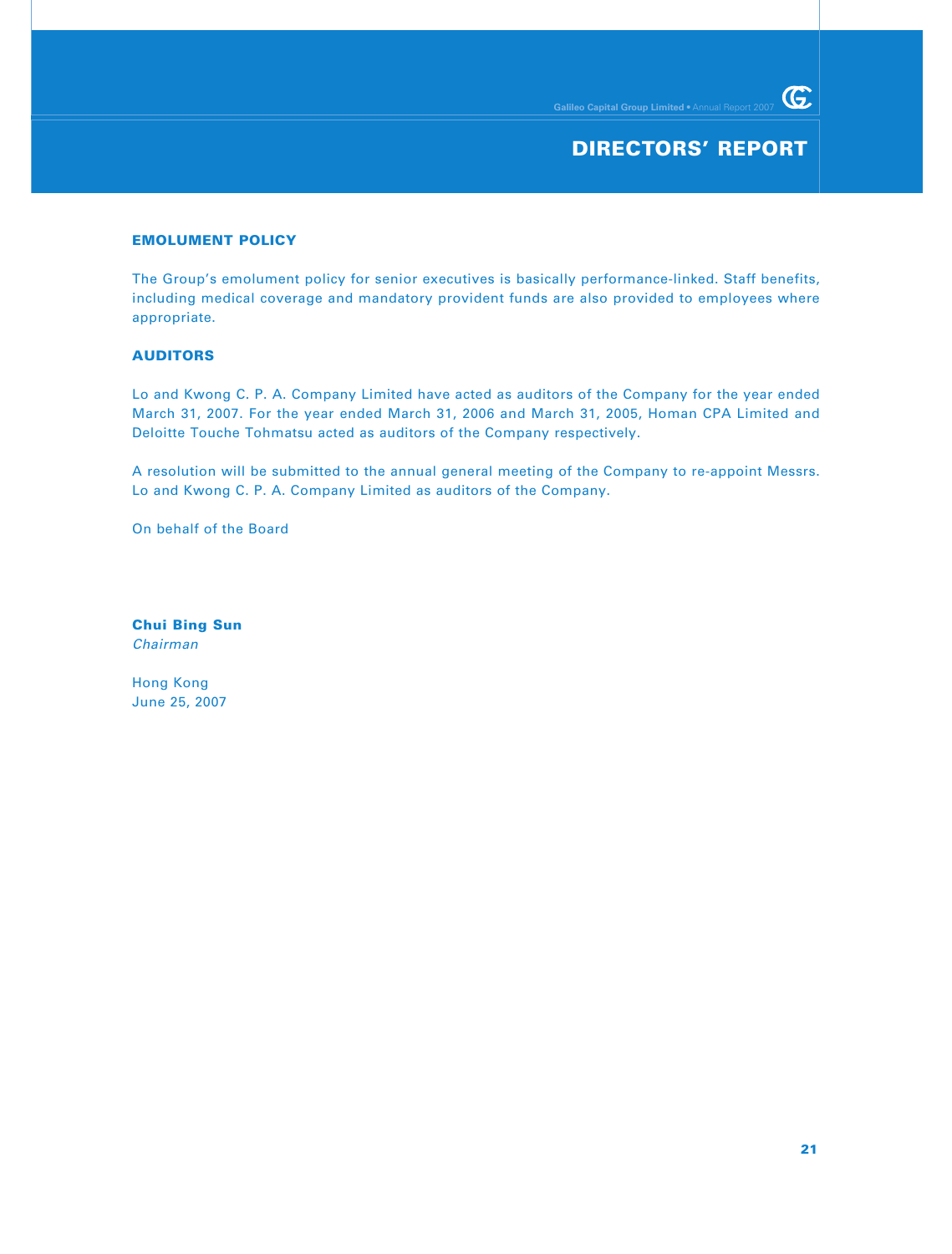## EMOLUMENT POLICY

The Group's emolument policy for senior executives is basically performance-linked. Staff benefits, including medical coverage and mandatory provident funds are also provided to employees where appropriate.

## AUDITORS

Lo and Kwong C. P. A. Company Limited have acted as auditors of the Company for the year ended March 31, 2007. For the year ended March 31, 2006 and March 31, 2005, Homan CPA Limited and Deloitte Touche Tohmatsu acted as auditors of the Company respectively.

A resolution will be submitted to the annual general meeting of the Company to re-appoint Messrs. Lo and Kwong C. P. A. Company Limited as auditors of the Company.

On behalf of the Board

**Chui Bing Sun**
*Chairman*

Hong Kong
June 25, 2007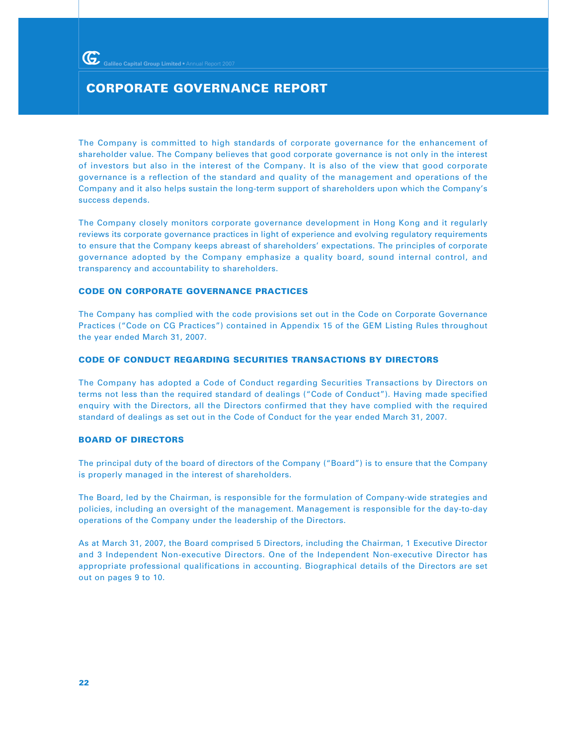# CORPORATE GOVERNANCE REPORT

The Company is committed to high standards of corporate governance for the enhancement of shareholder value. The Company believes that good corporate governance is not only in the interest of investors but also in the interest of the Company. It is also of the view that good corporate governance is a reflection of the standard and quality of the management and operations of the Company and it also helps sustain the long-term support of shareholders upon which the Company's success depends.

The Company closely monitors corporate governance development in Hong Kong and it regularly reviews its corporate governance practices in light of experience and evolving regulatory requirements to ensure that the Company keeps abreast of shareholders' expectations. The principles of corporate governance adopted by the Company emphasize a quality board, sound internal control, and transparency and accountability to shareholders.

## CODE ON CORPORATE GOVERNANCE PRACTICES

The Company has complied with the code provisions set out in the Code on Corporate Governance Practices ("Code on CG Practices") contained in Appendix 15 of the GEM Listing Rules throughout the year ended March 31, 2007.

## CODE OF CONDUCT REGARDING SECURITIES TRANSACTIONS BY DIRECTORS

The Company has adopted a Code of Conduct regarding Securities Transactions by Directors on terms not less than the required standard of dealings ("Code of Conduct"). Having made specified enquiry with the Directors, all the Directors confirmed that they have complied with the required standard of dealings as set out in the Code of Conduct for the year ended March 31, 2007.

## BOARD OF DIRECTORS

The principal duty of the board of directors of the Company ("Board") is to ensure that the Company is properly managed in the interest of shareholders.

The Board, led by the Chairman, is responsible for the formulation of Company-wide strategies and policies, including an oversight of the management. Management is responsible for the day-to-day operations of the Company under the leadership of the Directors.

As at March 31, 2007, the Board comprised 5 Directors, including the Chairman, 1 Executive Director and 3 Independent Non-executive Directors. One of the Independent Non-executive Director has appropriate professional qualifications in accounting. Biographical details of the Directors are set out on pages 9 to 10.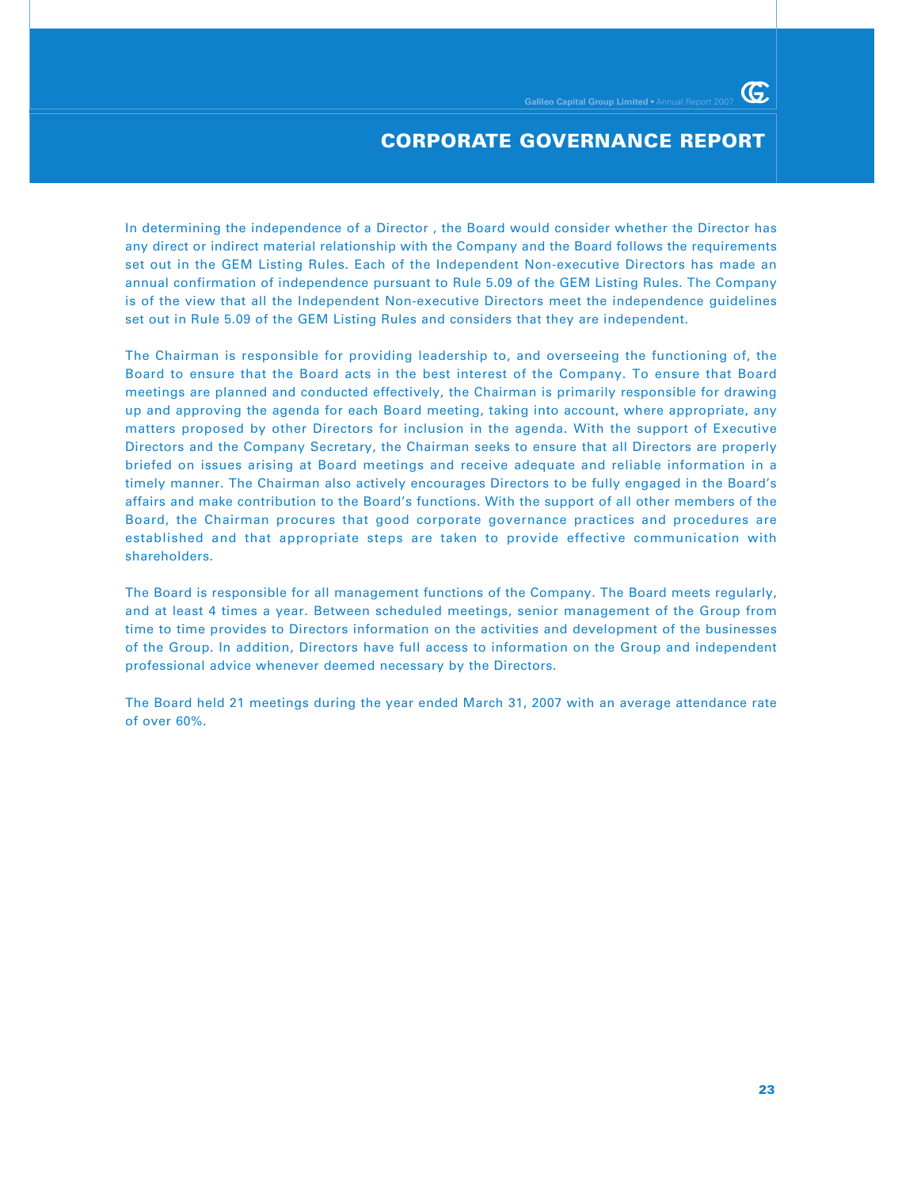In determining the independence of a Director , the Board would consider whether the Director has any direct or indirect material relationship with the Company and the Board follows the requirements set out in the GEM Listing Rules. Each of the Independent Non-executive Directors has made an annual confirmation of independence pursuant to Rule 5.09 of the GEM Listing Rules. The Company is of the view that all the Independent Non-executive Directors meet the independence guidelines set out in Rule 5.09 of the GEM Listing Rules and considers that they are independent.

The Chairman is responsible for providing leadership to, and overseeing the functioning of, the Board to ensure that the Board acts in the best interest of the Company. To ensure that Board meetings are planned and conducted effectively, the Chairman is primarily responsible for drawing up and approving the agenda for each Board meeting, taking into account, where appropriate, any matters proposed by other Directors for inclusion in the agenda. With the support of Executive Directors and the Company Secretary, the Chairman seeks to ensure that all Directors are properly briefed on issues arising at Board meetings and receive adequate and reliable information in a timely manner. The Chairman also actively encourages Directors to be fully engaged in the Board's affairs and make contribution to the Board's functions. With the support of all other members of the Board, the Chairman procures that good corporate governance practices and procedures are established and that appropriate steps are taken to provide effective communication with shareholders.

The Board is responsible for all management functions of the Company. The Board meets regularly, and at least 4 times a year. Between scheduled meetings, senior management of the Group from time to time provides to Directors information on the activities and development of the businesses of the Group. In addition, Directors have full access to information on the Group and independent professional advice whenever deemed necessary by the Directors.

The Board held 21 meetings during the year ended March 31, 2007 with an average attendance rate of over 60%.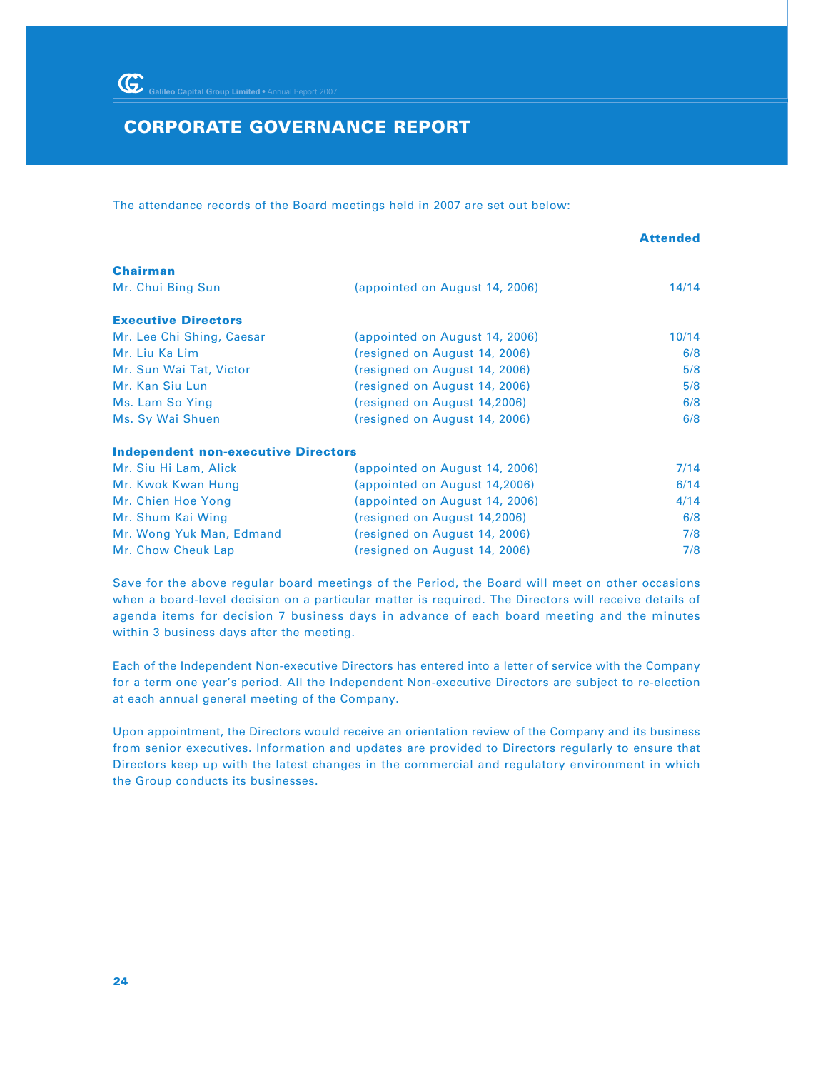## CORPORATE GOVERNANCE REPORT

The attendance records of the Board meetings held in 2007 are set out below:

| | | Attended |
|---|---|---|
| **Chairman** | | |
| Mr. Chui Bing Sun | (appointed on August 14, 2006) | 14/14 |
| **Executive Directors** | | |
| Mr. Lee Chi Shing, Caesar | (appointed on August 14, 2006) | 10/14 |
| Mr. Liu Ka Lim | (resigned on August 14, 2006) | 6/8 |
| Mr. Sun Wai Tat, Victor | (resigned on August 14, 2006) | 5/8 |
| Mr. Kan Siu Lun | (resigned on August 14, 2006) | 5/8 |
| Ms. Lam So Ying | (resigned on August 14,2006) | 6/8 |
| Ms. Sy Wai Shuen | (resigned on August 14, 2006) | 6/8 |
| **Independent non-executive Directors** | | |
| Mr. Siu Hi Lam, Alick | (appointed on August 14, 2006) | 7/14 |
| Mr. Kwok Kwan Hung | (appointed on August 14,2006) | 6/14 |
| Mr. Chien Hoe Yong | (appointed on August 14, 2006) | 4/14 |
| Mr. Shum Kai Wing | (resigned on August 14,2006) | 6/8 |
| Mr. Wong Yuk Man, Edmand | (resigned on August 14, 2006) | 7/8 |
| Mr. Chow Cheuk Lap | (resigned on August 14, 2006) | 7/8 |

Save for the above regular board meetings of the Period, the Board will meet on other occasions when a board-level decision on a particular matter is required. The Directors will receive details of agenda items for decision 7 business days in advance of each board meeting and the minutes within 3 business days after the meeting.

Each of the Independent Non-executive Directors has entered into a letter of service with the Company for a term one year's period. All the Independent Non-executive Directors are subject to re-election at each annual general meeting of the Company.

Upon appointment, the Directors would receive an orientation review of the Company and its business from senior executives. Information and updates are provided to Directors regularly to ensure that Directors keep up with the latest changes in the commercial and regulatory environment in which the Group conducts its businesses.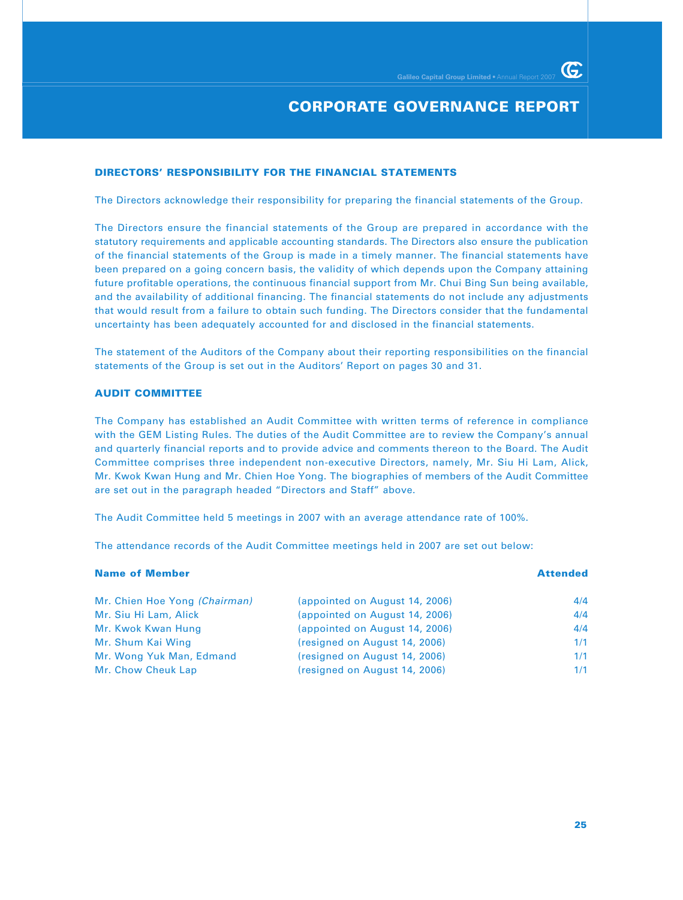# CORPORATE GOVERNANCE REPORT

## DIRECTORS' RESPONSIBILITY FOR THE FINANCIAL STATEMENTS

The Directors acknowledge their responsibility for preparing the financial statements of the Group.

The Directors ensure the financial statements of the Group are prepared in accordance with the statutory requirements and applicable accounting standards. The Directors also ensure the publication of the financial statements of the Group is made in a timely manner. The financial statements have been prepared on a going concern basis, the validity of which depends upon the Company attaining future profitable operations, the continuous financial support from Mr. Chui Bing Sun being available, and the availability of additional financing. The financial statements do not include any adjustments that would result from a failure to obtain such funding. The Directors consider that the fundamental uncertainty has been adequately accounted for and disclosed in the financial statements.

The statement of the Auditors of the Company about their reporting responsibilities on the financial statements of the Group is set out in the Auditors' Report on pages 30 and 31.

## AUDIT COMMITTEE

The Company has established an Audit Committee with written terms of reference in compliance with the GEM Listing Rules. The duties of the Audit Committee are to review the Company's annual and quarterly financial reports and to provide advice and comments thereon to the Board. The Audit Committee comprises three independent non-executive Directors, namely, Mr. Siu Hi Lam, Alick, Mr. Kwok Kwan Hung and Mr. Chien Hoe Yong. The biographies of members of the Audit Committee are set out in the paragraph headed "Directors and Staff" above.

The Audit Committee held 5 meetings in 2007 with an average attendance rate of 100%.

The attendance records of the Audit Committee meetings held in 2007 are set out below:

| Name of Member | | Attended |
|---|---|---|
| Mr. Chien Hoe Yong *(Chairman)* | (appointed on August 14, 2006) | 4/4 |
| Mr. Siu Hi Lam, Alick | (appointed on August 14, 2006) | 4/4 |
| Mr. Kwok Kwan Hung | (appointed on August 14, 2006) | 4/4 |
| Mr. Shum Kai Wing | (resigned on August 14, 2006) | 1/1 |
| Mr. Wong Yuk Man, Edmand | (resigned on August 14, 2006) | 1/1 |
| Mr. Chow Cheuk Lap | (resigned on August 14, 2006) | 1/1 |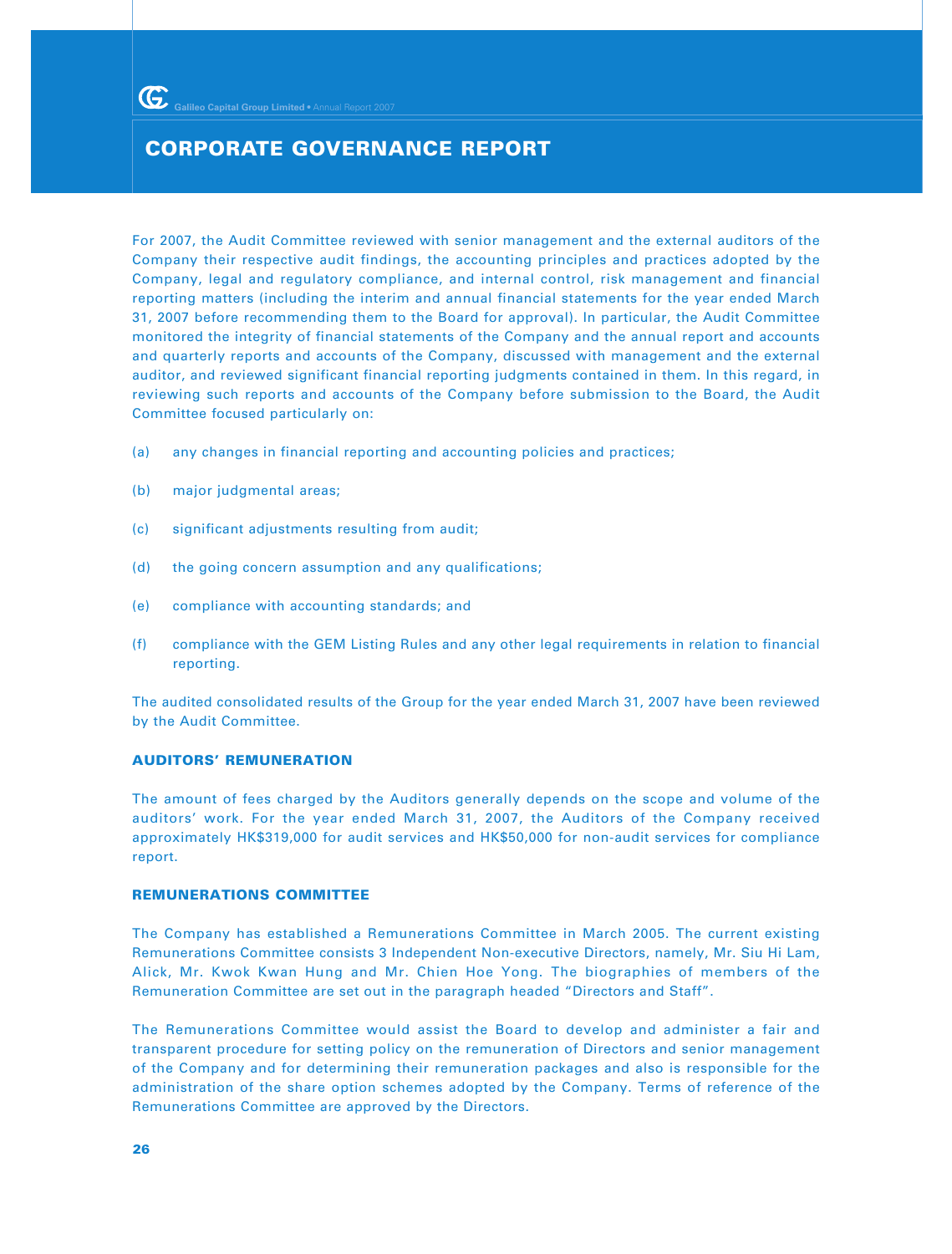# CORPORATE GOVERNANCE REPORT

For 2007, the Audit Committee reviewed with senior management and the external auditors of the Company their respective audit findings, the accounting principles and practices adopted by the Company, legal and regulatory compliance, and internal control, risk management and financial reporting matters (including the interim and annual financial statements for the year ended March 31, 2007 before recommending them to the Board for approval). In particular, the Audit Committee monitored the integrity of financial statements of the Company and the annual report and accounts and quarterly reports and accounts of the Company, discussed with management and the external auditor, and reviewed significant financial reporting judgments contained in them. In this regard, in reviewing such reports and accounts of the Company before submission to the Board, the Audit Committee focused particularly on:

(a) any changes in financial reporting and accounting policies and practices;

(b) major judgmental areas;

(c) significant adjustments resulting from audit;

(d) the going concern assumption and any qualifications;

(e) compliance with accounting standards; and

(f) compliance with the GEM Listing Rules and any other legal requirements in relation to financial reporting.

The audited consolidated results of the Group for the year ended March 31, 2007 have been reviewed by the Audit Committee.

## AUDITORS' REMUNERATION

The amount of fees charged by the Auditors generally depends on the scope and volume of the auditors' work. For the year ended March 31, 2007, the Auditors of the Company received approximately HK$319,000 for audit services and HK$50,000 for non-audit services for compliance report.

## REMUNERATIONS COMMITTEE

The Company has established a Remunerations Committee in March 2005. The current existing Remunerations Committee consists 3 Independent Non-executive Directors, namely, Mr. Siu Hi Lam, Alick, Mr. Kwok Kwan Hung and Mr. Chien Hoe Yong. The biographies of members of the Remuneration Committee are set out in the paragraph headed "Directors and Staff".

The Remunerations Committee would assist the Board to develop and administer a fair and transparent procedure for setting policy on the remuneration of Directors and senior management of the Company and for determining their remuneration packages and also is responsible for the administration of the share option schemes adopted by the Company. Terms of reference of the Remunerations Committee are approved by the Directors.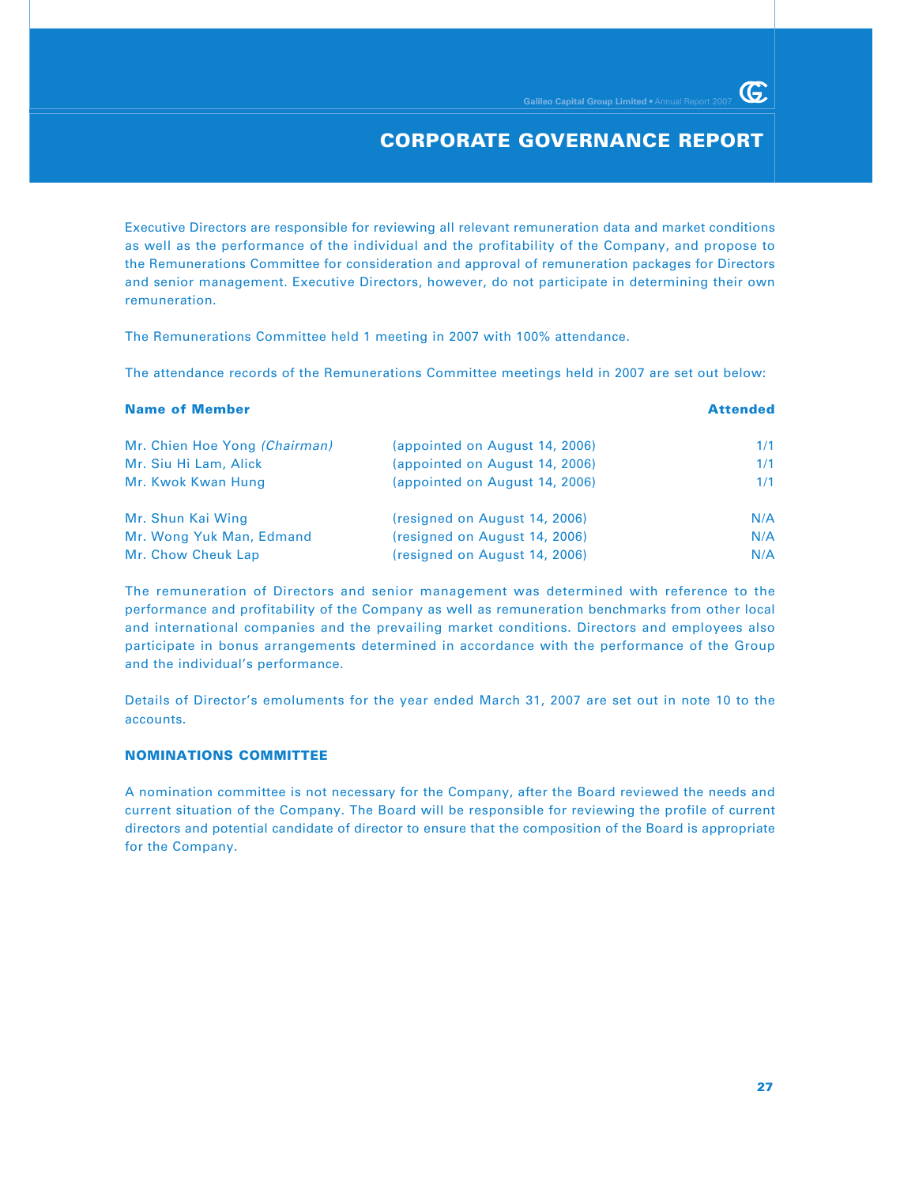Executive Directors are responsible for reviewing all relevant remuneration data and market conditions as well as the performance of the individual and the profitability of the Company, and propose to the Remunerations Committee for consideration and approval of remuneration packages for Directors and senior management. Executive Directors, however, do not participate in determining their own remuneration.

The Remunerations Committee held 1 meeting in 2007 with 100% attendance.

The attendance records of the Remunerations Committee meetings held in 2007 are set out below:

| **Name of Member** | | **Attended** |
|---|---|---|
| Mr. Chien Hoe Yong *(Chairman)* | (appointed on August 14, 2006) | 1/1 |
| Mr. Siu Hi Lam, Alick | (appointed on August 14, 2006) | 1/1 |
| Mr. Kwok Kwan Hung | (appointed on August 14, 2006) | 1/1 |
| Mr. Shun Kai Wing | (resigned on August 14, 2006) | N/A |
| Mr. Wong Yuk Man, Edmand | (resigned on August 14, 2006) | N/A |
| Mr. Chow Cheuk Lap | (resigned on August 14, 2006) | N/A |

The remuneration of Directors and senior management was determined with reference to the performance and profitability of the Company as well as remuneration benchmarks from other local and international companies and the prevailing market conditions. Directors and employees also participate in bonus arrangements determined in accordance with the performance of the Group and the individual's performance.

Details of Director's emoluments for the year ended March 31, 2007 are set out in note 10 to the accounts.

### NOMINATIONS COMMITTEE

A nomination committee is not necessary for the Company, after the Board reviewed the needs and current situation of the Company. The Board will be responsible for reviewing the profile of current directors and potential candidate of director to ensure that the composition of the Board is appropriate for the Company.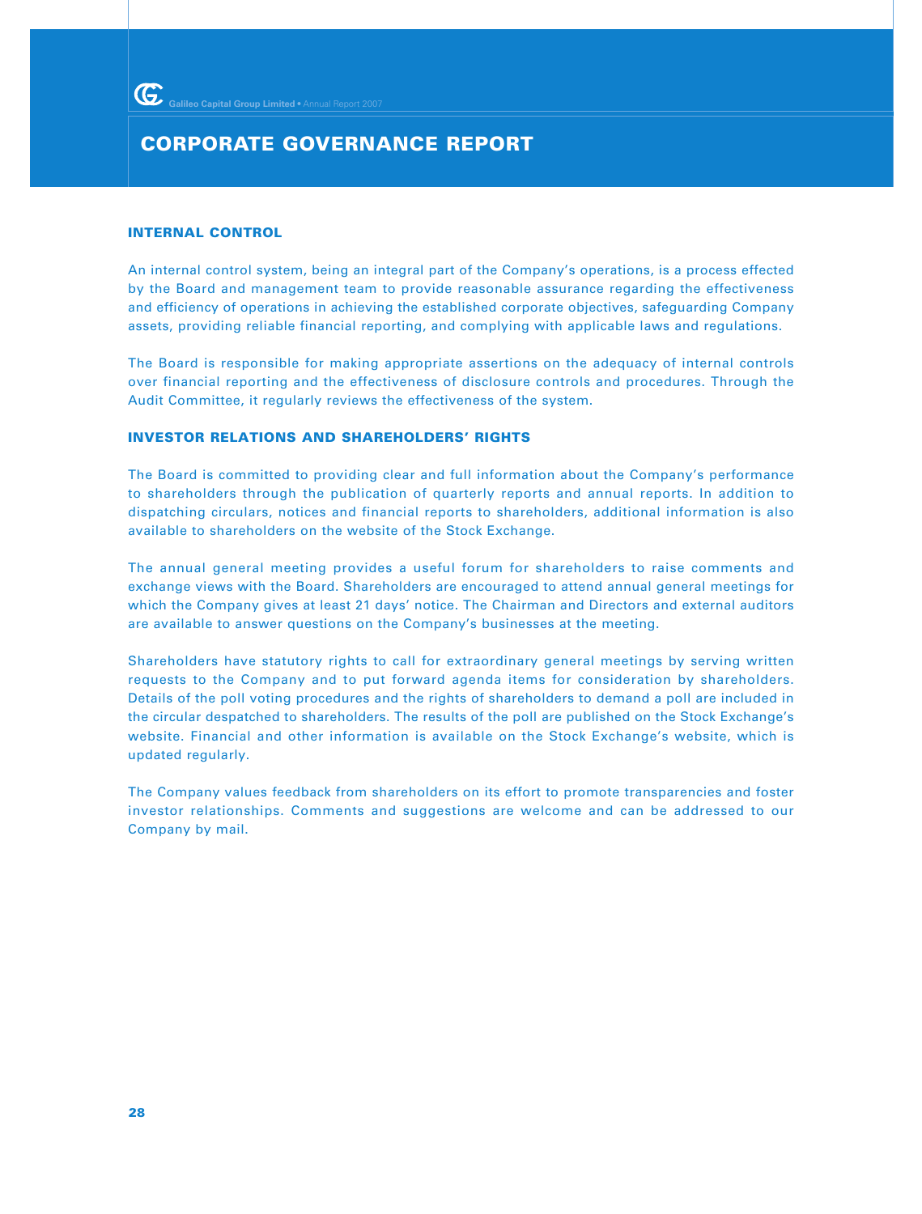# CORPORATE GOVERNANCE REPORT

## INTERNAL CONTROL

An internal control system, being an integral part of the Company's operations, is a process effected by the Board and management team to provide reasonable assurance regarding the effectiveness and efficiency of operations in achieving the established corporate objectives, safeguarding Company assets, providing reliable financial reporting, and complying with applicable laws and regulations.

The Board is responsible for making appropriate assertions on the adequacy of internal controls over financial reporting and the effectiveness of disclosure controls and procedures. Through the Audit Committee, it regularly reviews the effectiveness of the system.

## INVESTOR RELATIONS AND SHAREHOLDERS' RIGHTS

The Board is committed to providing clear and full information about the Company's performance to shareholders through the publication of quarterly reports and annual reports. In addition to dispatching circulars, notices and financial reports to shareholders, additional information is also available to shareholders on the website of the Stock Exchange.

The annual general meeting provides a useful forum for shareholders to raise comments and exchange views with the Board. Shareholders are encouraged to attend annual general meetings for which the Company gives at least 21 days' notice. The Chairman and Directors and external auditors are available to answer questions on the Company's businesses at the meeting.

Shareholders have statutory rights to call for extraordinary general meetings by serving written requests to the Company and to put forward agenda items for consideration by shareholders. Details of the poll voting procedures and the rights of shareholders to demand a poll are included in the circular despatched to shareholders. The results of the poll are published on the Stock Exchange's website. Financial and other information is available on the Stock Exchange's website, which is updated regularly.

The Company values feedback from shareholders on its effort to promote transparencies and foster investor relationships. Comments and suggestions are welcome and can be addressed to our Company by mail.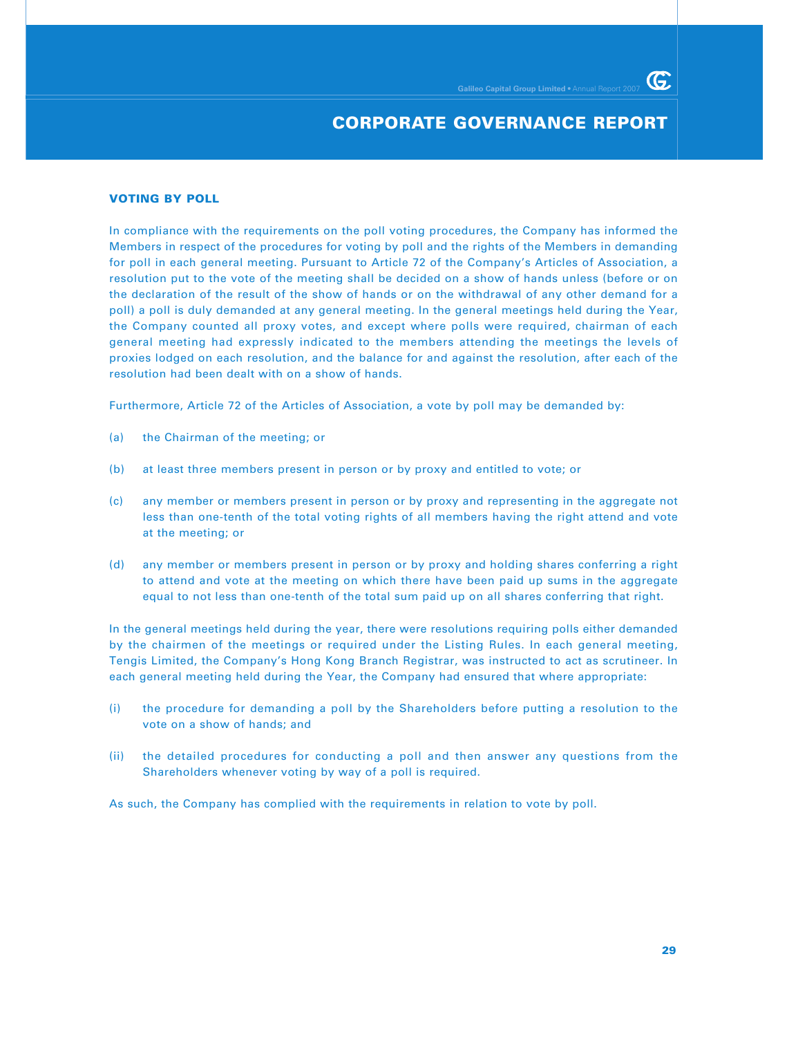# CORPORATE GOVERNANCE REPORT

## VOTING BY POLL

In compliance with the requirements on the poll voting procedures, the Company has informed the Members in respect of the procedures for voting by poll and the rights of the Members in demanding for poll in each general meeting. Pursuant to Article 72 of the Company's Articles of Association, a resolution put to the vote of the meeting shall be decided on a show of hands unless (before or on the declaration of the result of the show of hands or on the withdrawal of any other demand for a poll) a poll is duly demanded at any general meeting. In the general meetings held during the Year, the Company counted all proxy votes, and except where polls were required, chairman of each general meeting had expressly indicated to the members attending the meetings the levels of proxies lodged on each resolution, and the balance for and against the resolution, after each of the resolution had been dealt with on a show of hands.

Furthermore, Article 72 of the Articles of Association, a vote by poll may be demanded by:

(a) the Chairman of the meeting; or

(b) at least three members present in person or by proxy and entitled to vote; or

(c) any member or members present in person or by proxy and representing in the aggregate not less than one-tenth of the total voting rights of all members having the right attend and vote at the meeting; or

(d) any member or members present in person or by proxy and holding shares conferring a right to attend and vote at the meeting on which there have been paid up sums in the aggregate equal to not less than one-tenth of the total sum paid up on all shares conferring that right.

In the general meetings held during the year, there were resolutions requiring polls either demanded by the chairmen of the meetings or required under the Listing Rules. In each general meeting, Tengis Limited, the Company's Hong Kong Branch Registrar, was instructed to act as scrutineer. In each general meeting held during the Year, the Company had ensured that where appropriate:

(i) the procedure for demanding a poll by the Shareholders before putting a resolution to the vote on a show of hands; and

(ii) the detailed procedures for conducting a poll and then answer any questions from the Shareholders whenever voting by way of a poll is required.

As such, the Company has complied with the requirements in relation to vote by poll.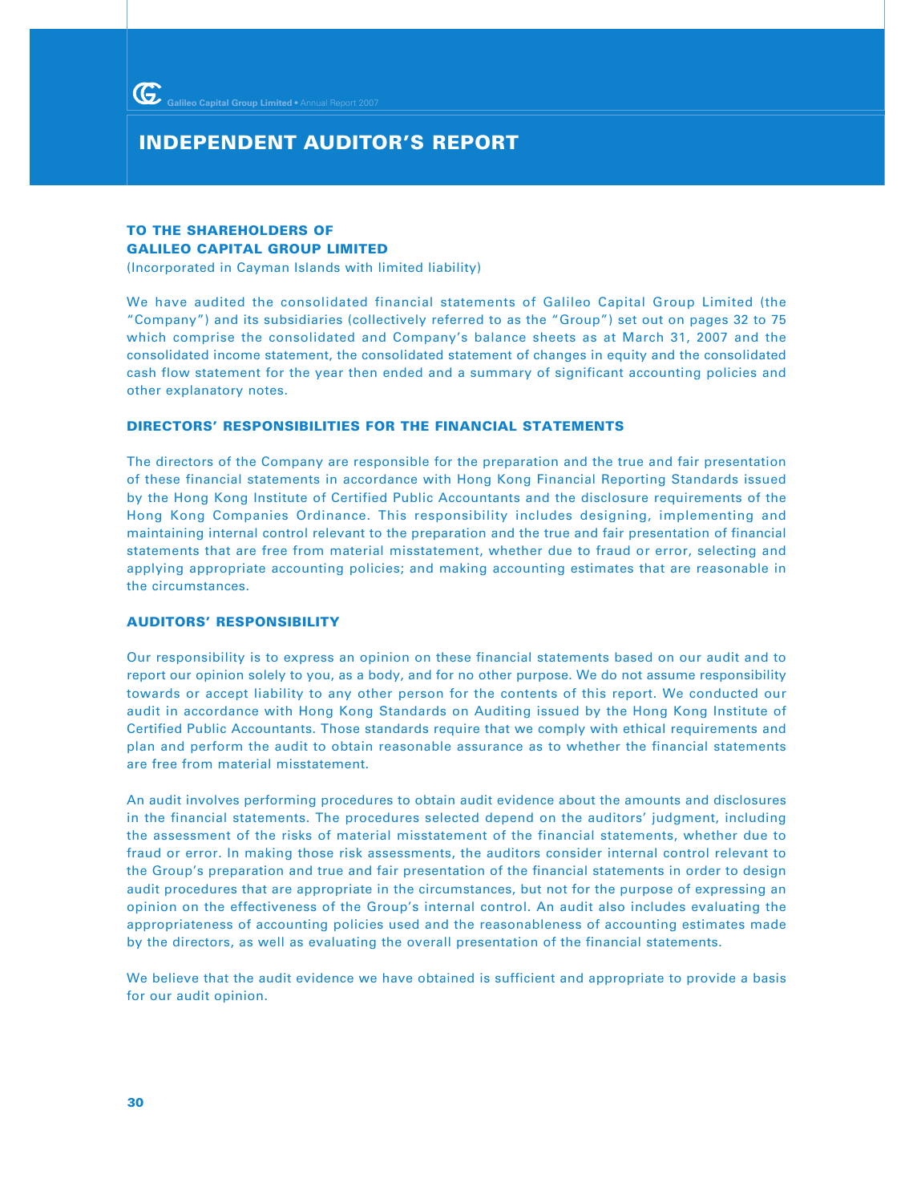# INDEPENDENT AUDITOR'S REPORT

**TO THE SHAREHOLDERS OF**
**GALILEO CAPITAL GROUP LIMITED**
(Incorporated in Cayman Islands with limited liability)

We have audited the consolidated financial statements of Galileo Capital Group Limited (the "Company") and its subsidiaries (collectively referred to as the "Group") set out on pages 32 to 75 which comprise the consolidated and Company's balance sheets as at March 31, 2007 and the consolidated income statement, the consolidated statement of changes in equity and the consolidated cash flow statement for the year then ended and a summary of significant accounting policies and other explanatory notes.

## DIRECTORS' RESPONSIBILITIES FOR THE FINANCIAL STATEMENTS

The directors of the Company are responsible for the preparation and the true and fair presentation of these financial statements in accordance with Hong Kong Financial Reporting Standards issued by the Hong Kong Institute of Certified Public Accountants and the disclosure requirements of the Hong Kong Companies Ordinance. This responsibility includes designing, implementing and maintaining internal control relevant to the preparation and the true and fair presentation of financial statements that are free from material misstatement, whether due to fraud or error, selecting and applying appropriate accounting policies; and making accounting estimates that are reasonable in the circumstances.

## AUDITORS' RESPONSIBILITY

Our responsibility is to express an opinion on these financial statements based on our audit and to report our opinion solely to you, as a body, and for no other purpose. We do not assume responsibility towards or accept liability to any other person for the contents of this report. We conducted our audit in accordance with Hong Kong Standards on Auditing issued by the Hong Kong Institute of Certified Public Accountants. Those standards require that we comply with ethical requirements and plan and perform the audit to obtain reasonable assurance as to whether the financial statements are free from material misstatement.

An audit involves performing procedures to obtain audit evidence about the amounts and disclosures in the financial statements. The procedures selected depend on the auditors' judgment, including the assessment of the risks of material misstatement of the financial statements, whether due to fraud or error. In making those risk assessments, the auditors consider internal control relevant to the Group's preparation and true and fair presentation of the financial statements in order to design audit procedures that are appropriate in the circumstances, but not for the purpose of expressing an opinion on the effectiveness of the Group's internal control. An audit also includes evaluating the appropriateness of accounting policies used and the reasonableness of accounting estimates made by the directors, as well as evaluating the overall presentation of the financial statements.

We believe that the audit evidence we have obtained is sufficient and appropriate to provide a basis for our audit opinion.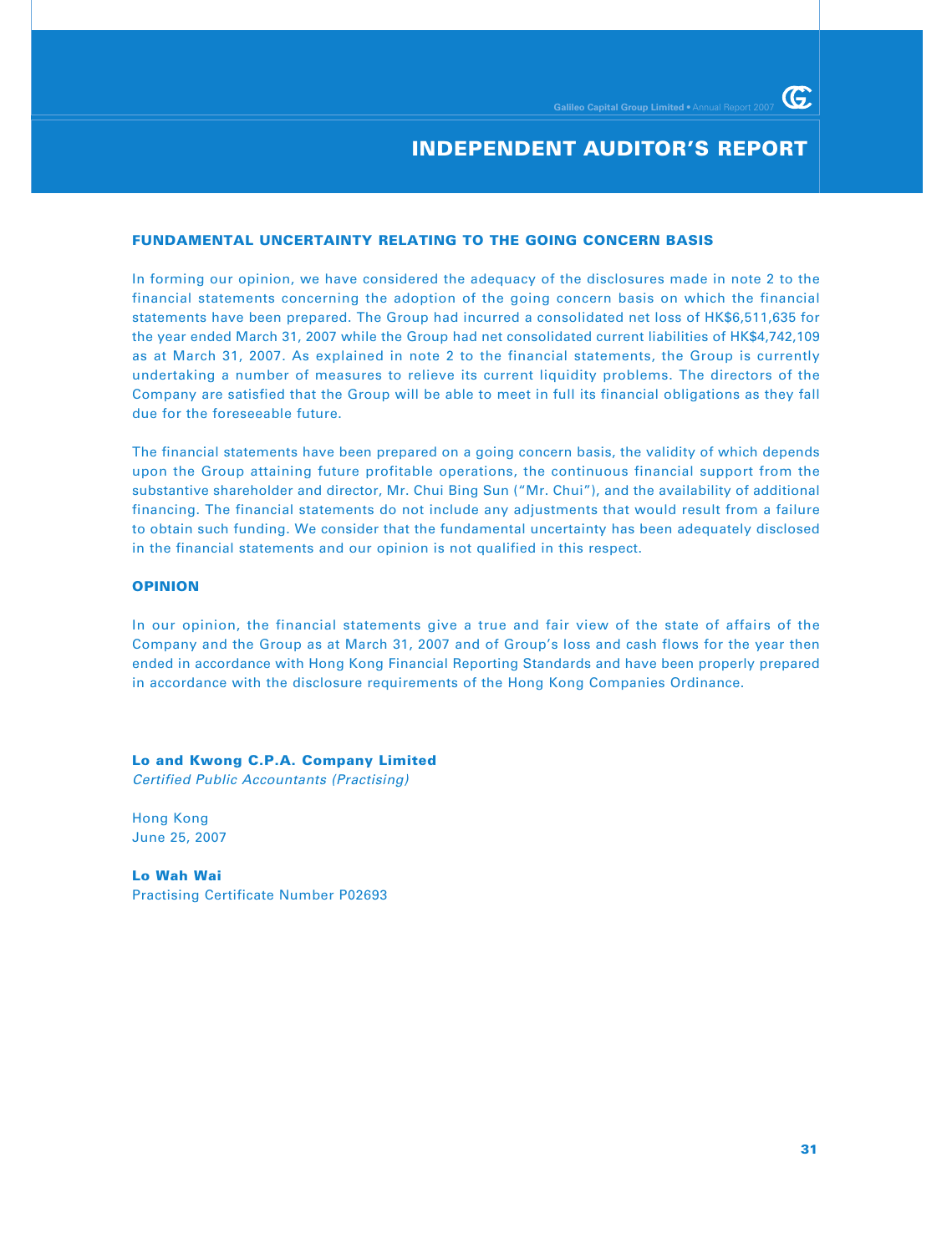# INDEPENDENT AUDITOR'S REPORT

## FUNDAMENTAL UNCERTAINTY RELATING TO THE GOING CONCERN BASIS

In forming our opinion, we have considered the adequacy of the disclosures made in note 2 to the financial statements concerning the adoption of the going concern basis on which the financial statements have been prepared. The Group had incurred a consolidated net loss of HK$6,511,635 for the year ended March 31, 2007 while the Group had net consolidated current liabilities of HK$4,742,109 as at March 31, 2007. As explained in note 2 to the financial statements, the Group is currently undertaking a number of measures to relieve its current liquidity problems. The directors of the Company are satisfied that the Group will be able to meet in full its financial obligations as they fall due for the foreseeable future.

The financial statements have been prepared on a going concern basis, the validity of which depends upon the Group attaining future profitable operations, the continuous financial support from the substantive shareholder and director, Mr. Chui Bing Sun ("Mr. Chui"), and the availability of additional financing. The financial statements do not include any adjustments that would result from a failure to obtain such funding. We consider that the fundamental uncertainty has been adequately disclosed in the financial statements and our opinion is not qualified in this respect.

## OPINION

In our opinion, the financial statements give a true and fair view of the state of affairs of the Company and the Group as at March 31, 2007 and of Group's loss and cash flows for the year then ended in accordance with Hong Kong Financial Reporting Standards and have been properly prepared in accordance with the disclosure requirements of the Hong Kong Companies Ordinance.

**Lo and Kwong C.P.A. Company Limited**
*Certified Public Accountants (Practising)*

Hong Kong
June 25, 2007

**Lo Wah Wai**
Practising Certificate Number P02693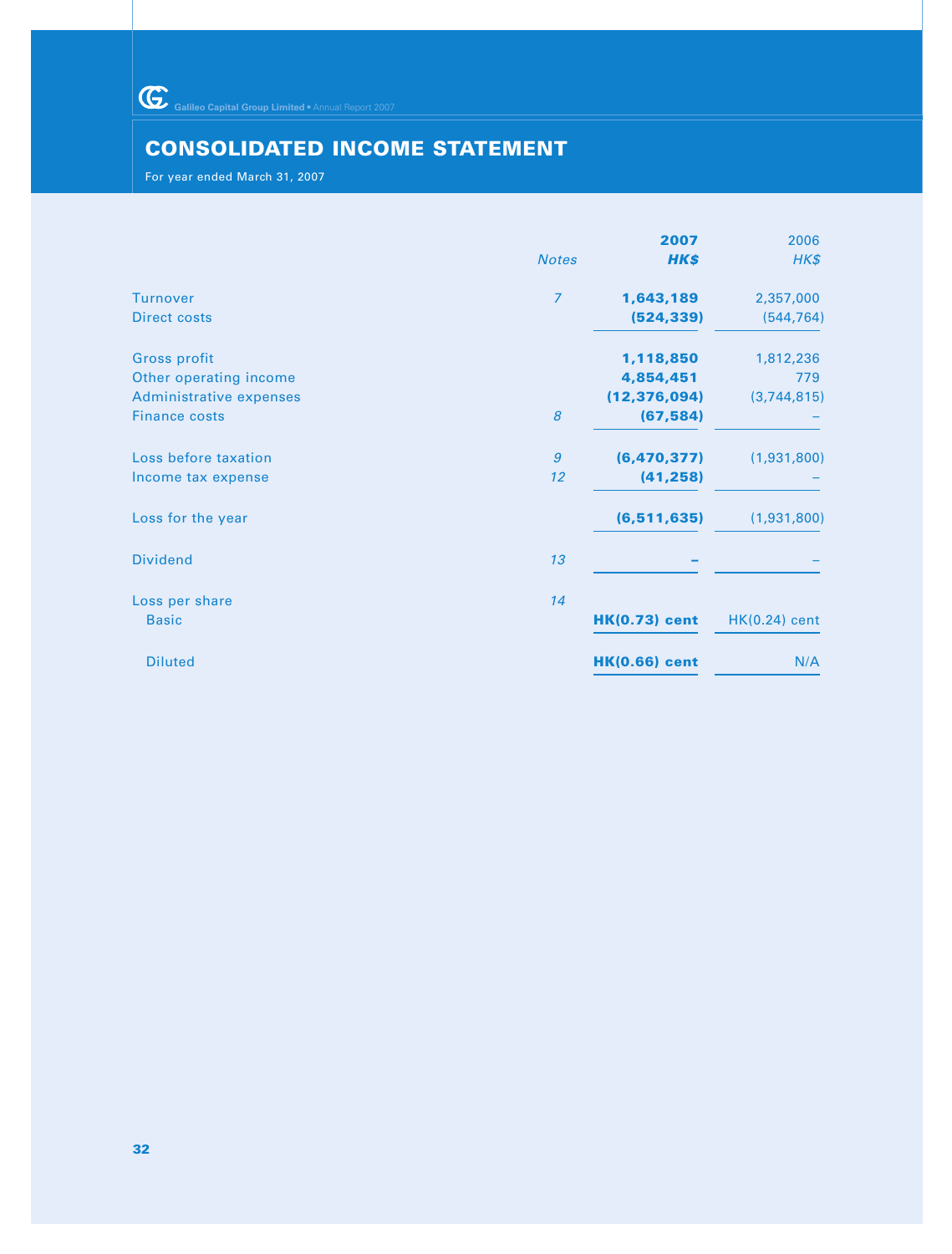# CONSOLIDATED INCOME STATEMENT

For year ended March 31, 2007

| | Notes | 2007 HK$ | 2006 HK$ |
|---|---|---|---|
| Turnover | 7 | **1,643,189** | 2,357,000 |
| Direct costs | | **(524,339)** | (544,764) |
| Gross profit | | **1,118,850** | 1,812,236 |
| Other operating income | | **4,854,451** | 779 |
| Administrative expenses | | **(12,376,094)** | (3,744,815) |
| Finance costs | 8 | **(67,584)** | – |
| Loss before taxation | 9 | **(6,470,377)** | (1,931,800) |
| Income tax expense | 12 | **(41,258)** | – |
| Loss for the year | | **(6,511,635)** | (1,931,800) |
| Dividend | 13 | **–** | – |
| Loss per share | 14 | | |
| Basic | | **HK(0.73) cent** | HK(0.24) cent |
| Diluted | | **HK(0.66) cent** | N/A |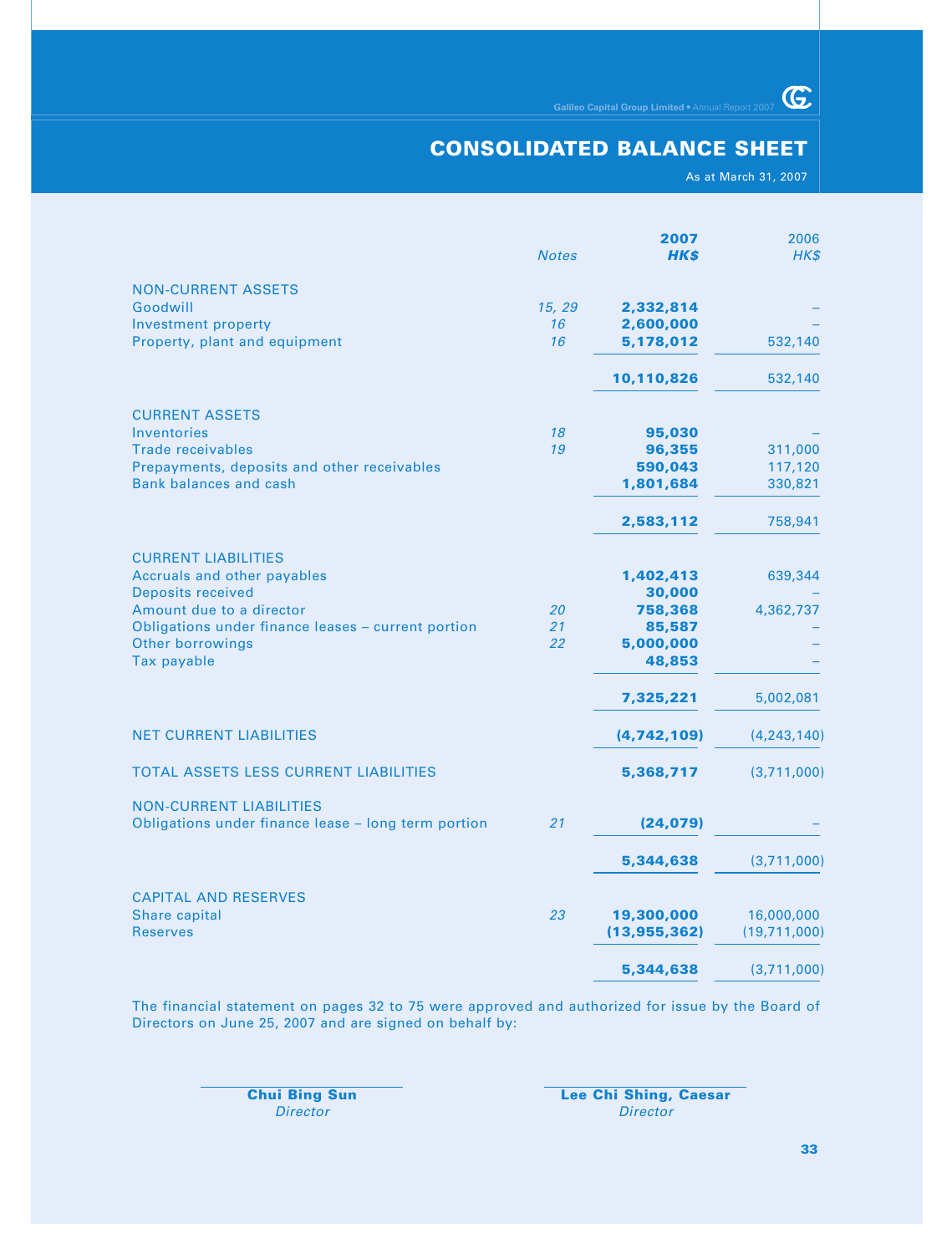# CONSOLIDATED BALANCE SHEET

As at March 31, 2007

| | Notes | 2007 HK$ | 2006 HK$ |
|---|---|---|---|
| **NON-CURRENT ASSETS** | | | |
| Goodwill | 15, 29 | **2,332,814** | – |
| Investment property | 16 | **2,600,000** | – |
| Property, plant and equipment | 16 | **5,178,012** | 532,140 |
| | | **10,110,826** | 532,140 |
| **CURRENT ASSETS** | | | |
| Inventories | 18 | **95,030** | – |
| Trade receivables | 19 | **96,355** | 311,000 |
| Prepayments, deposits and other receivables | | **590,043** | 117,120 |
| Bank balances and cash | | **1,801,684** | 330,821 |
| | | **2,583,112** | 758,941 |
| **CURRENT LIABILITIES** | | | |
| Accruals and other payables | | **1,402,413** | 639,344 |
| Deposits received | | **30,000** | – |
| Amount due to a director | 20 | **758,368** | 4,362,737 |
| Obligations under finance leases – current portion | 21 | **85,587** | – |
| Other borrowings | 22 | **5,000,000** | – |
| Tax payable | | **48,853** | – |
| | | **7,325,221** | 5,002,081 |
| **NET CURRENT LIABILITIES** | | **(4,742,109)** | (4,243,140) |
| **TOTAL ASSETS LESS CURRENT LIABILITIES** | | **5,368,717** | (3,711,000) |
| **NON-CURRENT LIABILITIES** | | | |
| Obligations under finance lease – long term portion | 21 | **(24,079)** | – |
| | | **5,344,638** | (3,711,000) |
| **CAPITAL AND RESERVES** | | | |
| Share capital | 23 | **19,300,000** | 16,000,000 |
| Reserves | | **(13,955,362)** | (19,711,000) |
| | | **5,344,638** | (3,711,000) |

The financial statement on pages 32 to 75 were approved and authorized for issue by the Board of Directors on June 25, 2007 and are signed on behalf by:

**Chui Bing Sun**
*Director*

**Lee Chi Shing, Caesar**
*Director*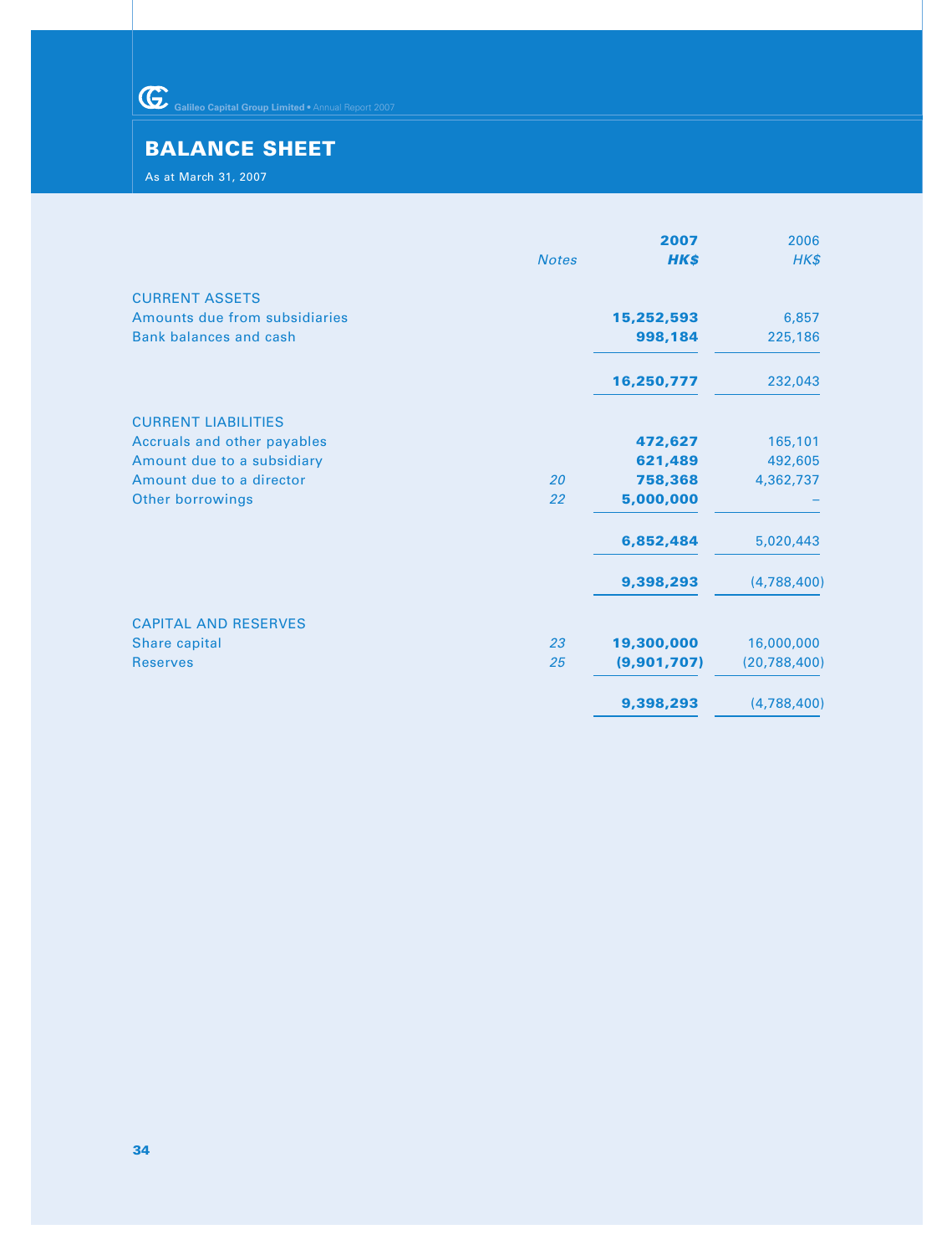# BALANCE SHEET

As at March 31, 2007

| | Notes | 2007 HK$ | 2006 HK$ |
|---|---|---|---|
| **CURRENT ASSETS** | | | |
| Amounts due from subsidiaries | | **15,252,593** | 6,857 |
| Bank balances and cash | | **998,184** | 225,186 |
| | | **16,250,777** | 232,043 |
| **CURRENT LIABILITIES** | | | |
| Accruals and other payables | | **472,627** | 165,101 |
| Amount due to a subsidiary | | **621,489** | 492,605 |
| Amount due to a director | 20 | **758,368** | 4,362,737 |
| Other borrowings | 22 | **5,000,000** | – |
| | | **6,852,484** | 5,020,443 |
| | | **9,398,293** | (4,788,400) |
| **CAPITAL AND RESERVES** | | | |
| Share capital | 23 | **19,300,000** | 16,000,000 |
| Reserves | 25 | **(9,901,707)** | (20,788,400) |
| | | **9,398,293** | (4,788,400) |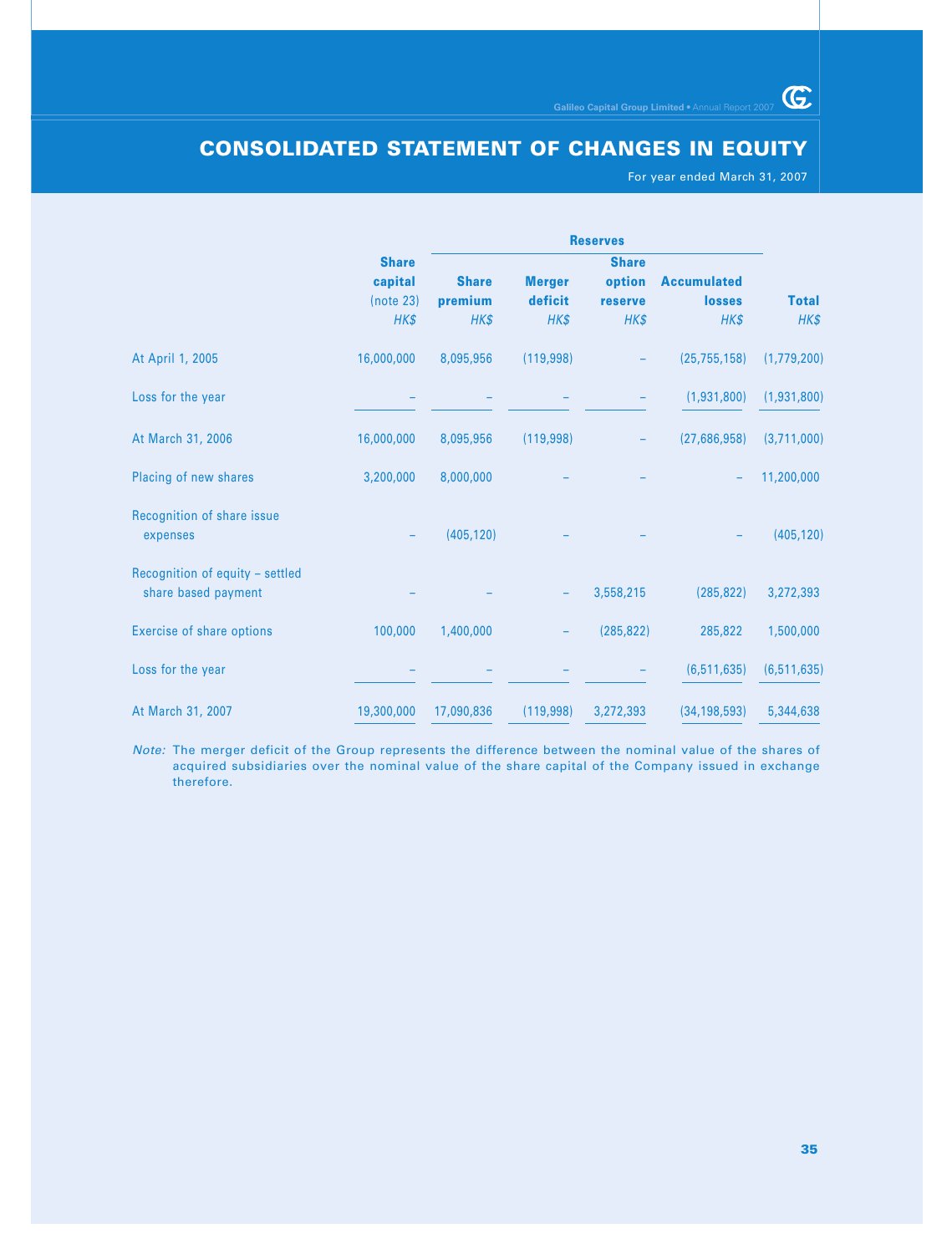# CONSOLIDATED STATEMENT OF CHANGES IN EQUITY

For year ended March 31, 2007

| | | Reserves | | | | |
|---|---|---|---|---|---|---|
| | Share capital (note 23) HK$ | Share premium HK$ | Merger deficit HK$ | Share option reserve HK$ | Accumulated losses HK$ | Total HK$ |
| At April 1, 2005 | 16,000,000 | 8,095,956 | (119,998) | – | (25,755,158) | (1,779,200) |
| Loss for the year | – | – | – | – | (1,931,800) | (1,931,800) |
| At March 31, 2006 | 16,000,000 | 8,095,956 | (119,998) | – | (27,686,958) | (3,711,000) |
| Placing of new shares | 3,200,000 | 8,000,000 | – | – | – | 11,200,000 |
| Recognition of share issue expenses | – | (405,120) | – | – | – | (405,120) |
| Recognition of equity – settled share based payment | – | – | – | 3,558,215 | (285,822) | 3,272,393 |
| Exercise of share options | 100,000 | 1,400,000 | – | (285,822) | 285,822 | 1,500,000 |
| Loss for the year | – | – | – | – | (6,511,635) | (6,511,635) |
| At March 31, 2007 | 19,300,000 | 17,090,836 | (119,998) | 3,272,393 | (34,198,593) | 5,344,638 |

*Note:* The merger deficit of the Group represents the difference between the nominal value of the shares of acquired subsidiaries over the nominal value of the share capital of the Company issued in exchange therefore.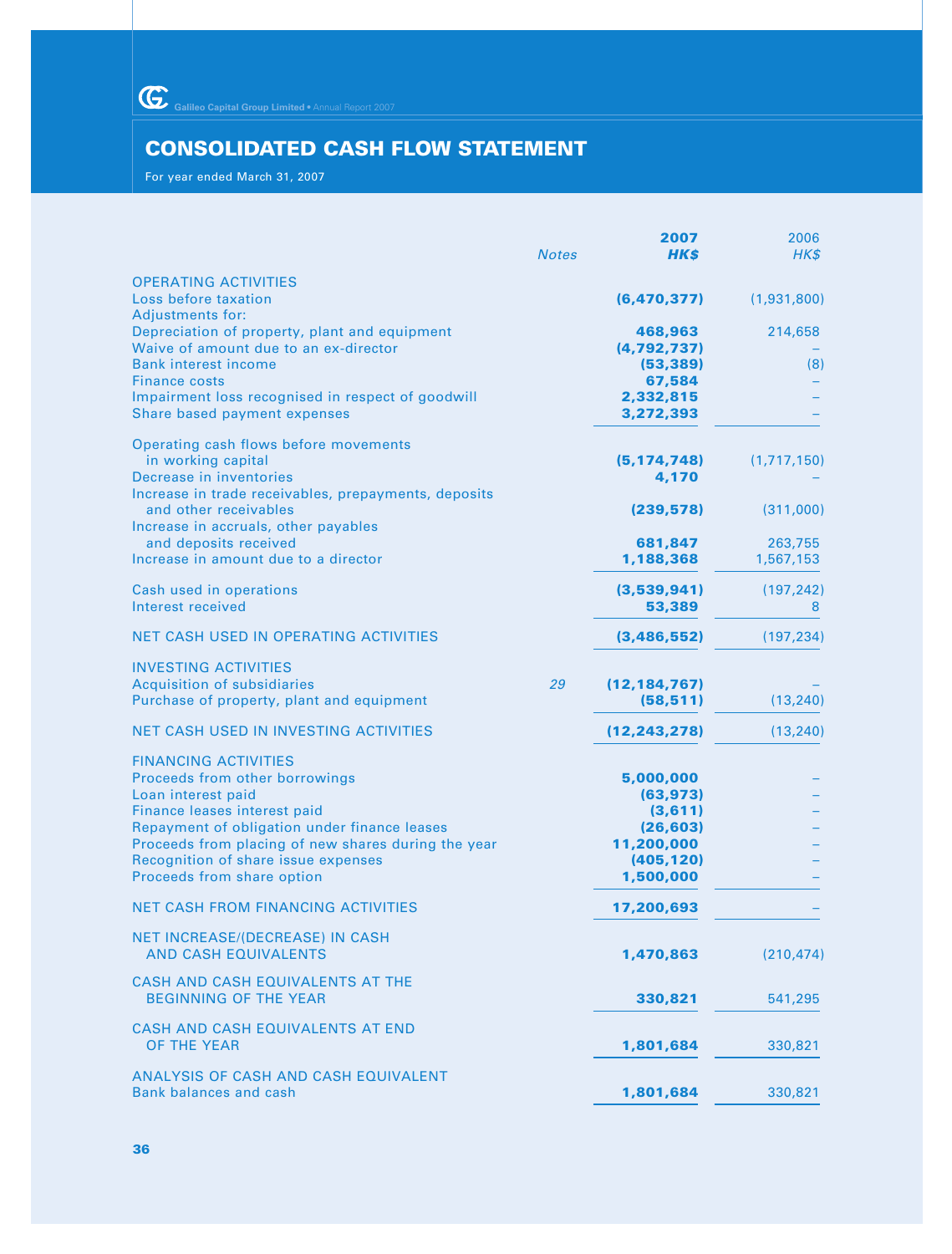# CONSOLIDATED CASH FLOW STATEMENT

For year ended March 31, 2007

| | *Notes* | **2007 HK$** | 2006 HK$ |
|---|---|---|---|
| OPERATING ACTIVITIES | | | |
| Loss before taxation | | **(6,470,377)** | (1,931,800) |
| Adjustments for: | | | |
| Depreciation of property, plant and equipment | | **468,963** | 214,658 |
| Waive of amount due to an ex-director | | **(4,792,737)** | – |
| Bank interest income | | **(53,389)** | (8) |
| Finance costs | | **67,584** | – |
| Impairment loss recognised in respect of goodwill | | **2,332,815** | – |
| Share based payment expenses | | **3,272,393** | – |
| Operating cash flows before movements in working capital | | **(5,174,748)** | (1,717,150) |
| Decrease in inventories | | **4,170** | – |
| Increase in trade receivables, prepayments, deposits and other receivables | | **(239,578)** | (311,000) |
| Increase in accruals, other payables and deposits received | | **681,847** | 263,755 |
| Increase in amount due to a director | | **1,188,368** | 1,567,153 |
| Cash used in operations | | **(3,539,941)** | (197,242) |
| Interest received | | **53,389** | 8 |
| NET CASH USED IN OPERATING ACTIVITIES | | **(3,486,552)** | (197,234) |
| INVESTING ACTIVITIES | | | |
| Acquisition of subsidiaries | *29* | **(12,184,767)** | – |
| Purchase of property, plant and equipment | | **(58,511)** | (13,240) |
| NET CASH USED IN INVESTING ACTIVITIES | | **(12,243,278)** | (13,240) |
| FINANCING ACTIVITIES | | | |
| Proceeds from other borrowings | | **5,000,000** | – |
| Loan interest paid | | **(63,973)** | – |
| Finance leases interest paid | | **(3,611)** | – |
| Repayment of obligation under finance leases | | **(26,603)** | – |
| Proceeds from placing of new shares during the year | | **11,200,000** | – |
| Recognition of share issue expenses | | **(405,120)** | – |
| Proceeds from share option | | **1,500,000** | – |
| NET CASH FROM FINANCING ACTIVITIES | | **17,200,693** | – |
| NET INCREASE/(DECREASE) IN CASH AND CASH EQUIVALENTS | | **1,470,863** | (210,474) |
| CASH AND CASH EQUIVALENTS AT THE BEGINNING OF THE YEAR | | **330,821** | 541,295 |
| CASH AND CASH EQUIVALENTS AT END OF THE YEAR | | **1,801,684** | 330,821 |
| ANALYSIS OF CASH AND CASH EQUIVALENT | | | |
| Bank balances and cash | | **1,801,684** | 330,821 |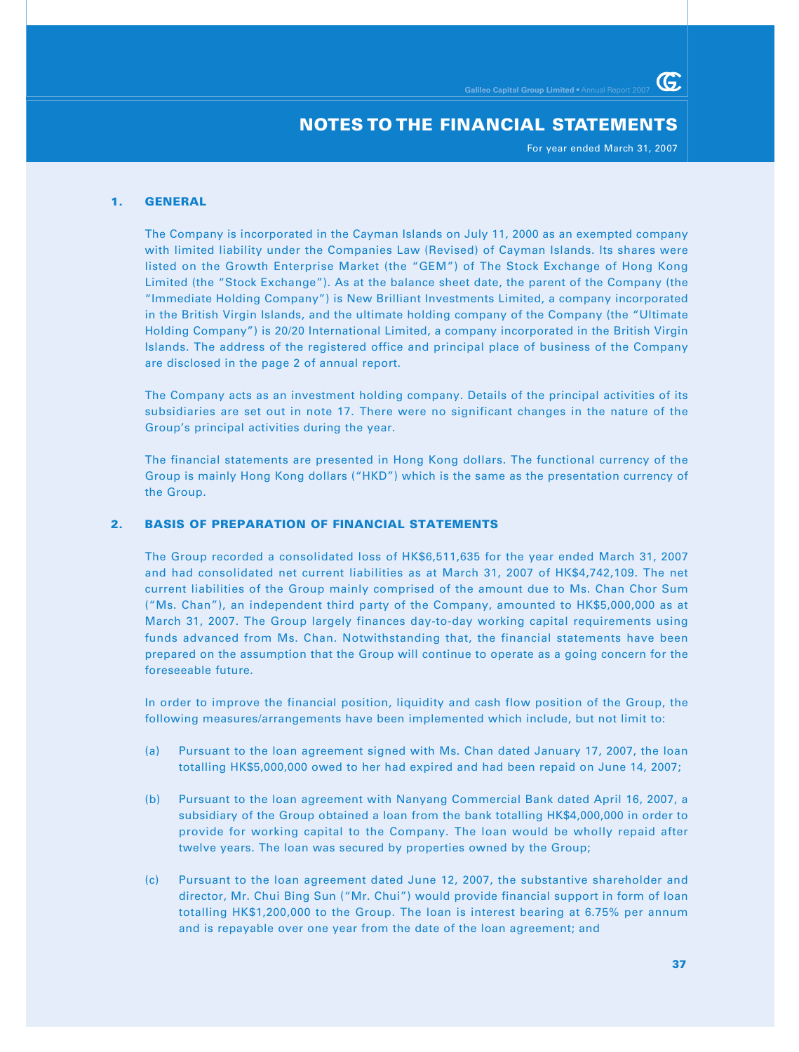# NOTES TO THE FINANCIAL STATEMENTS

For year ended March 31, 2007

## 1. GENERAL

The Company is incorporated in the Cayman Islands on July 11, 2000 as an exempted company with limited liability under the Companies Law (Revised) of Cayman Islands. Its shares were listed on the Growth Enterprise Market (the "GEM") of The Stock Exchange of Hong Kong Limited (the "Stock Exchange"). As at the balance sheet date, the parent of the Company (the "Immediate Holding Company") is New Brilliant Investments Limited, a company incorporated in the British Virgin Islands, and the ultimate holding company of the Company (the "Ultimate Holding Company") is 20/20 International Limited, a company incorporated in the British Virgin Islands. The address of the registered office and principal place of business of the Company are disclosed in the page 2 of annual report.

The Company acts as an investment holding company. Details of the principal activities of its subsidiaries are set out in note 17. There were no significant changes in the nature of the Group's principal activities during the year.

The financial statements are presented in Hong Kong dollars. The functional currency of the Group is mainly Hong Kong dollars ("HKD") which is the same as the presentation currency of the Group.

## 2. BASIS OF PREPARATION OF FINANCIAL STATEMENTS

The Group recorded a consolidated loss of HK$6,511,635 for the year ended March 31, 2007 and had consolidated net current liabilities as at March 31, 2007 of HK$4,742,109. The net current liabilities of the Group mainly comprised of the amount due to Ms. Chan Chor Sum ("Ms. Chan"), an independent third party of the Company, amounted to HK$5,000,000 as at March 31, 2007. The Group largely finances day-to-day working capital requirements using funds advanced from Ms. Chan. Notwithstanding that, the financial statements have been prepared on the assumption that the Group will continue to operate as a going concern for the foreseeable future.

In order to improve the financial position, liquidity and cash flow position of the Group, the following measures/arrangements have been implemented which include, but not limit to:

(a) Pursuant to the loan agreement signed with Ms. Chan dated January 17, 2007, the loan totalling HK$5,000,000 owed to her had expired and had been repaid on June 14, 2007;

(b) Pursuant to the loan agreement with Nanyang Commercial Bank dated April 16, 2007, a subsidiary of the Group obtained a loan from the bank totalling HK$4,000,000 in order to provide for working capital to the Company. The loan would be wholly repaid after twelve years. The loan was secured by properties owned by the Group;

(c) Pursuant to the loan agreement dated June 12, 2007, the substantive shareholder and director, Mr. Chui Bing Sun ("Mr. Chui") would provide financial support in form of loan totalling HK$1,200,000 to the Group. The loan is interest bearing at 6.75% per annum and is repayable over one year from the date of the loan agreement; and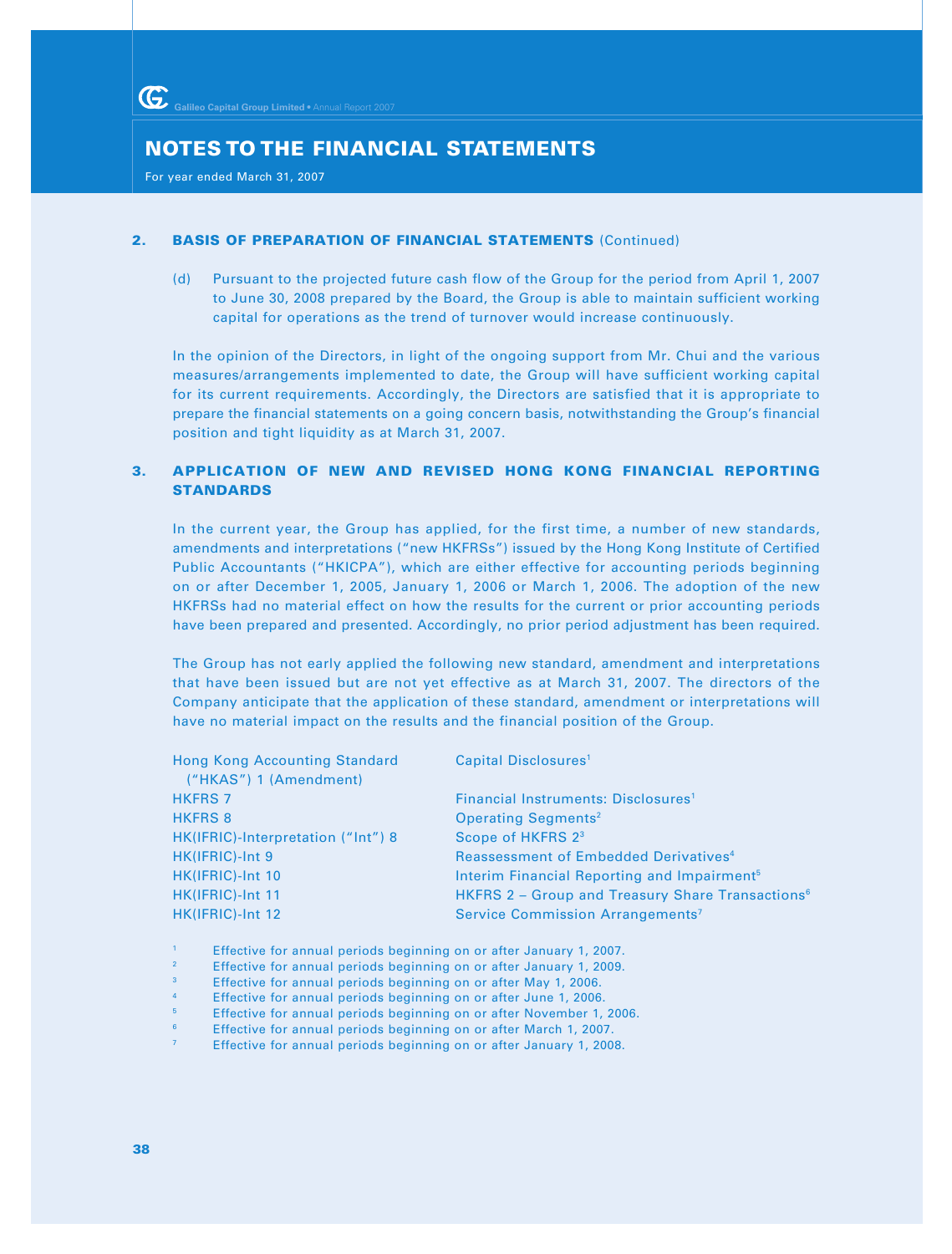## 2. BASIS OF PREPARATION OF FINANCIAL STATEMENTS (Continued)

(d) Pursuant to the projected future cash flow of the Group for the period from April 1, 2007 to June 30, 2008 prepared by the Board, the Group is able to maintain sufficient working capital for operations as the trend of turnover would increase continuously.

In the opinion of the Directors, in light of the ongoing support from Mr. Chui and the various measures/arrangements implemented to date, the Group will have sufficient working capital for its current requirements. Accordingly, the Directors are satisfied that it is appropriate to prepare the financial statements on a going concern basis, notwithstanding the Group's financial position and tight liquidity as at March 31, 2007.

## 3. APPLICATION OF NEW AND REVISED HONG KONG FINANCIAL REPORTING STANDARDS

In the current year, the Group has applied, for the first time, a number of new standards, amendments and interpretations ("new HKFRSs") issued by the Hong Kong Institute of Certified Public Accountants ("HKICPA"), which are either effective for accounting periods beginning on or after December 1, 2005, January 1, 2006 or March 1, 2006. The adoption of the new HKFRSs had no material effect on how the results for the current or prior accounting periods have been prepared and presented. Accordingly, no prior period adjustment has been required.

The Group has not early applied the following new standard, amendment and interpretations that have been issued but are not yet effective as at March 31, 2007. The directors of the Company anticipate that the application of these standard, amendment or interpretations will have no material impact on the results and the financial position of the Group.

| | |
|---|---|
| Hong Kong Accounting Standard ("HKAS") 1 (Amendment) | Capital Disclosures[1] |
| HKFRS 7 | Financial Instruments: Disclosures[1] |
| HKFRS 8 | Operating Segments[2] |
| HK(IFRIC)-Interpretation ("Int") 8 | Scope of HKFRS 2[3] |
| HK(IFRIC)-Int 9 | Reassessment of Embedded Derivatives[4] |
| HK(IFRIC)-Int 10 | Interim Financial Reporting and Impairment[5] |
| HK(IFRIC)-Int 11 | HKFRS 2 – Group and Treasury Share Transactions[6] |
| HK(IFRIC)-Int 12 | Service Commission Arrangements[7] |

[1] Effective for annual periods beginning on or after January 1, 2007.
[2] Effective for annual periods beginning on or after January 1, 2009.
[3] Effective for annual periods beginning on or after May 1, 2006.
[4] Effective for annual periods beginning on or after June 1, 2006.
[5] Effective for annual periods beginning on or after November 1, 2006.
[6] Effective for annual periods beginning on or after March 1, 2007.
[7] Effective for annual periods beginning on or after January 1, 2008.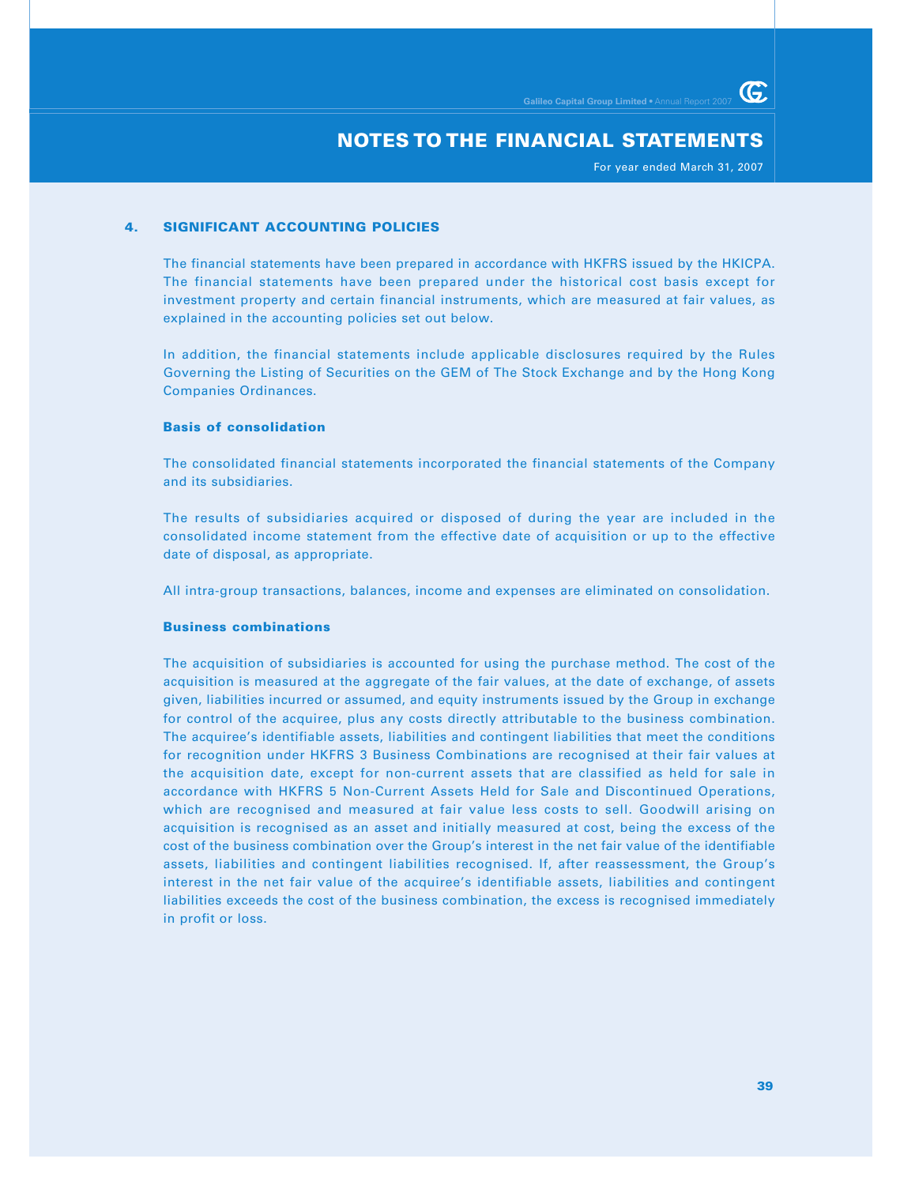# NOTES TO THE FINANCIAL STATEMENTS

For year ended March 31, 2007

## 4. SIGNIFICANT ACCOUNTING POLICIES

The financial statements have been prepared in accordance with HKFRS issued by the HKICPA. The financial statements have been prepared under the historical cost basis except for investment property and certain financial instruments, which are measured at fair values, as explained in the accounting policies set out below.

In addition, the financial statements include applicable disclosures required by the Rules Governing the Listing of Securities on the GEM of The Stock Exchange and by the Hong Kong Companies Ordinances.

### Basis of consolidation

The consolidated financial statements incorporated the financial statements of the Company and its subsidiaries.

The results of subsidiaries acquired or disposed of during the year are included in the consolidated income statement from the effective date of acquisition or up to the effective date of disposal, as appropriate.

All intra-group transactions, balances, income and expenses are eliminated on consolidation.

### Business combinations

The acquisition of subsidiaries is accounted for using the purchase method. The cost of the acquisition is measured at the aggregate of the fair values, at the date of exchange, of assets given, liabilities incurred or assumed, and equity instruments issued by the Group in exchange for control of the acquiree, plus any costs directly attributable to the business combination. The acquiree's identifiable assets, liabilities and contingent liabilities that meet the conditions for recognition under HKFRS 3 Business Combinations are recognised at their fair values at the acquisition date, except for non-current assets that are classified as held for sale in accordance with HKFRS 5 Non-Current Assets Held for Sale and Discontinued Operations, which are recognised and measured at fair value less costs to sell. Goodwill arising on acquisition is recognised as an asset and initially measured at cost, being the excess of the cost of the business combination over the Group's interest in the net fair value of the identifiable assets, liabilities and contingent liabilities recognised. If, after reassessment, the Group's interest in the net fair value of the acquiree's identifiable assets, liabilities and contingent liabilities exceeds the cost of the business combination, the excess is recognised immediately in profit or loss.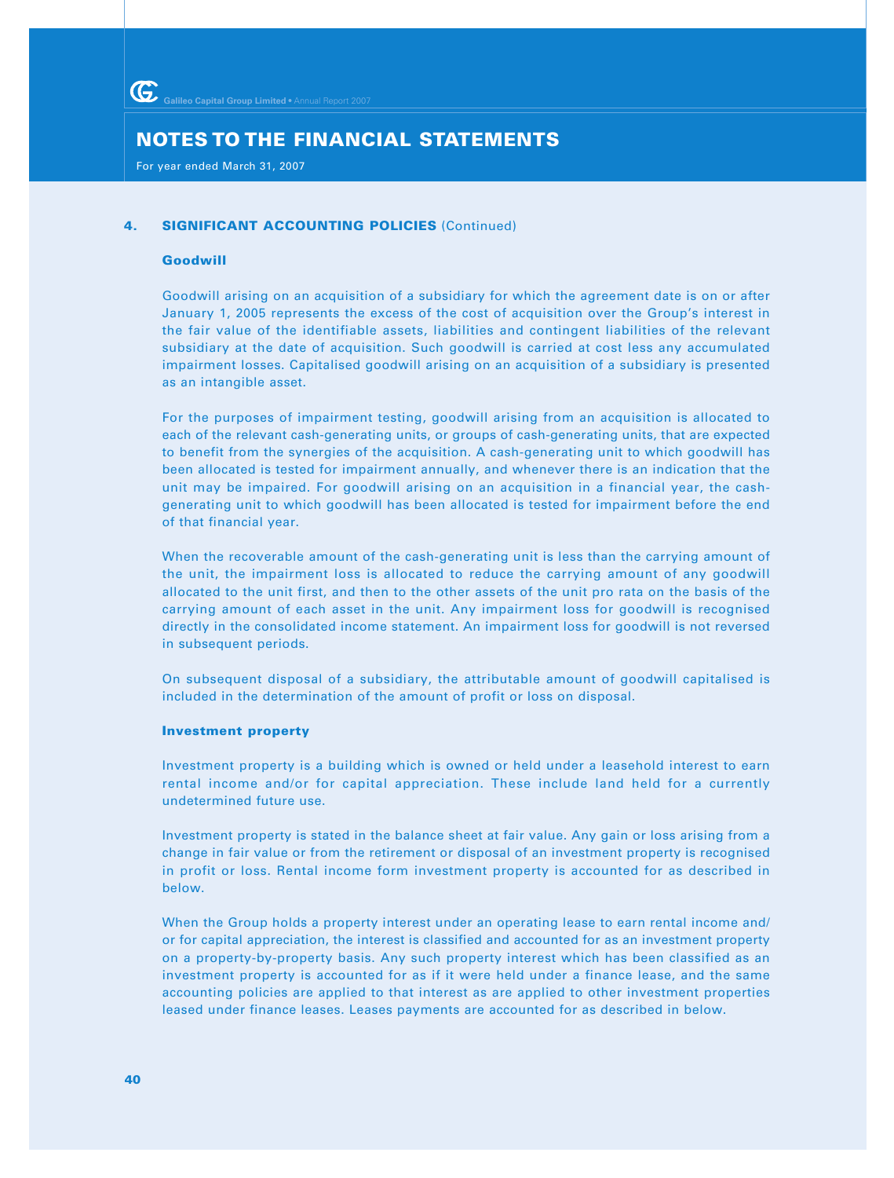## 4. SIGNIFICANT ACCOUNTING POLICIES (Continued)

### Goodwill

Goodwill arising on an acquisition of a subsidiary for which the agreement date is on or after January 1, 2005 represents the excess of the cost of acquisition over the Group's interest in the fair value of the identifiable assets, liabilities and contingent liabilities of the relevant subsidiary at the date of acquisition. Such goodwill is carried at cost less any accumulated impairment losses. Capitalised goodwill arising on an acquisition of a subsidiary is presented as an intangible asset.

For the purposes of impairment testing, goodwill arising from an acquisition is allocated to each of the relevant cash-generating units, or groups of cash-generating units, that are expected to benefit from the synergies of the acquisition. A cash-generating unit to which goodwill has been allocated is tested for impairment annually, and whenever there is an indication that the unit may be impaired. For goodwill arising on an acquisition in a financial year, the cash-generating unit to which goodwill has been allocated is tested for impairment before the end of that financial year.

When the recoverable amount of the cash-generating unit is less than the carrying amount of the unit, the impairment loss is allocated to reduce the carrying amount of any goodwill allocated to the unit first, and then to the other assets of the unit pro rata on the basis of the carrying amount of each asset in the unit. Any impairment loss for goodwill is recognised directly in the consolidated income statement. An impairment loss for goodwill is not reversed in subsequent periods.

On subsequent disposal of a subsidiary, the attributable amount of goodwill capitalised is included in the determination of the amount of profit or loss on disposal.

### Investment property

Investment property is a building which is owned or held under a leasehold interest to earn rental income and/or for capital appreciation. These include land held for a currently undetermined future use.

Investment property is stated in the balance sheet at fair value. Any gain or loss arising from a change in fair value or from the retirement or disposal of an investment property is recognised in profit or loss. Rental income form investment property is accounted for as described in below.

When the Group holds a property interest under an operating lease to earn rental income and/or for capital appreciation, the interest is classified and accounted for as an investment property on a property-by-property basis. Any such property interest which has been classified as an investment property is accounted for as if it were held under a finance lease, and the same accounting policies are applied to that interest as are applied to other investment properties leased under finance leases. Leases payments are accounted for as described in below.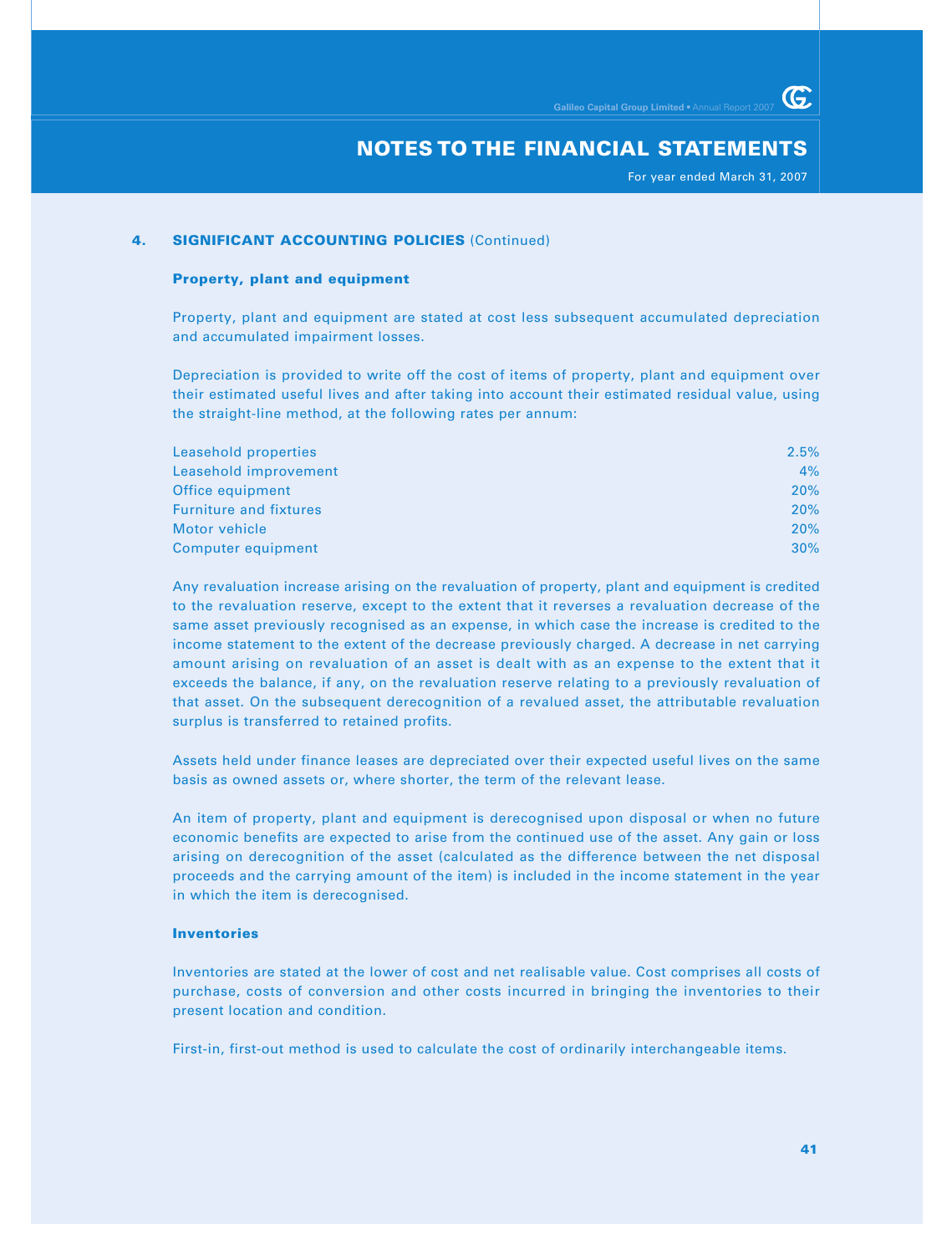## 4. SIGNIFICANT ACCOUNTING POLICIES (Continued)

### Property, plant and equipment

Property, plant and equipment are stated at cost less subsequent accumulated depreciation and accumulated impairment losses.

Depreciation is provided to write off the cost of items of property, plant and equipment over their estimated useful lives and after taking into account their estimated residual value, using the straight-line method, at the following rates per annum:

| | |
|---|---|
| Leasehold properties | 2.5% |
| Leasehold improvement | 4% |
| Office equipment | 20% |
| Furniture and fixtures | 20% |
| Motor vehicle | 20% |
| Computer equipment | 30% |

Any revaluation increase arising on the revaluation of property, plant and equipment is credited to the revaluation reserve, except to the extent that it reverses a revaluation decrease of the same asset previously recognised as an expense, in which case the increase is credited to the income statement to the extent of the decrease previously charged. A decrease in net carrying amount arising on revaluation of an asset is dealt with as an expense to the extent that it exceeds the balance, if any, on the revaluation reserve relating to a previously revaluation of that asset. On the subsequent derecognition of a revalued asset, the attributable revaluation surplus is transferred to retained profits.

Assets held under finance leases are depreciated over their expected useful lives on the same basis as owned assets or, where shorter, the term of the relevant lease.

An item of property, plant and equipment is derecognised upon disposal or when no future economic benefits are expected to arise from the continued use of the asset. Any gain or loss arising on derecognition of the asset (calculated as the difference between the net disposal proceeds and the carrying amount of the item) is included in the income statement in the year in which the item is derecognised.

### Inventories

Inventories are stated at the lower of cost and net realisable value. Cost comprises all costs of purchase, costs of conversion and other costs incurred in bringing the inventories to their present location and condition.

First-in, first-out method is used to calculate the cost of ordinarily interchangeable items.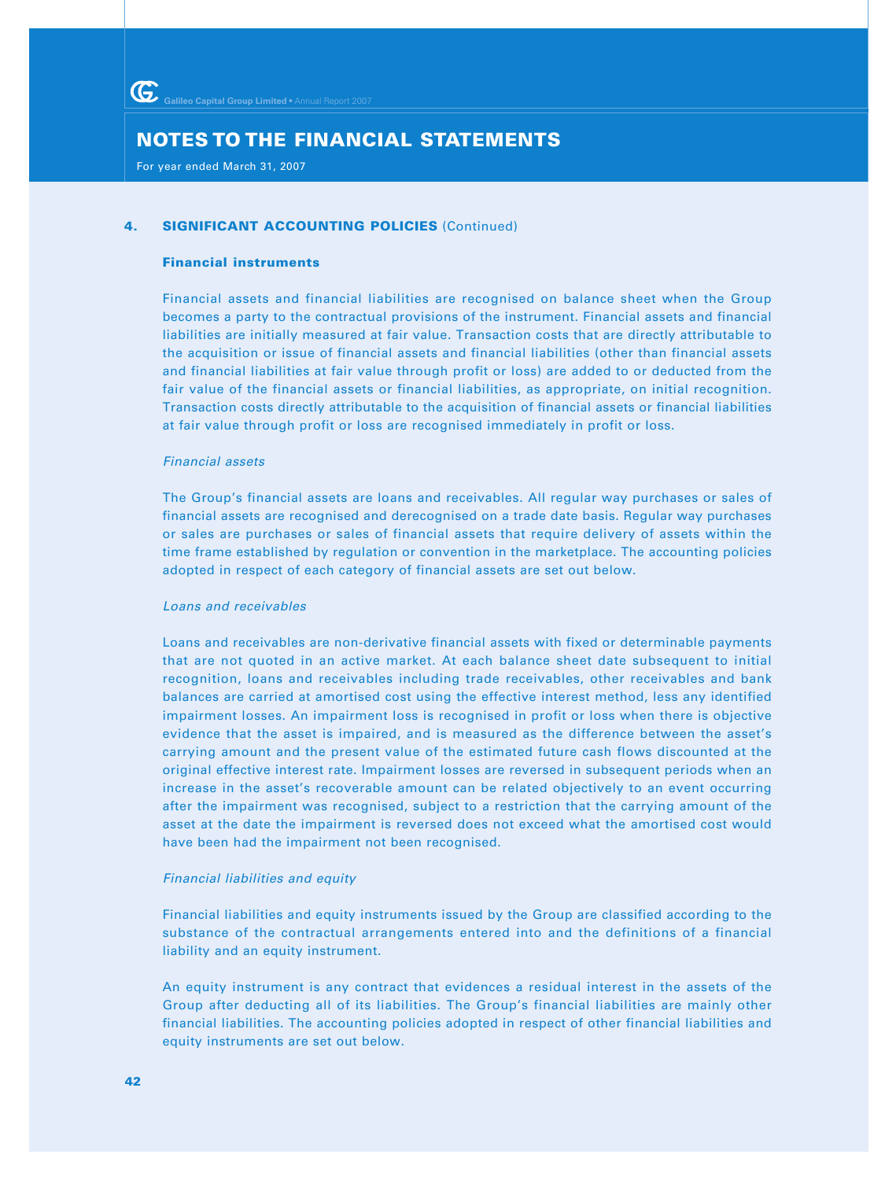## 4. SIGNIFICANT ACCOUNTING POLICIES (Continued)

### Financial instruments

Financial assets and financial liabilities are recognised on balance sheet when the Group becomes a party to the contractual provisions of the instrument. Financial assets and financial liabilities are initially measured at fair value. Transaction costs that are directly attributable to the acquisition or issue of financial assets and financial liabilities (other than financial assets and financial liabilities at fair value through profit or loss) are added to or deducted from the fair value of the financial assets or financial liabilities, as appropriate, on initial recognition. Transaction costs directly attributable to the acquisition of financial assets or financial liabilities at fair value through profit or loss are recognised immediately in profit or loss.

*Financial assets*

The Group's financial assets are loans and receivables. All regular way purchases or sales of financial assets are recognised and derecognised on a trade date basis. Regular way purchases or sales are purchases or sales of financial assets that require delivery of assets within the time frame established by regulation or convention in the marketplace. The accounting policies adopted in respect of each category of financial assets are set out below.

*Loans and receivables*

Loans and receivables are non-derivative financial assets with fixed or determinable payments that are not quoted in an active market. At each balance sheet date subsequent to initial recognition, loans and receivables including trade receivables, other receivables and bank balances are carried at amortised cost using the effective interest method, less any identified impairment losses. An impairment loss is recognised in profit or loss when there is objective evidence that the asset is impaired, and is measured as the difference between the asset's carrying amount and the present value of the estimated future cash flows discounted at the original effective interest rate. Impairment losses are reversed in subsequent periods when an increase in the asset's recoverable amount can be related objectively to an event occurring after the impairment was recognised, subject to a restriction that the carrying amount of the asset at the date the impairment is reversed does not exceed what the amortised cost would have been had the impairment not been recognised.

*Financial liabilities and equity*

Financial liabilities and equity instruments issued by the Group are classified according to the substance of the contractual arrangements entered into and the definitions of a financial liability and an equity instrument.

An equity instrument is any contract that evidences a residual interest in the assets of the Group after deducting all of its liabilities. The Group's financial liabilities are mainly other financial liabilities. The accounting policies adopted in respect of other financial liabilities and equity instruments are set out below.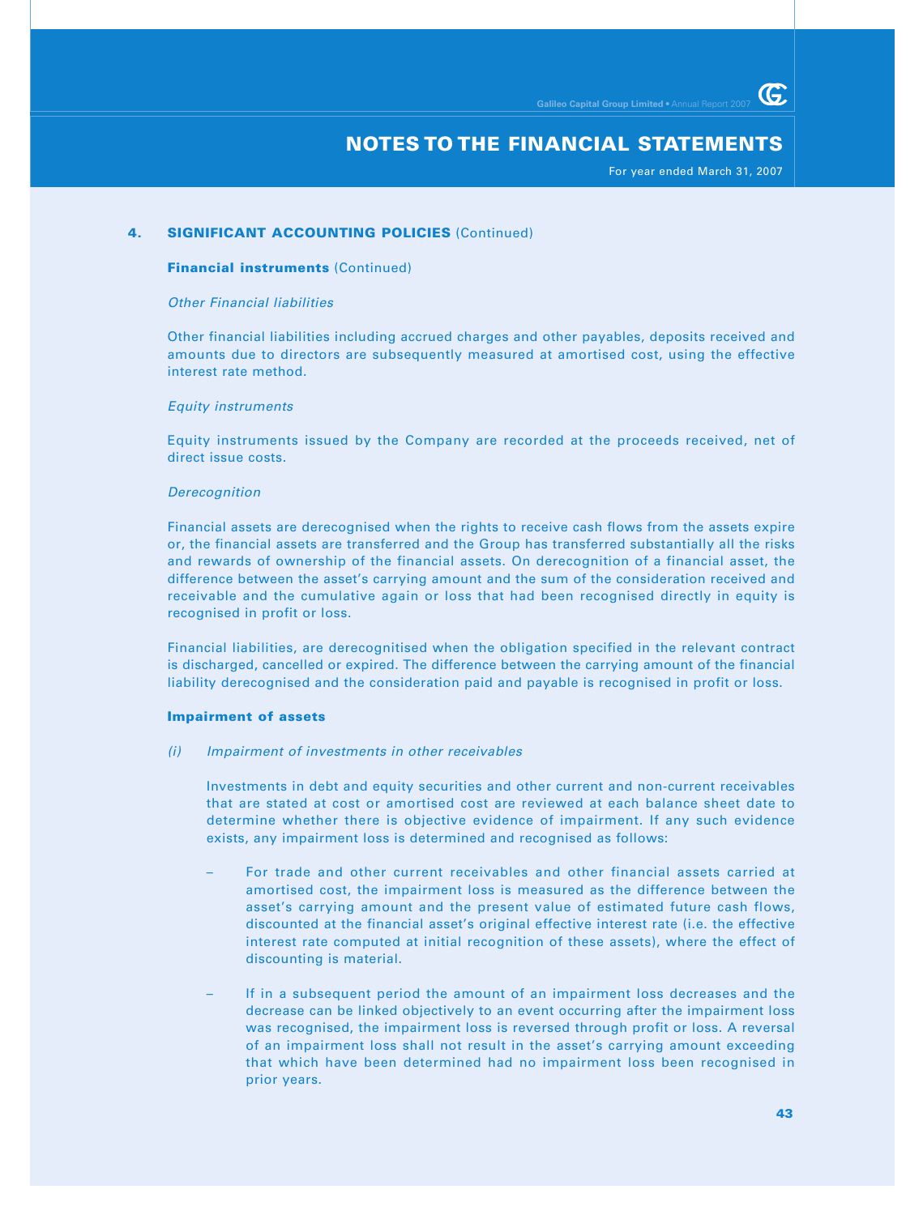## 4. SIGNIFICANT ACCOUNTING POLICIES (Continued)

### Financial instruments (Continued)

*Other Financial liabilities*

Other financial liabilities including accrued charges and other payables, deposits received and amounts due to directors are subsequently measured at amortised cost, using the effective interest rate method.

*Equity instruments*

Equity instruments issued by the Company are recorded at the proceeds received, net of direct issue costs.

*Derecognition*

Financial assets are derecognised when the rights to receive cash flows from the assets expire or, the financial assets are transferred and the Group has transferred substantially all the risks and rewards of ownership of the financial assets. On derecognition of a financial asset, the difference between the asset's carrying amount and the sum of the consideration received and receivable and the cumulative again or loss that had been recognised directly in equity is recognised in profit or loss.

Financial liabilities, are derecognitised when the obligation specified in the relevant contract is discharged, cancelled or expired. The difference between the carrying amount of the financial liability derecognised and the consideration paid and payable is recognised in profit or loss.

### Impairment of assets

*(i) Impairment of investments in other receivables*

Investments in debt and equity securities and other current and non-current receivables that are stated at cost or amortised cost are reviewed at each balance sheet date to determine whether there is objective evidence of impairment. If any such evidence exists, any impairment loss is determined and recognised as follows:

- For trade and other current receivables and other financial assets carried at amortised cost, the impairment loss is measured as the difference between the asset's carrying amount and the present value of estimated future cash flows, discounted at the financial asset's original effective interest rate (i.e. the effective interest rate computed at initial recognition of these assets), where the effect of discounting is material.

- If in a subsequent period the amount of an impairment loss decreases and the decrease can be linked objectively to an event occurring after the impairment loss was recognised, the impairment loss is reversed through profit or loss. A reversal of an impairment loss shall not result in the asset's carrying amount exceeding that which have been determined had no impairment loss been recognised in prior years.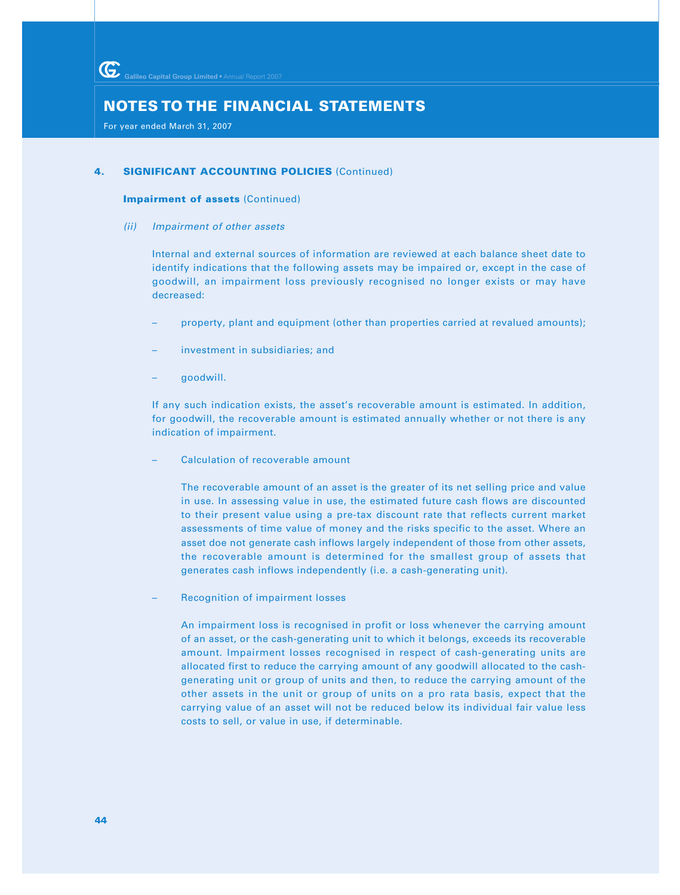## 4. SIGNIFICANT ACCOUNTING POLICIES (Continued)

### Impairment of assets (Continued)

*(ii) Impairment of other assets*

Internal and external sources of information are reviewed at each balance sheet date to identify indications that the following assets may be impaired or, except in the case of goodwill, an impairment loss previously recognised no longer exists or may have decreased:

– property, plant and equipment (other than properties carried at revalued amounts);

– investment in subsidiaries; and

– goodwill.

If any such indication exists, the asset's recoverable amount is estimated. In addition, for goodwill, the recoverable amount is estimated annually whether or not there is any indication of impairment.

– Calculation of recoverable amount

The recoverable amount of an asset is the greater of its net selling price and value in use. In assessing value in use, the estimated future cash flows are discounted to their present value using a pre-tax discount rate that reflects current market assessments of time value of money and the risks specific to the asset. Where an asset doe not generate cash inflows largely independent of those from other assets, the recoverable amount is determined for the smallest group of assets that generates cash inflows independently (i.e. a cash-generating unit).

– Recognition of impairment losses

An impairment loss is recognised in profit or loss whenever the carrying amount of an asset, or the cash-generating unit to which it belongs, exceeds its recoverable amount. Impairment losses recognised in respect of cash-generating units are allocated first to reduce the carrying amount of any goodwill allocated to the cash-generating unit or group of units and then, to reduce the carrying amount of the other assets in the unit or group of units on a pro rata basis, expect that the carrying value of an asset will not be reduced below its individual fair value less costs to sell, or value in use, if determinable.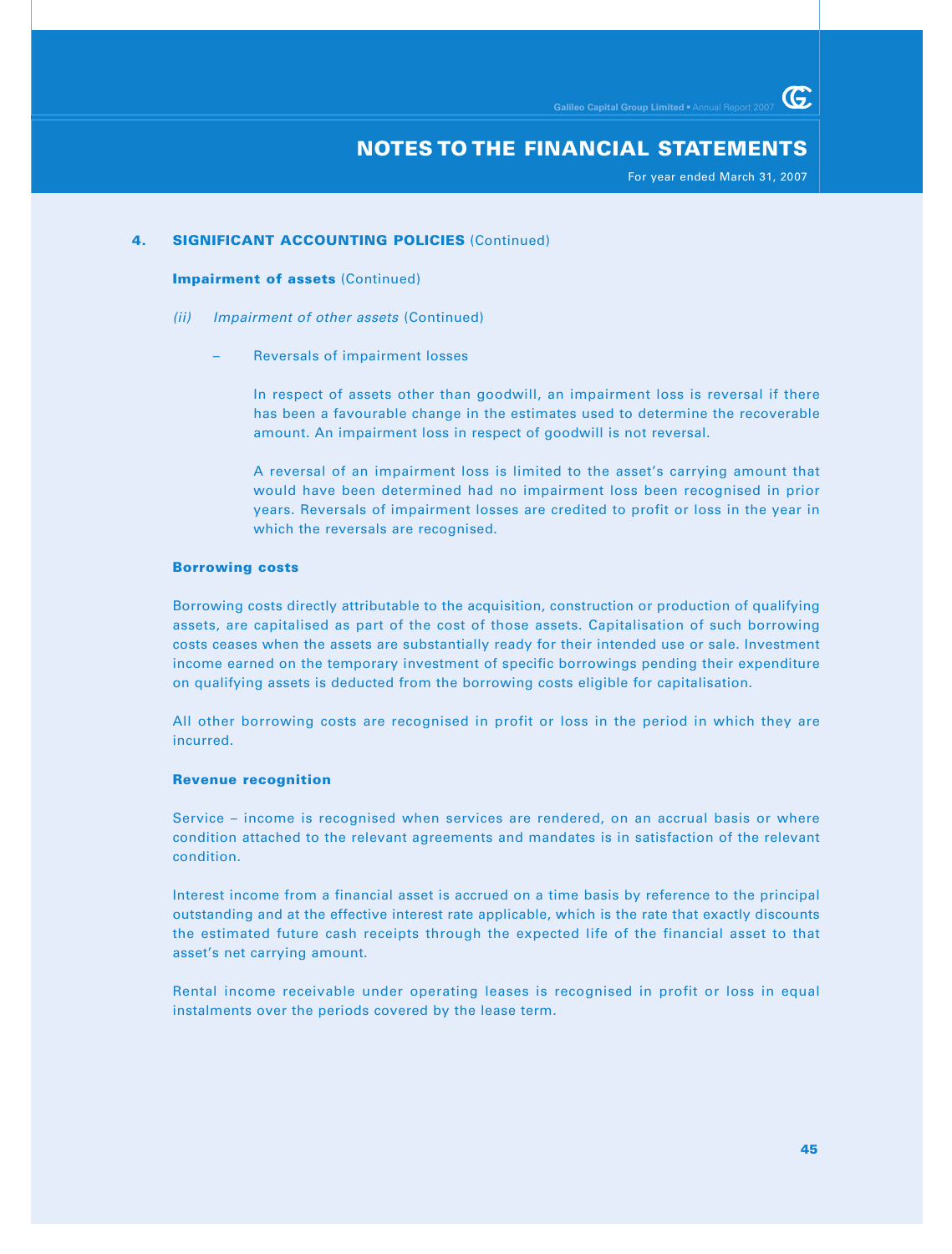# NOTES TO THE FINANCIAL STATEMENTS

For year ended March 31, 2007

## 4. SIGNIFICANT ACCOUNTING POLICIES (Continued)

### Impairment of assets (Continued)

*(ii) Impairment of other assets* (Continued)

– Reversals of impairment losses

In respect of assets other than goodwill, an impairment loss is reversal if there has been a favourable change in the estimates used to determine the recoverable amount. An impairment loss in respect of goodwill is not reversal.

A reversal of an impairment loss is limited to the asset's carrying amount that would have been determined had no impairment loss been recognised in prior years. Reversals of impairment losses are credited to profit or loss in the year in which the reversals are recognised.

### Borrowing costs

Borrowing costs directly attributable to the acquisition, construction or production of qualifying assets, are capitalised as part of the cost of those assets. Capitalisation of such borrowing costs ceases when the assets are substantially ready for their intended use or sale. Investment income earned on the temporary investment of specific borrowings pending their expenditure on qualifying assets is deducted from the borrowing costs eligible for capitalisation.

All other borrowing costs are recognised in profit or loss in the period in which they are incurred.

### Revenue recognition

Service – income is recognised when services are rendered, on an accrual basis or where condition attached to the relevant agreements and mandates is in satisfaction of the relevant condition.

Interest income from a financial asset is accrued on a time basis by reference to the principal outstanding and at the effective interest rate applicable, which is the rate that exactly discounts the estimated future cash receipts through the expected life of the financial asset to that asset's net carrying amount.

Rental income receivable under operating leases is recognised in profit or loss in equal instalments over the periods covered by the lease term.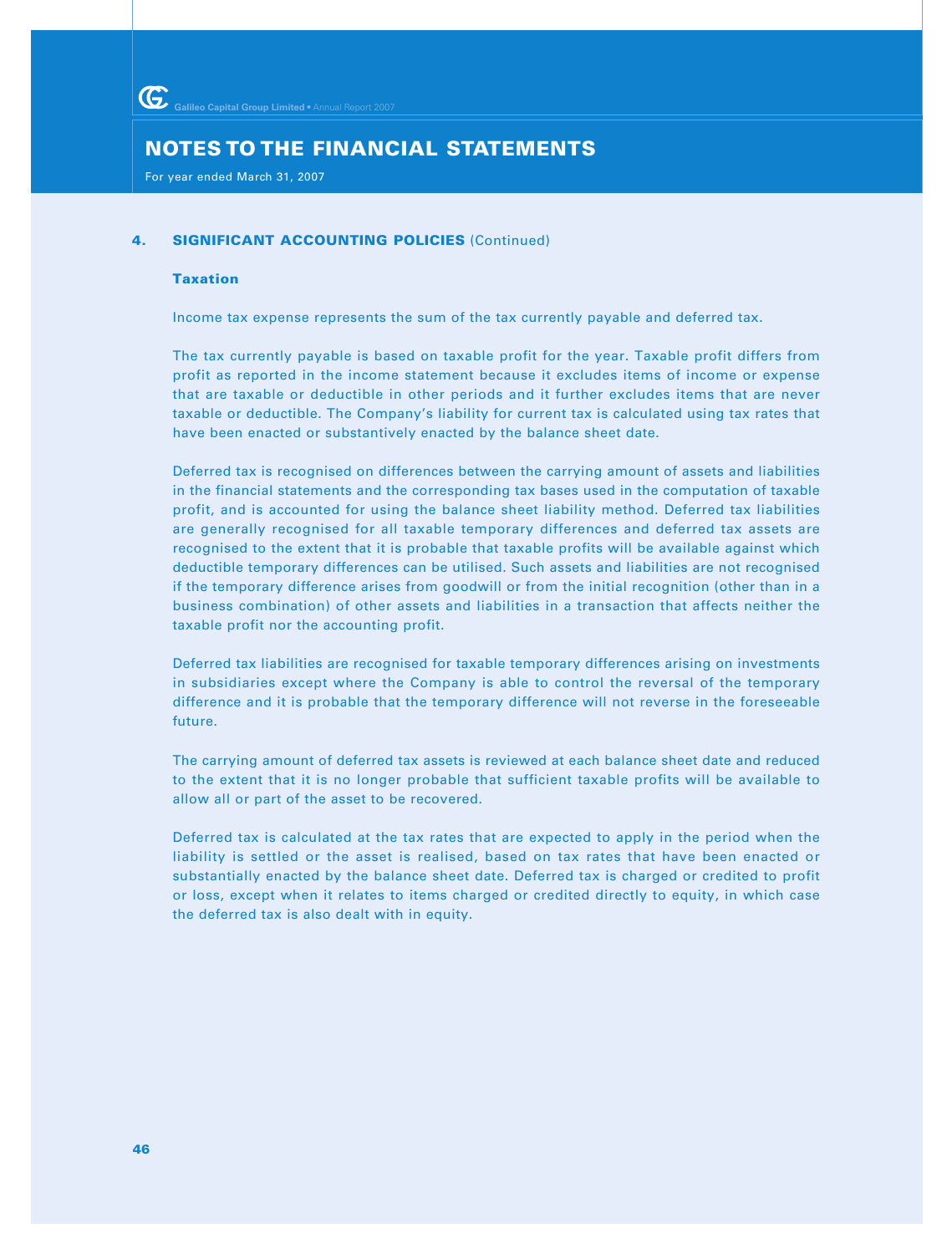# NOTES TO THE FINANCIAL STATEMENTS

For year ended March 31, 2007

## 4. SIGNIFICANT ACCOUNTING POLICIES (Continued)

### Taxation

Income tax expense represents the sum of the tax currently payable and deferred tax.

The tax currently payable is based on taxable profit for the year. Taxable profit differs from profit as reported in the income statement because it excludes items of income or expense that are taxable or deductible in other periods and it further excludes items that are never taxable or deductible. The Company's liability for current tax is calculated using tax rates that have been enacted or substantively enacted by the balance sheet date.

Deferred tax is recognised on differences between the carrying amount of assets and liabilities in the financial statements and the corresponding tax bases used in the computation of taxable profit, and is accounted for using the balance sheet liability method. Deferred tax liabilities are generally recognised for all taxable temporary differences and deferred tax assets are recognised to the extent that it is probable that taxable profits will be available against which deductible temporary differences can be utilised. Such assets and liabilities are not recognised if the temporary difference arises from goodwill or from the initial recognition (other than in a business combination) of other assets and liabilities in a transaction that affects neither the taxable profit nor the accounting profit.

Deferred tax liabilities are recognised for taxable temporary differences arising on investments in subsidiaries except where the Company is able to control the reversal of the temporary difference and it is probable that the temporary difference will not reverse in the foreseeable future.

The carrying amount of deferred tax assets is reviewed at each balance sheet date and reduced to the extent that it is no longer probable that sufficient taxable profits will be available to allow all or part of the asset to be recovered.

Deferred tax is calculated at the tax rates that are expected to apply in the period when the liability is settled or the asset is realised, based on tax rates that have been enacted or substantially enacted by the balance sheet date. Deferred tax is charged or credited to profit or loss, except when it relates to items charged or credited directly to equity, in which case the deferred tax is also dealt with in equity.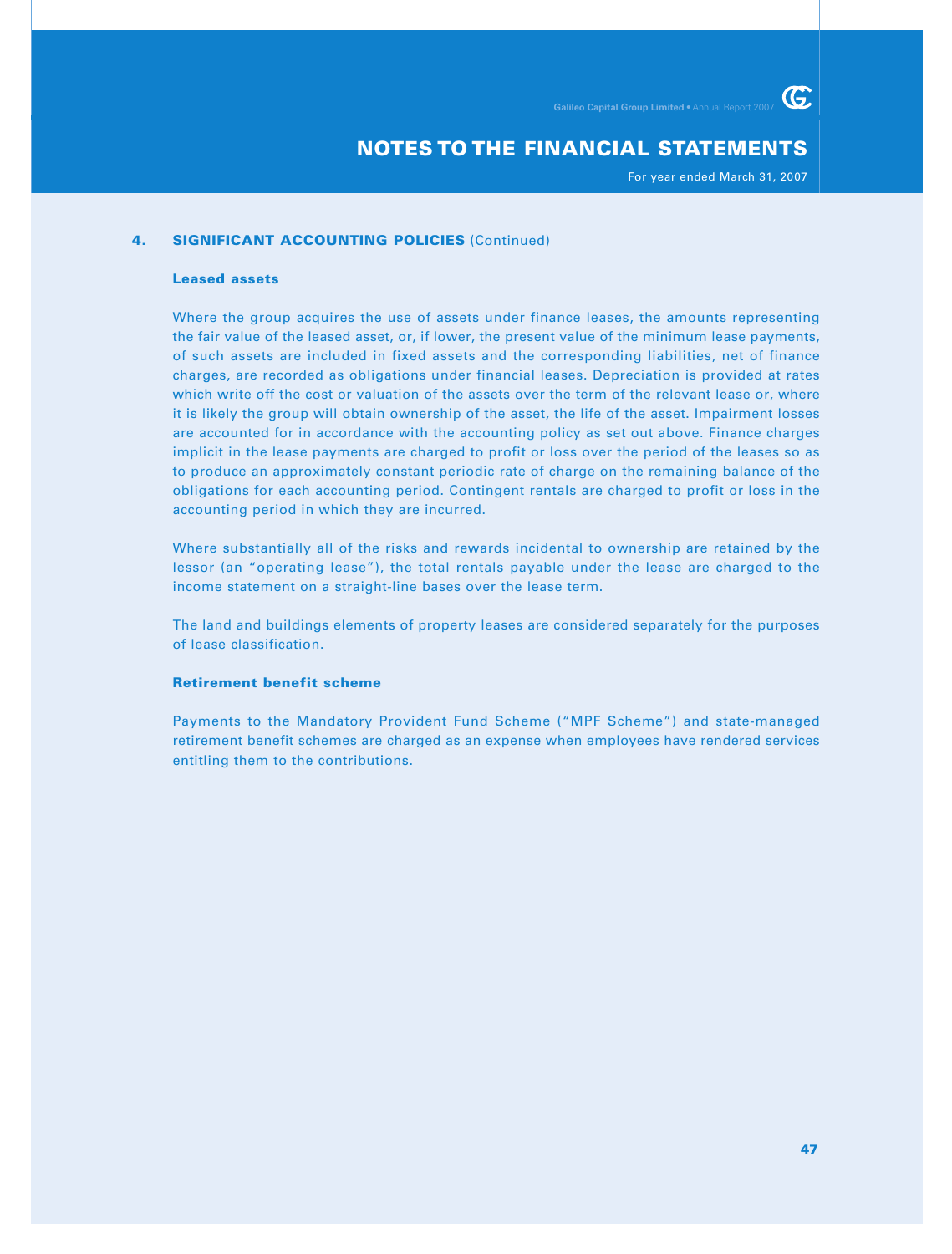## 4. SIGNIFICANT ACCOUNTING POLICIES (Continued)

### Leased assets

Where the group acquires the use of assets under finance leases, the amounts representing the fair value of the leased asset, or, if lower, the present value of the minimum lease payments, of such assets are included in fixed assets and the corresponding liabilities, net of finance charges, are recorded as obligations under financial leases. Depreciation is provided at rates which write off the cost or valuation of the assets over the term of the relevant lease or, where it is likely the group will obtain ownership of the asset, the life of the asset. Impairment losses are accounted for in accordance with the accounting policy as set out above. Finance charges implicit in the lease payments are charged to profit or loss over the period of the leases so as to produce an approximately constant periodic rate of charge on the remaining balance of the obligations for each accounting period. Contingent rentals are charged to profit or loss in the accounting period in which they are incurred.

Where substantially all of the risks and rewards incidental to ownership are retained by the lessor (an "operating lease"), the total rentals payable under the lease are charged to the income statement on a straight-line bases over the lease term.

The land and buildings elements of property leases are considered separately for the purposes of lease classification.

### Retirement benefit scheme

Payments to the Mandatory Provident Fund Scheme ("MPF Scheme") and state-managed retirement benefit schemes are charged as an expense when employees have rendered services entitling them to the contributions.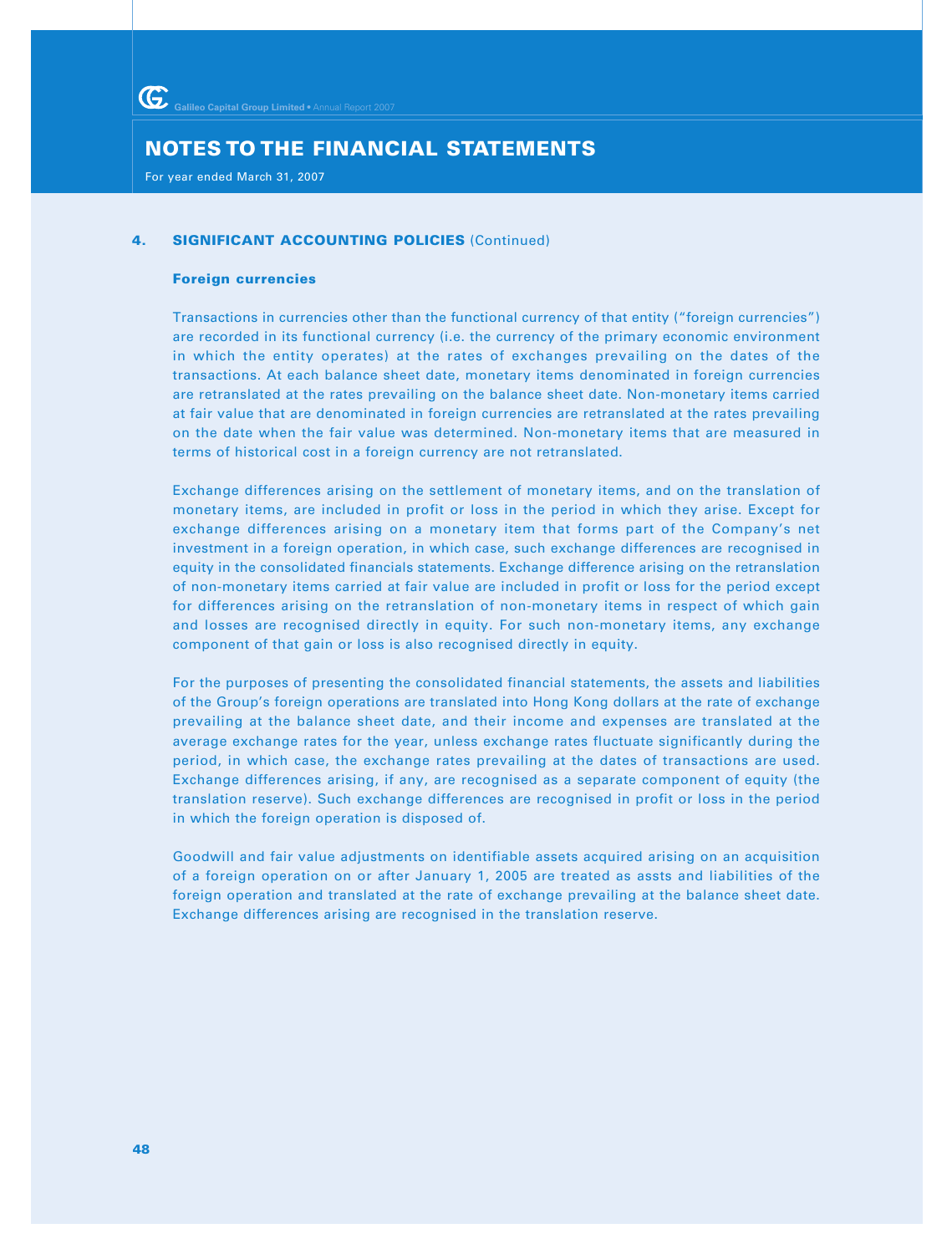## 4. SIGNIFICANT ACCOUNTING POLICIES (Continued)

### Foreign currencies

Transactions in currencies other than the functional currency of that entity ("foreign currencies") are recorded in its functional currency (i.e. the currency of the primary economic environment in which the entity operates) at the rates of exchanges prevailing on the dates of the transactions. At each balance sheet date, monetary items denominated in foreign currencies are retranslated at the rates prevailing on the balance sheet date. Non-monetary items carried at fair value that are denominated in foreign currencies are retranslated at the rates prevailing on the date when the fair value was determined. Non-monetary items that are measured in terms of historical cost in a foreign currency are not retranslated.

Exchange differences arising on the settlement of monetary items, and on the translation of monetary items, are included in profit or loss in the period in which they arise. Except for exchange differences arising on a monetary item that forms part of the Company's net investment in a foreign operation, in which case, such exchange differences are recognised in equity in the consolidated financials statements. Exchange difference arising on the retranslation of non-monetary items carried at fair value are included in profit or loss for the period except for differences arising on the retranslation of non-monetary items in respect of which gain and losses are recognised directly in equity. For such non-monetary items, any exchange component of that gain or loss is also recognised directly in equity.

For the purposes of presenting the consolidated financial statements, the assets and liabilities of the Group's foreign operations are translated into Hong Kong dollars at the rate of exchange prevailing at the balance sheet date, and their income and expenses are translated at the average exchange rates for the year, unless exchange rates fluctuate significantly during the period, in which case, the exchange rates prevailing at the dates of transactions are used. Exchange differences arising, if any, are recognised as a separate component of equity (the translation reserve). Such exchange differences are recognised in profit or loss in the period in which the foreign operation is disposed of.

Goodwill and fair value adjustments on identifiable assets acquired arising on an acquisition of a foreign operation on or after January 1, 2005 are treated as assts and liabilities of the foreign operation and translated at the rate of exchange prevailing at the balance sheet date. Exchange differences arising are recognised in the translation reserve.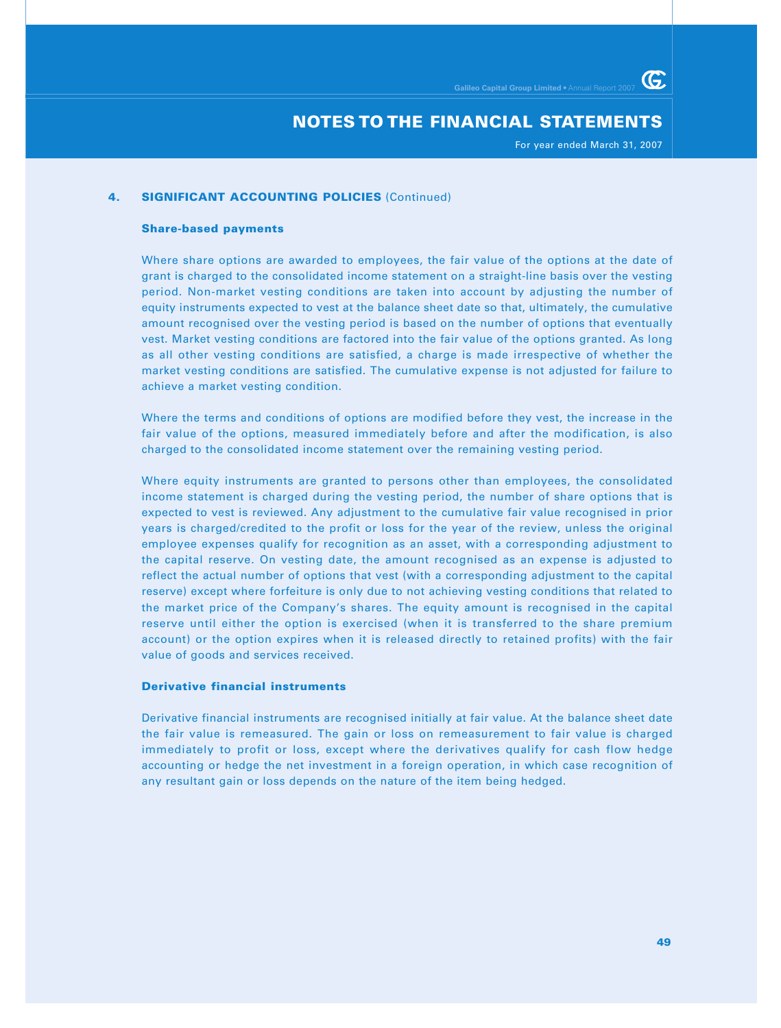## 4. SIGNIFICANT ACCOUNTING POLICIES (Continued)

### Share-based payments

Where share options are awarded to employees, the fair value of the options at the date of grant is charged to the consolidated income statement on a straight-line basis over the vesting period. Non-market vesting conditions are taken into account by adjusting the number of equity instruments expected to vest at the balance sheet date so that, ultimately, the cumulative amount recognised over the vesting period is based on the number of options that eventually vest. Market vesting conditions are factored into the fair value of the options granted. As long as all other vesting conditions are satisfied, a charge is made irrespective of whether the market vesting conditions are satisfied. The cumulative expense is not adjusted for failure to achieve a market vesting condition.

Where the terms and conditions of options are modified before they vest, the increase in the fair value of the options, measured immediately before and after the modification, is also charged to the consolidated income statement over the remaining vesting period.

Where equity instruments are granted to persons other than employees, the consolidated income statement is charged during the vesting period, the number of share options that is expected to vest is reviewed. Any adjustment to the cumulative fair value recognised in prior years is charged/credited to the profit or loss for the year of the review, unless the original employee expenses qualify for recognition as an asset, with a corresponding adjustment to the capital reserve. On vesting date, the amount recognised as an expense is adjusted to reflect the actual number of options that vest (with a corresponding adjustment to the capital reserve) except where forfeiture is only due to not achieving vesting conditions that related to the market price of the Company's shares. The equity amount is recognised in the capital reserve until either the option is exercised (when it is transferred to the share premium account) or the option expires when it is released directly to retained profits) with the fair value of goods and services received.

### Derivative financial instruments

Derivative financial instruments are recognised initially at fair value. At the balance sheet date the fair value is remeasured. The gain or loss on remeasurement to fair value is charged immediately to profit or loss, except where the derivatives qualify for cash flow hedge accounting or hedge the net investment in a foreign operation, in which case recognition of any resultant gain or loss depends on the nature of the item being hedged.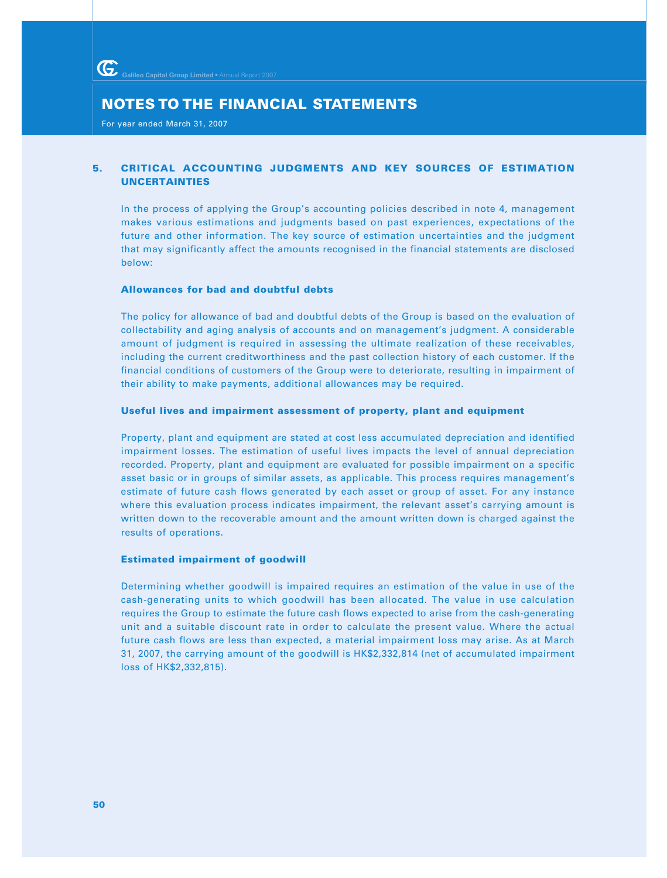## 5. CRITICAL ACCOUNTING JUDGMENTS AND KEY SOURCES OF ESTIMATION UNCERTAINTIES

In the process of applying the Group's accounting policies described in note 4, management makes various estimations and judgments based on past experiences, expectations of the future and other information. The key source of estimation uncertainties and the judgment that may significantly affect the amounts recognised in the financial statements are disclosed below:

### Allowances for bad and doubtful debts

The policy for allowance of bad and doubtful debts of the Group is based on the evaluation of collectability and aging analysis of accounts and on management's judgment. A considerable amount of judgment is required in assessing the ultimate realization of these receivables, including the current creditworthiness and the past collection history of each customer. If the financial conditions of customers of the Group were to deteriorate, resulting in impairment of their ability to make payments, additional allowances may be required.

### Useful lives and impairment assessment of property, plant and equipment

Property, plant and equipment are stated at cost less accumulated depreciation and identified impairment losses. The estimation of useful lives impacts the level of annual depreciation recorded. Property, plant and equipment are evaluated for possible impairment on a specific asset basic or in groups of similar assets, as applicable. This process requires management's estimate of future cash flows generated by each asset or group of asset. For any instance where this evaluation process indicates impairment, the relevant asset's carrying amount is written down to the recoverable amount and the amount written down is charged against the results of operations.

### Estimated impairment of goodwill

Determining whether goodwill is impaired requires an estimation of the value in use of the cash-generating units to which goodwill has been allocated. The value in use calculation requires the Group to estimate the future cash flows expected to arise from the cash-generating unit and a suitable discount rate in order to calculate the present value. Where the actual future cash flows are less than expected, a material impairment loss may arise. As at March 31, 2007, the carrying amount of the goodwill is HK$2,332,814 (net of accumulated impairment loss of HK$2,332,815).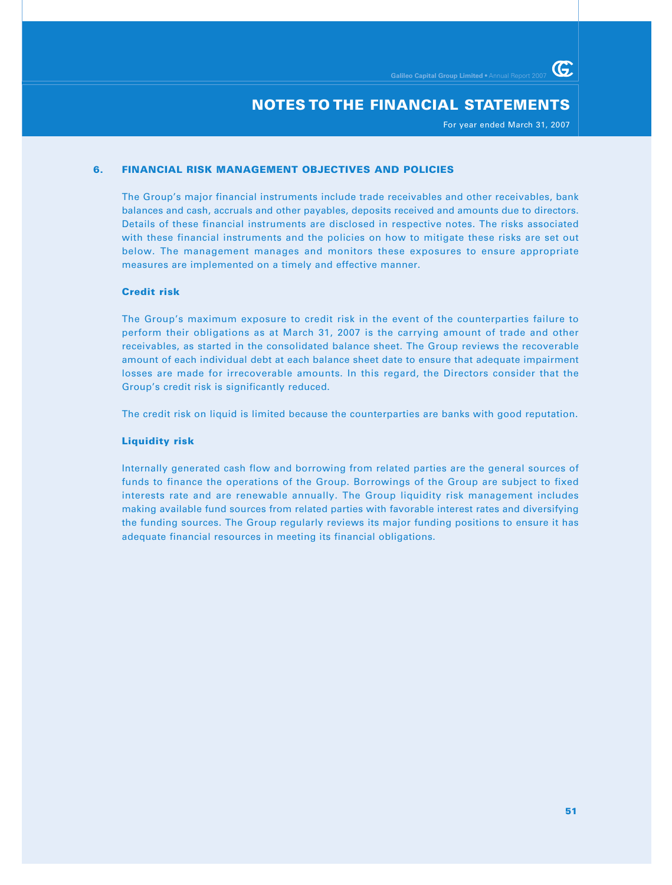# NOTES TO THE FINANCIAL STATEMENTS

For year ended March 31, 2007

## 6. FINANCIAL RISK MANAGEMENT OBJECTIVES AND POLICIES

The Group's major financial instruments include trade receivables and other receivables, bank balances and cash, accruals and other payables, deposits received and amounts due to directors. Details of these financial instruments are disclosed in respective notes. The risks associated with these financial instruments and the policies on how to mitigate these risks are set out below. The management manages and monitors these exposures to ensure appropriate measures are implemented on a timely and effective manner.

### Credit risk

The Group's maximum exposure to credit risk in the event of the counterparties failure to perform their obligations as at March 31, 2007 is the carrying amount of trade and other receivables, as started in the consolidated balance sheet. The Group reviews the recoverable amount of each individual debt at each balance sheet date to ensure that adequate impairment losses are made for irrecoverable amounts. In this regard, the Directors consider that the Group's credit risk is significantly reduced.

The credit risk on liquid is limited because the counterparties are banks with good reputation.

### Liquidity risk

Internally generated cash flow and borrowing from related parties are the general sources of funds to finance the operations of the Group. Borrowings of the Group are subject to fixed interests rate and are renewable annually. The Group liquidity risk management includes making available fund sources from related parties with favorable interest rates and diversifying the funding sources. The Group regularly reviews its major funding positions to ensure it has adequate financial resources in meeting its financial obligations.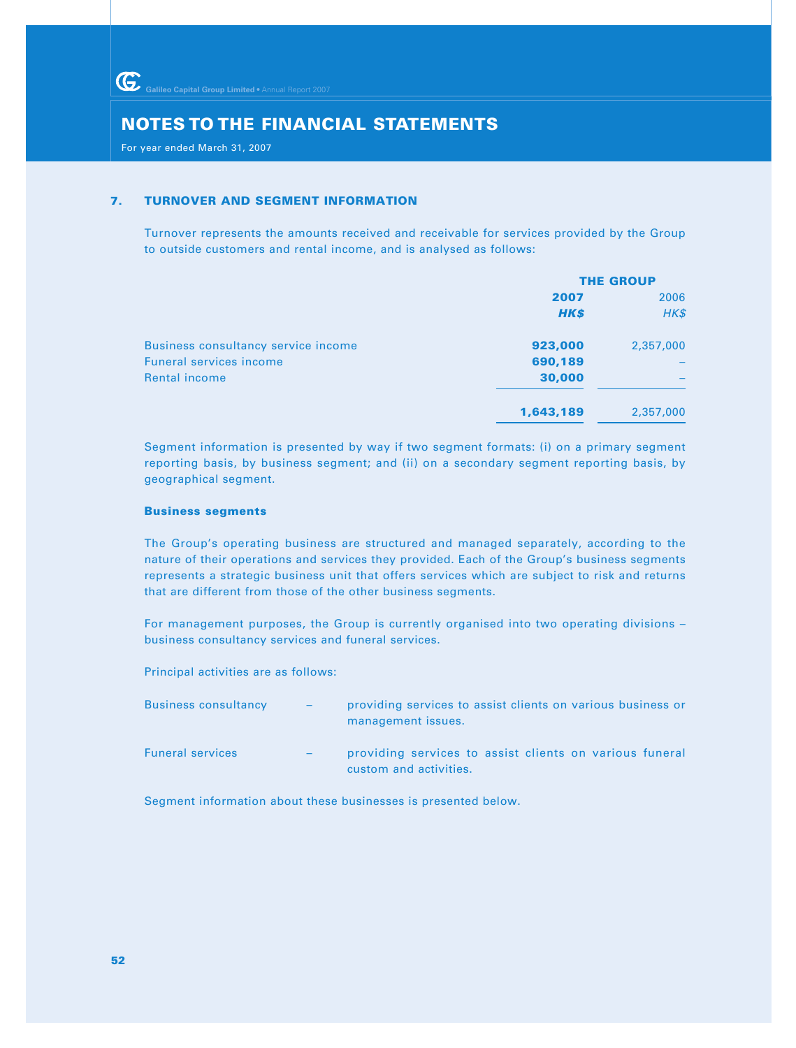## NOTES TO THE FINANCIAL STATEMENTS

For year ended March 31, 2007

### 7. TURNOVER AND SEGMENT INFORMATION

Turnover represents the amounts received and receivable for services provided by the Group to outside customers and rental income, and is analysed as follows:

| | THE GROUP | |
|---|---|---|
| | **2007** | 2006 |
| | ***HK$*** | *HK$* |
| Business consultancy service income | **923,000** | 2,357,000 |
| Funeral services income | **690,189** | – |
| Rental income | **30,000** | – |
| | **1,643,189** | 2,357,000 |

Segment information is presented by way if two segment formats: (i) on a primary segment reporting basis, by business segment; and (ii) on a secondary segment reporting basis, by geographical segment.

**Business segments**

The Group's operating business are structured and managed separately, according to the nature of their operations and services they provided. Each of the Group's business segments represents a strategic business unit that offers services which are subject to risk and returns that are different from those of the other business segments.

For management purposes, the Group is currently organised into two operating divisions – business consultancy services and funeral services.

Principal activities are as follows:

Business consultancy – providing services to assist clients on various business or management issues.

Funeral services – providing services to assist clients on various funeral custom and activities.

Segment information about these businesses is presented below.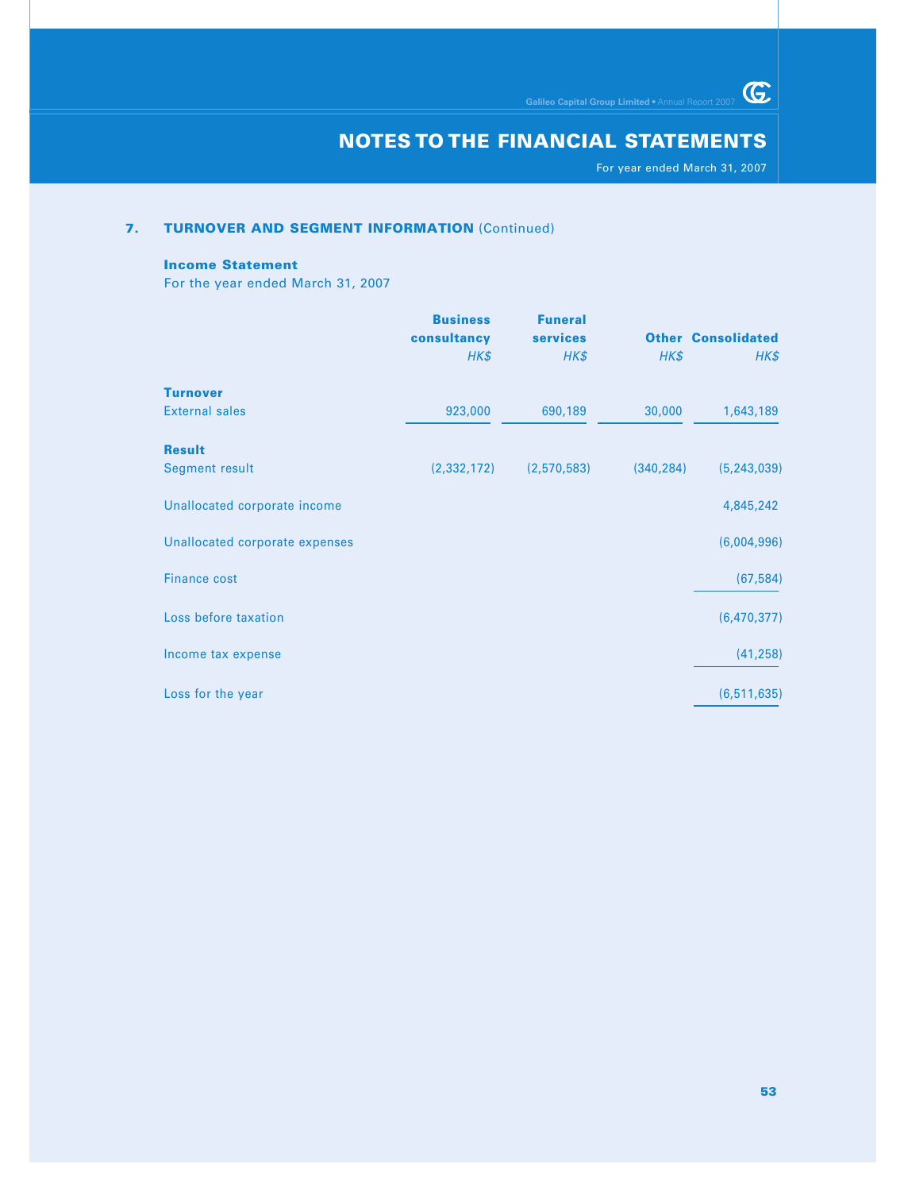## 7. TURNOVER AND SEGMENT INFORMATION (Continued)

### Income Statement

For the year ended March 31, 2007

| | Business consultancy | Funeral services | Other | Consolidated |
|---|---|---|---|---|
| | *HK$* | *HK$* | *HK$* | *HK$* |
| **Turnover** | | | | |
| External sales | 923,000 | 690,189 | 30,000 | 1,643,189 |
| **Result** | | | | |
| Segment result | (2,332,172) | (2,570,583) | (340,284) | (5,243,039) |
| Unallocated corporate income | | | | 4,845,242 |
| Unallocated corporate expenses | | | | (6,004,996) |
| Finance cost | | | | (67,584) |
| Loss before taxation | | | | (6,470,377) |
| Income tax expense | | | | (41,258) |
| Loss for the year | | | | (6,511,635) |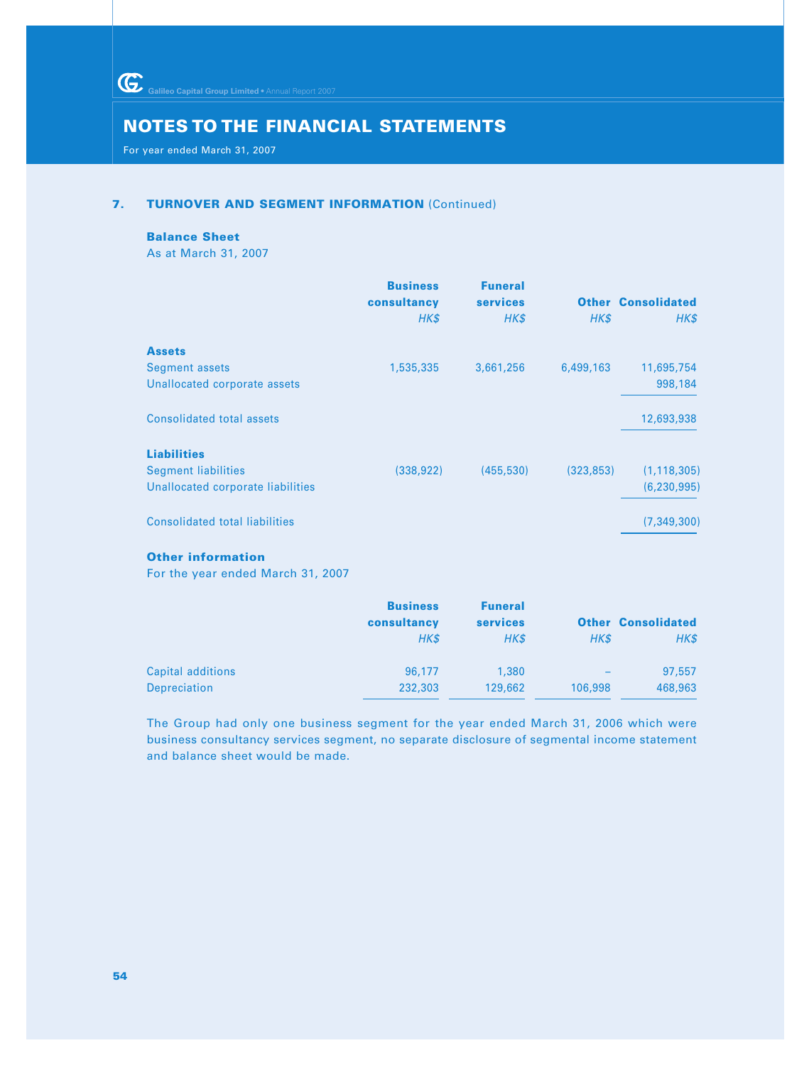## 7. TURNOVER AND SEGMENT INFORMATION (Continued)

**Balance Sheet**

As at March 31, 2007

| | Business consultancy *HK$* | Funeral services *HK$* | Other *HK$* | Consolidated *HK$* |
|---|---|---|---|---|
| **Assets** | | | | |
| Segment assets | 1,535,335 | 3,661,256 | 6,499,163 | 11,695,754 |
| Unallocated corporate assets | | | | 998,184 |
| Consolidated total assets | | | | 12,693,938 |
| **Liabilities** | | | | |
| Segment liabilities | (338,922) | (455,530) | (323,853) | (1,118,305) |
| Unallocated corporate liabilities | | | | (6,230,995) |
| Consolidated total liabilities | | | | (7,349,300) |

**Other information**

For the year ended March 31, 2007

| | Business consultancy *HK$* | Funeral services *HK$* | Other *HK$* | Consolidated *HK$* |
|---|---|---|---|---|
| Capital additions | 96,177 | 1,380 | – | 97,557 |
| Depreciation | 232,303 | 129,662 | 106,998 | 468,963 |

The Group had only one business segment for the year ended March 31, 2006 which were business consultancy services segment, no separate disclosure of segmental income statement and balance sheet would be made.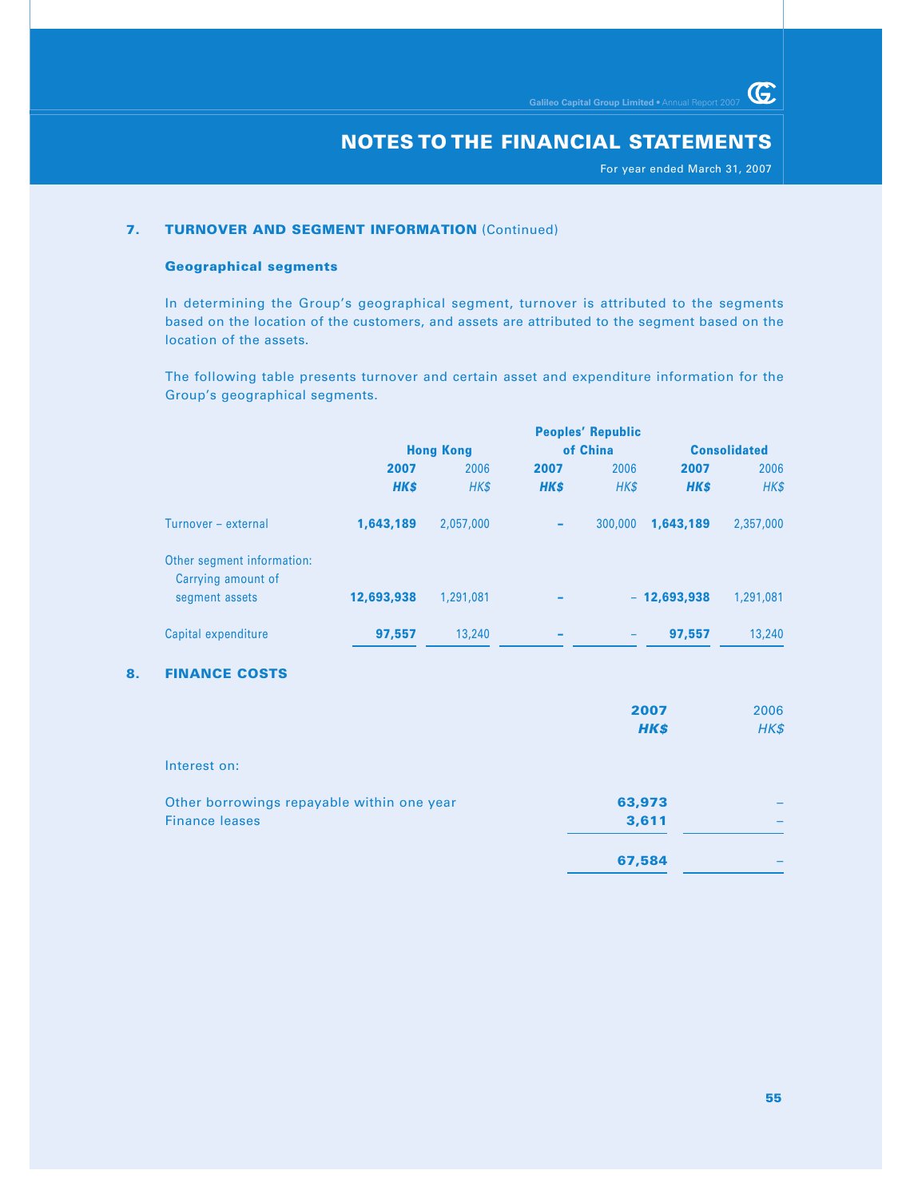## 7. TURNOVER AND SEGMENT INFORMATION (Continued)

### Geographical segments

In determining the Group's geographical segment, turnover is attributed to the segments based on the location of the customers, and assets are attributed to the segment based on the location of the assets.

The following table presents turnover and certain asset and expenditure information for the Group's geographical segments.

| | Hong Kong | | Peoples' Republic of China | | Consolidated | |
|---|---|---|---|---|---|---|
| | **2007** | 2006 | **2007** | 2006 | **2007** | 2006 |
| | ***HK$*** | *HK$* | ***HK$*** | *HK$* | ***HK$*** | *HK$* |
| Turnover – external | **1,643,189** | 2,057,000 | **–** | 300,000 | **1,643,189** | 2,357,000 |
| Other segment information: Carrying amount of segment assets | **12,693,938** | 1,291,081 | **–** | – | **12,693,938** | 1,291,081 |
| Capital expenditure | **97,557** | 13,240 | **–** | – | **97,557** | 13,240 |

## 8. FINANCE COSTS

| | **2007** | 2006 |
|---|---|---|
| | ***HK$*** | *HK$* |
| Interest on: | | |
| Other borrowings repayable within one year | **63,973** | – |
| Finance leases | **3,611** | – |
| | **67,584** | – |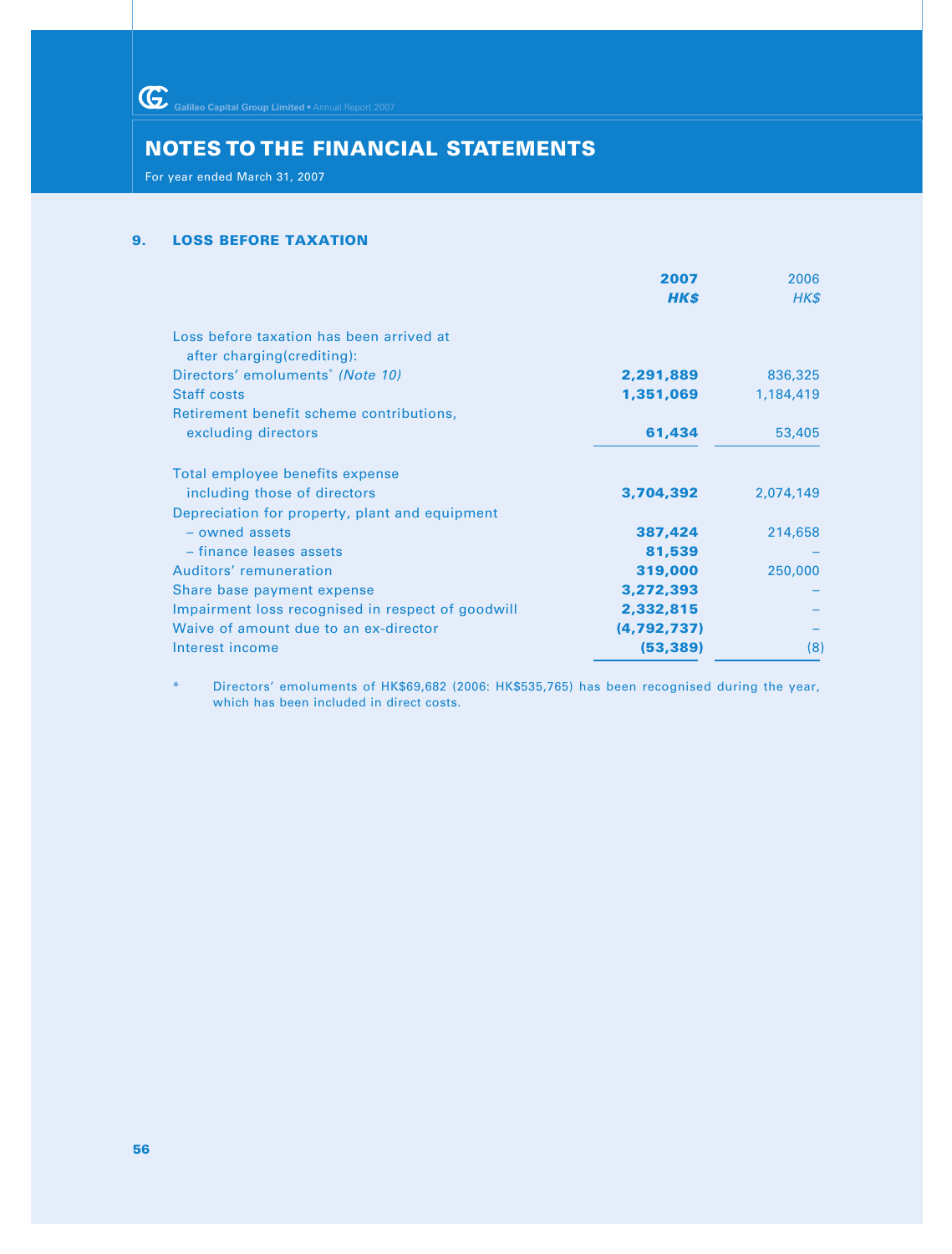## NOTES TO THE FINANCIAL STATEMENTS

For year ended March 31, 2007

### 9. LOSS BEFORE TAXATION

| | **2007** | 2006 |
|---|---|---|
| | ***HK$*** | *HK$* |
| Loss before taxation has been arrived at after charging(crediting): | | |
| Directors' emoluments* *(Note 10)* | **2,291,889** | 836,325 |
| Staff costs | **1,351,069** | 1,184,419 |
| Retirement benefit scheme contributions, excluding directors | **61,434** | 53,405 |
| Total employee benefits expense including those of directors | **3,704,392** | 2,074,149 |
| Depreciation for property, plant and equipment | | |
| – owned assets | **387,424** | 214,658 |
| – finance leases assets | **81,539** | – |
| Auditors' remuneration | **319,000** | 250,000 |
| Share base payment expense | **3,272,393** | – |
| Impairment loss recognised in respect of goodwill | **2,332,815** | – |
| Waive of amount due to an ex-director | **(4,792,737)** | – |
| Interest income | **(53,389)** | (8) |

\* Directors' emoluments of HK$69,682 (2006: HK$535,765) has been recognised during the year, which has been included in direct costs.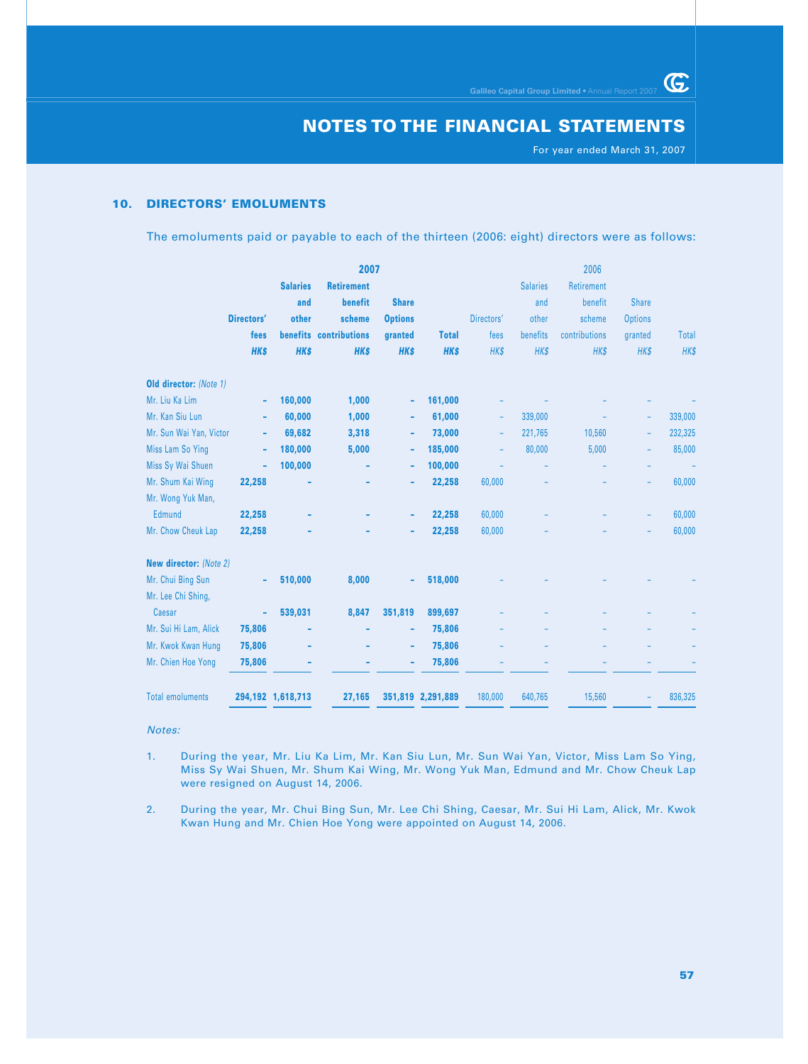## NOTES TO THE FINANCIAL STATEMENTS

For year ended March 31, 2007

### 10. DIRECTORS' EMOLUMENTS

The emoluments paid or payable to each of the thirteen (2006: eight) directors were as follows:

| | **2007** | | | | | 2006 | | | | |
|---|---|---|---|---|---|---|---|---|---|---|
| | **Directors' fees** | **Salaries and other benefits** | **Retirement benefit scheme contributions** | **Share Options granted** | **Total** | Directors' fees | Salaries and other benefits | Retirement benefit scheme contributions | Share Options granted | Total |
| | ***HK$*** | ***HK$*** | ***HK$*** | ***HK$*** | ***HK$*** | *HK$* | *HK$* | *HK$* | *HK$* | *HK$* |
| **Old director:** *(Note 1)* | | | | | | | | | | |
| Mr. Liu Ka Lim | – | 160,000 | 1,000 | – | 161,000 | – | – | – | – | – |
| Mr. Kan Siu Lun | – | 60,000 | 1,000 | – | 61,000 | – | 339,000 | – | – | 339,000 |
| Mr. Sun Wai Yan, Victor | – | 69,682 | 3,318 | – | 73,000 | – | 221,765 | 10,560 | – | 232,325 |
| Miss Lam So Ying | – | 180,000 | 5,000 | – | 185,000 | – | 80,000 | 5,000 | – | 85,000 |
| Miss Sy Wai Shuen | – | 100,000 | – | – | 100,000 | – | – | – | – | – |
| Mr. Shum Kai Wing | 22,258 | – | – | – | 22,258 | 60,000 | – | – | – | 60,000 |
| Mr. Wong Yuk Man, Edmund | 22,258 | – | – | – | 22,258 | 60,000 | – | – | – | 60,000 |
| Mr. Chow Cheuk Lap | 22,258 | – | – | – | 22,258 | 60,000 | – | – | – | 60,000 |
| **New director:** *(Note 2)* | | | | | | | | | | |
| Mr. Chui Bing Sun | – | 510,000 | 8,000 | – | 518,000 | – | – | – | – | – |
| Mr. Lee Chi Shing, Caesar | – | 539,031 | 8,847 | 351,819 | 899,697 | – | – | – | – | – |
| Mr. Sui Hi Lam, Alick | 75,806 | – | – | – | 75,806 | – | – | – | – | – |
| Mr. Kwok Kwan Hung | 75,806 | – | – | – | 75,806 | – | – | – | – | – |
| Mr. Chien Hoe Yong | 75,806 | – | – | – | 75,806 | – | – | – | – | – |
| Total emoluments | 294,192 | 1,618,713 | 27,165 | 351,819 | 2,291,889 | 180,000 | 640,765 | 15,560 | – | 836,325 |

*Notes:*

1. During the year, Mr. Liu Ka Lim, Mr. Kan Siu Lun, Mr. Sun Wai Yan, Victor, Miss Lam So Ying, Miss Sy Wai Shuen, Mr. Shum Kai Wing, Mr. Wong Yuk Man, Edmund and Mr. Chow Cheuk Lap were resigned on August 14, 2006.

2. During the year, Mr. Chui Bing Sun, Mr. Lee Chi Shing, Caesar, Mr. Sui Hi Lam, Alick, Mr. Kwok Kwan Hung and Mr. Chien Hoe Yong were appointed on August 14, 2006.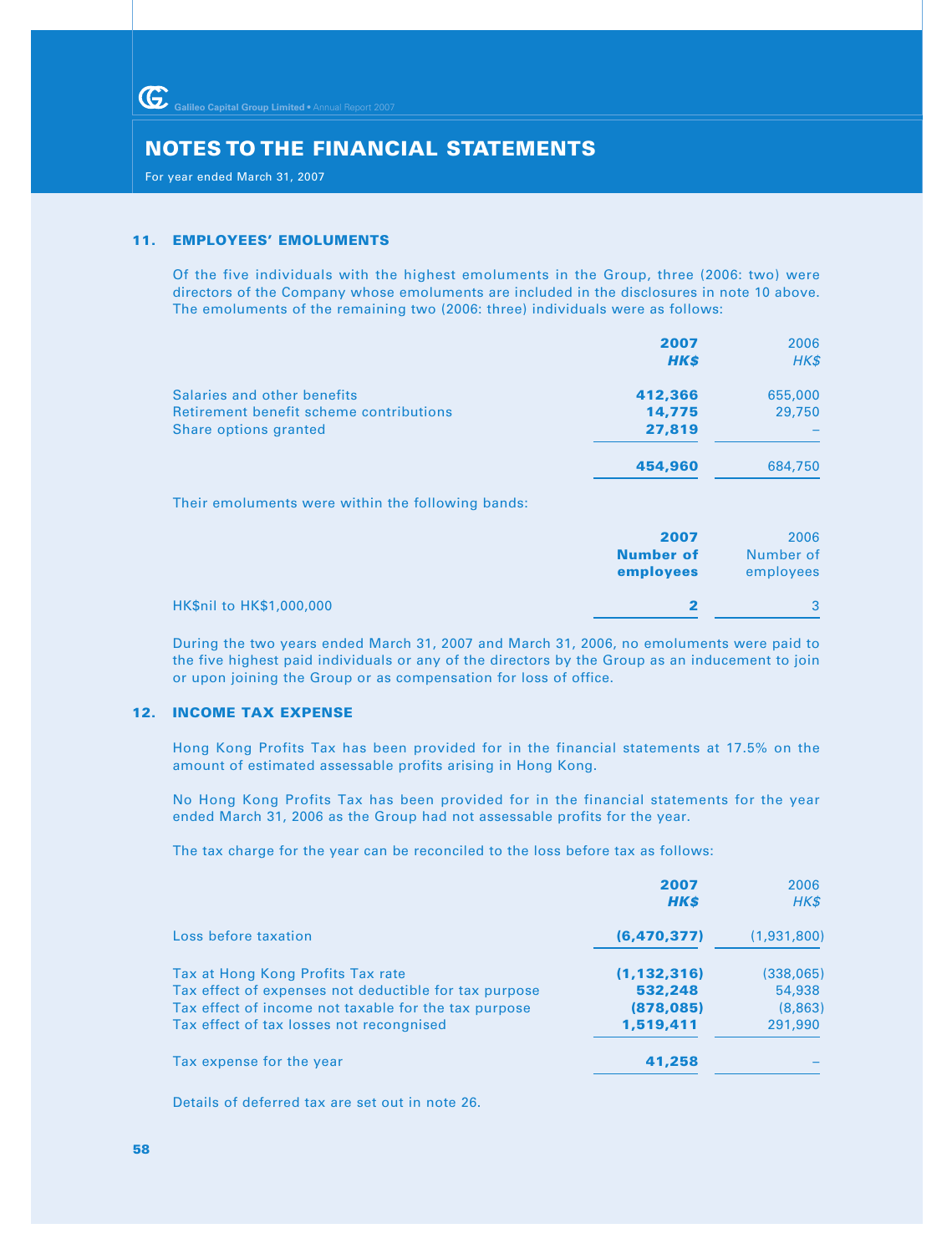# NOTES TO THE FINANCIAL STATEMENTS

For year ended March 31, 2007

## 11. EMPLOYEES' EMOLUMENTS

Of the five individuals with the highest emoluments in the Group, three (2006: two) were directors of the Company whose emoluments are included in the disclosures in note 10 above. The emoluments of the remaining two (2006: three) individuals were as follows:

| | **2007** | 2006 |
|---|---|---|
| | ***HK$*** | *HK$* |
| Salaries and other benefits | **412,366** | 655,000 |
| Retirement benefit scheme contributions | **14,775** | 29,750 |
| Share options granted | **27,819** | – |
| | **454,960** | 684,750 |

Their emoluments were within the following bands:

| | **2007** | 2006 |
|---|---|---|
| | **Number of employees** | Number of employees |
| HK$nil to HK$1,000,000 | **2** | 3 |

During the two years ended March 31, 2007 and March 31, 2006, no emoluments were paid to the five highest paid individuals or any of the directors by the Group as an inducement to join or upon joining the Group or as compensation for loss of office.

## 12. INCOME TAX EXPENSE

Hong Kong Profits Tax has been provided for in the financial statements at 17.5% on the amount of estimated assessable profits arising in Hong Kong.

No Hong Kong Profits Tax has been provided for in the financial statements for the year ended March 31, 2006 as the Group had not assessable profits for the year.

The tax charge for the year can be reconciled to the loss before tax as follows:

| | **2007** | 2006 |
|---|---|---|
| | ***HK$*** | *HK$* |
| Loss before taxation | **(6,470,377)** | (1,931,800) |
| Tax at Hong Kong Profits Tax rate | **(1,132,316)** | (338,065) |
| Tax effect of expenses not deductible for tax purpose | **532,248** | 54,938 |
| Tax effect of income not taxable for the tax purpose | **(878,085)** | (8,863) |
| Tax effect of tax losses not recongnised | **1,519,411** | 291,990 |
| Tax expense for the year | **41,258** | – |

Details of deferred tax are set out in note 26.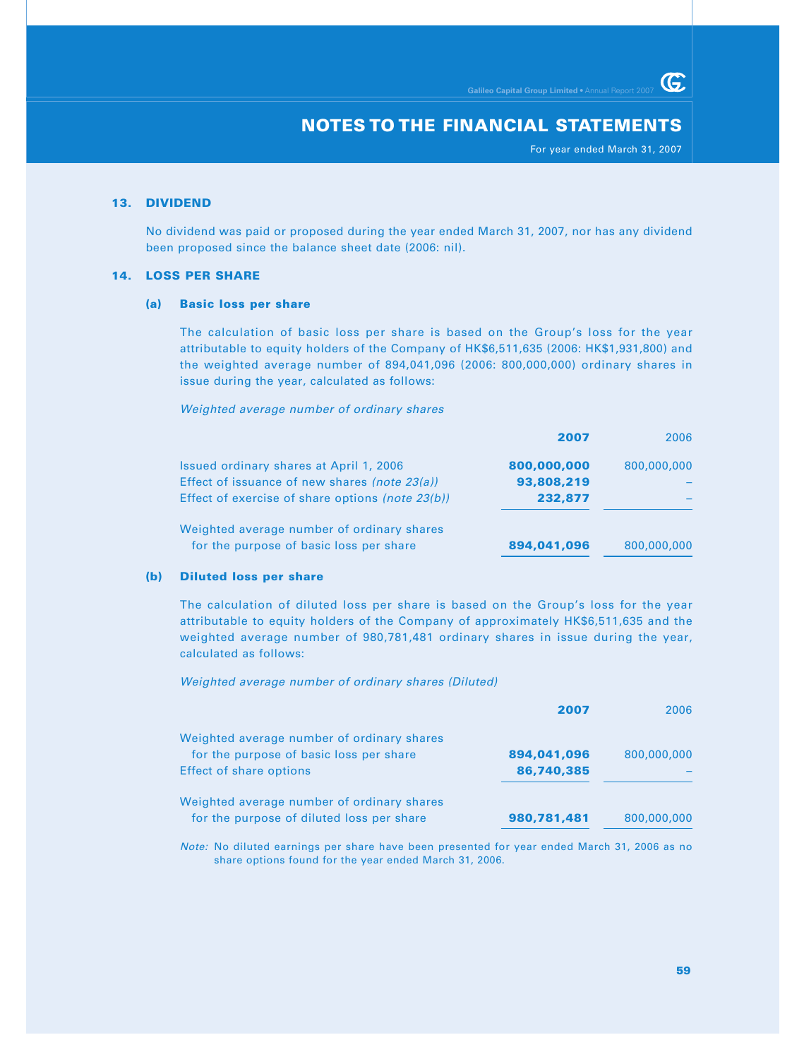## 13. DIVIDEND

No dividend was paid or proposed during the year ended March 31, 2007, nor has any dividend been proposed since the balance sheet date (2006: nil).

## 14. LOSS PER SHARE

### (a) Basic loss per share

The calculation of basic loss per share is based on the Group's loss for the year attributable to equity holders of the Company of HK$6,511,635 (2006: HK$1,931,800) and the weighted average number of 894,041,096 (2006: 800,000,000) ordinary shares in issue during the year, calculated as follows:

*Weighted average number of ordinary shares*

| | **2007** | 2006 |
|---|---|---|
| Issued ordinary shares at April 1, 2006 | **800,000,000** | 800,000,000 |
| Effect of issuance of new shares *(note 23(a))* | **93,808,219** | – |
| Effect of exercise of share options *(note 23(b))* | **232,877** | – |
| Weighted average number of ordinary shares for the purpose of basic loss per share | **894,041,096** | 800,000,000 |

### (b) Diluted loss per share

The calculation of diluted loss per share is based on the Group's loss for the year attributable to equity holders of the Company of approximately HK$6,511,635 and the weighted average number of 980,781,481 ordinary shares in issue during the year, calculated as follows:

*Weighted average number of ordinary shares (Diluted)*

| | **2007** | 2006 |
|---|---|---|
| Weighted average number of ordinary shares for the purpose of basic loss per share | **894,041,096** | 800,000,000 |
| Effect of share options | **86,740,385** | – |
| Weighted average number of ordinary shares for the purpose of diluted loss per share | **980,781,481** | 800,000,000 |

*Note:* No diluted earnings per share have been presented for year ended March 31, 2006 as no share options found for the year ended March 31, 2006.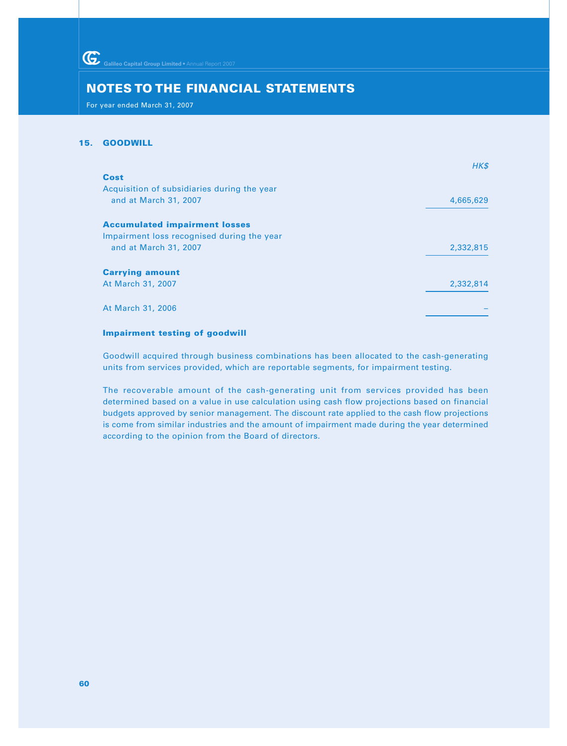# NOTES TO THE FINANCIAL STATEMENTS

For year ended March 31, 2007

## 15. GOODWILL

| | *HK$* |
|---|---|
| **Cost** | |
| Acquisition of subsidiaries during the year and at March 31, 2007 | 4,665,629 |
| **Accumulated impairment losses** | |
| Impairment loss recognised during the year and at March 31, 2007 | 2,332,815 |
| **Carrying amount** | |
| At March 31, 2007 | 2,332,814 |
| At March 31, 2006 | – |

### Impairment testing of goodwill

Goodwill acquired through business combinations has been allocated to the cash-generating units from services provided, which are reportable segments, for impairment testing.

The recoverable amount of the cash-generating unit from services provided has been determined based on a value in use calculation using cash flow projections based on financial budgets approved by senior management. The discount rate applied to the cash flow projections is come from similar industries and the amount of impairment made during the year determined according to the opinion from the Board of directors.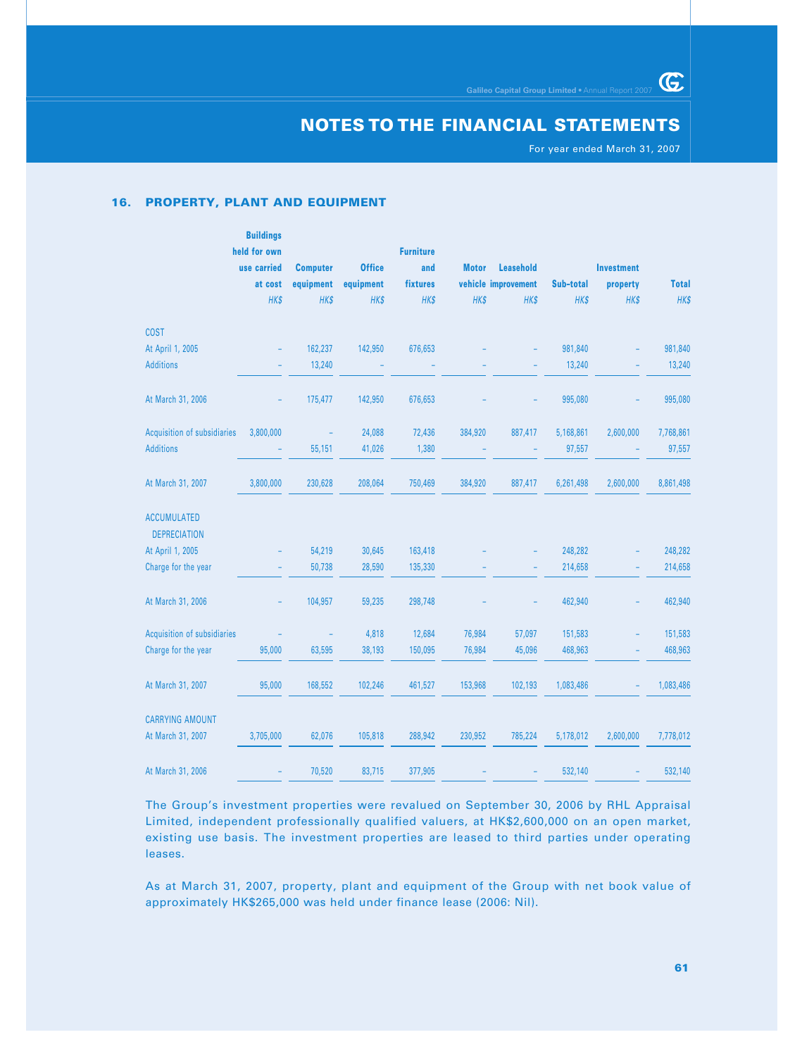## NOTES TO THE FINANCIAL STATEMENTS

For year ended March 31, 2007

### 16. PROPERTY, PLANT AND EQUIPMENT

| | Buildings held for own use carried at cost | Computer equipment | Office equipment | Furniture and fixtures | Motor vehicle | Leasehold improvement | Sub-total | Investment property | Total |
|---|---|---|---|---|---|---|---|---|---|
| | *HK$* | *HK$* | *HK$* | *HK$* | *HK$* | *HK$* | *HK$* | *HK$* | *HK$* |
| **COST** | | | | | | | | | |
| At April 1, 2005 | – | 162,237 | 142,950 | 676,653 | – | – | 981,840 | – | 981,840 |
| Additions | – | 13,240 | – | – | – | – | 13,240 | – | 13,240 |
| At March 31, 2006 | – | 175,477 | 142,950 | 676,653 | – | – | 995,080 | – | 995,080 |
| Acquisition of subsidiaries | 3,800,000 | – | 24,088 | 72,436 | 384,920 | 887,417 | 5,168,861 | 2,600,000 | 7,768,861 |
| Additions | – | 55,151 | 41,026 | 1,380 | – | – | 97,557 | – | 97,557 |
| At March 31, 2007 | 3,800,000 | 230,628 | 208,064 | 750,469 | 384,920 | 887,417 | 6,261,498 | 2,600,000 | 8,861,498 |
| **ACCUMULATED DEPRECIATION** | | | | | | | | | |
| At April 1, 2005 | – | 54,219 | 30,645 | 163,418 | – | – | 248,282 | – | 248,282 |
| Charge for the year | – | 50,738 | 28,590 | 135,330 | – | – | 214,658 | – | 214,658 |
| At March 31, 2006 | – | 104,957 | 59,235 | 298,748 | – | – | 462,940 | – | 462,940 |
| Acquisition of subsidiaries | – | – | 4,818 | 12,684 | 76,984 | 57,097 | 151,583 | – | 151,583 |
| Charge for the year | 95,000 | 63,595 | 38,193 | 150,095 | 76,984 | 45,096 | 468,963 | – | 468,963 |
| At March 31, 2007 | 95,000 | 168,552 | 102,246 | 461,527 | 153,968 | 102,193 | 1,083,486 | – | 1,083,486 |
| **CARRYING AMOUNT** | | | | | | | | | |
| At March 31, 2007 | 3,705,000 | 62,076 | 105,818 | 288,942 | 230,952 | 785,224 | 5,178,012 | 2,600,000 | 7,778,012 |
| At March 31, 2006 | – | 70,520 | 83,715 | 377,905 | – | – | 532,140 | – | 532,140 |

The Group's investment properties were revalued on September 30, 2006 by RHL Appraisal Limited, independent professionally qualified valuers, at HK$2,600,000 on an open market, existing use basis. The investment properties are leased to third parties under operating leases.

As at March 31, 2007, property, plant and equipment of the Group with net book value of approximately HK$265,000 was held under finance lease (2006: Nil).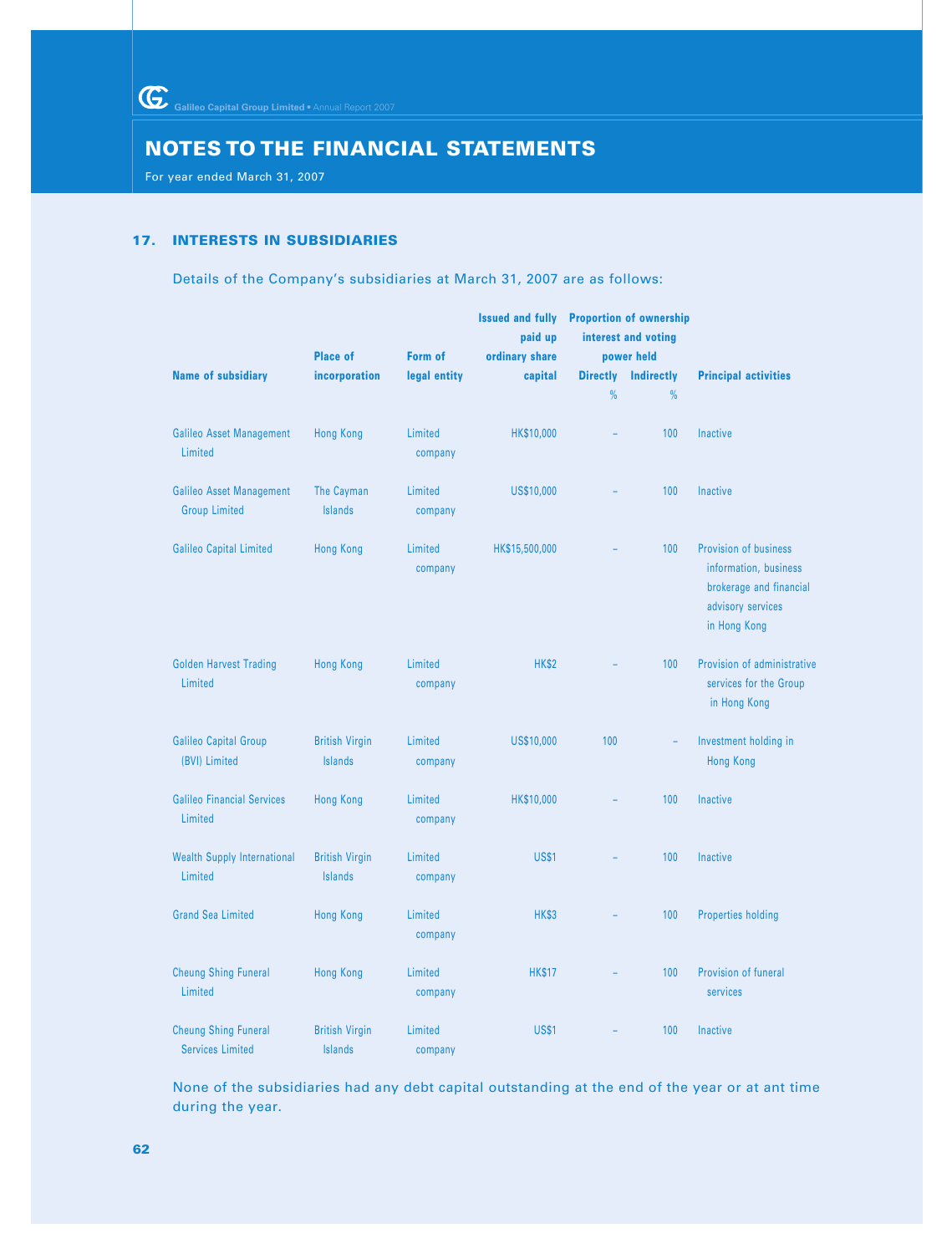## NOTES TO THE FINANCIAL STATEMENTS

For year ended March 31, 2007

### 17. INTERESTS IN SUBSIDIARIES

Details of the Company's subsidiaries at March 31, 2007 are as follows:

| Name of subsidiary | Place of incorporation | Form of legal entity | Issued and fully paid up ordinary share capital | Proportion of ownership interest and voting power held | | Principal activities |
|---|---|---|---|---|---|---|
| | | | | Directly % | Indirectly % | |
| Galileo Asset Management Limited | Hong Kong | Limited company | HK$10,000 | – | 100 | Inactive |
| Galileo Asset Management Group Limited | The Cayman Islands | Limited company | US$10,000 | – | 100 | Inactive |
| Galileo Capital Limited | Hong Kong | Limited company | HK$15,500,000 | – | 100 | Provision of business information, business brokerage and financial advisory services in Hong Kong |
| Golden Harvest Trading Limited | Hong Kong | Limited company | HK$2 | – | 100 | Provision of administrative services for the Group in Hong Kong |
| Galileo Capital Group (BVI) Limited | British Virgin Islands | Limited company | US$10,000 | 100 | – | Investment holding in Hong Kong |
| Galileo Financial Services Limited | Hong Kong | Limited company | HK$10,000 | – | 100 | Inactive |
| Wealth Supply International Limited | British Virgin Islands | Limited company | US$1 | – | 100 | Inactive |
| Grand Sea Limited | Hong Kong | Limited company | HK$3 | – | 100 | Properties holding |
| Cheung Shing Funeral Limited | Hong Kong | Limited company | HK$17 | – | 100 | Provision of funeral services |
| Cheung Shing Funeral Services Limited | British Virgin Islands | Limited company | US$1 | – | 100 | Inactive |

None of the subsidiaries had any debt capital outstanding at the end of the year or at ant time during the year.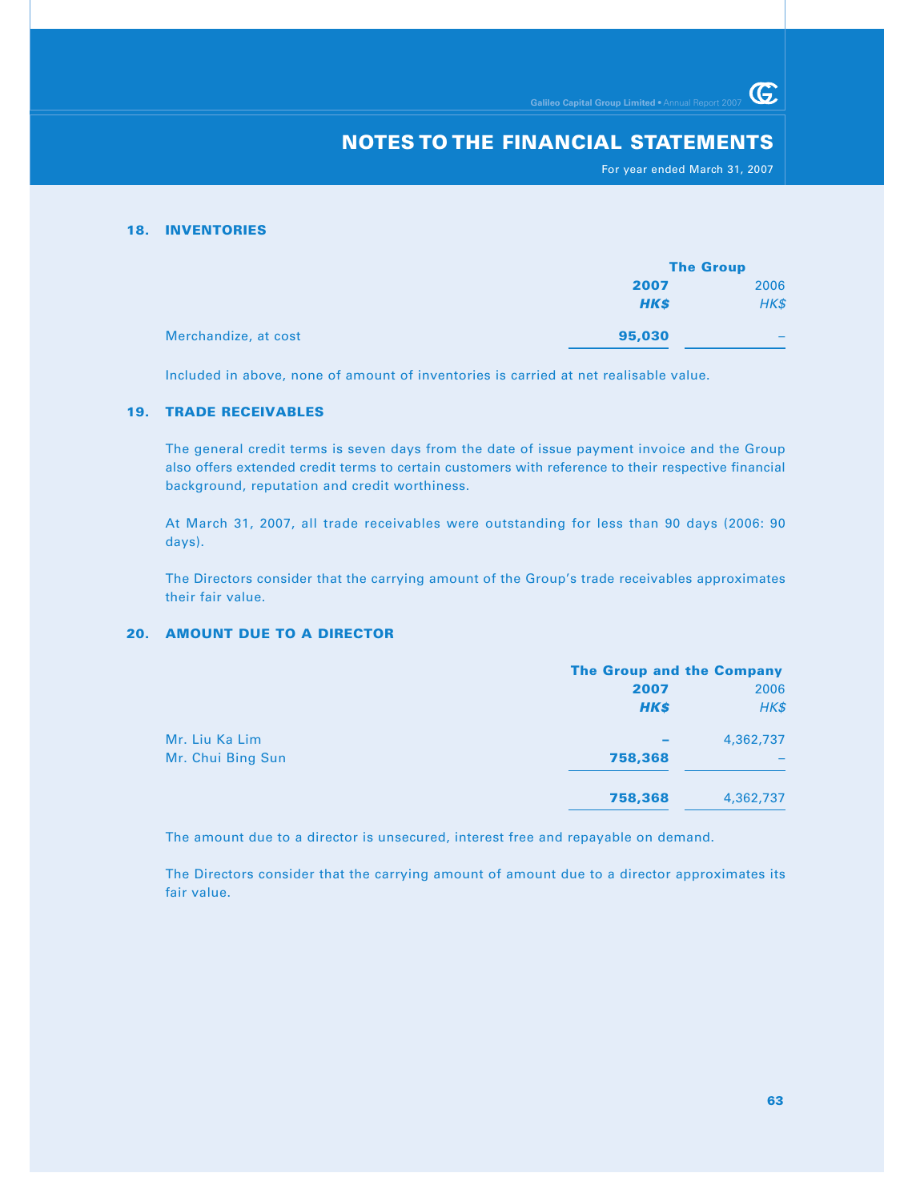# NOTES TO THE FINANCIAL STATEMENTS

For year ended March 31, 2007

## 18. INVENTORIES

| | The Group | |
|---|---|---|
| | **2007** | 2006 |
| | ***HK$*** | *HK$* |
| Merchandize, at cost | **95,030** | – |

Included in above, none of amount of inventories is carried at net realisable value.

## 19. TRADE RECEIVABLES

The general credit terms is seven days from the date of issue payment invoice and the Group also offers extended credit terms to certain customers with reference to their respective financial background, reputation and credit worthiness.

At March 31, 2007, all trade receivables were outstanding for less than 90 days (2006: 90 days).

The Directors consider that the carrying amount of the Group's trade receivables approximates their fair value.

## 20. AMOUNT DUE TO A DIRECTOR

| | The Group and the Company | |
|---|---|---|
| | **2007** | 2006 |
| | ***HK$*** | *HK$* |
| Mr. Liu Ka Lim | **–** | 4,362,737 |
| Mr. Chui Bing Sun | **758,368** | – |
| | **758,368** | 4,362,737 |

The amount due to a director is unsecured, interest free and repayable on demand.

The Directors consider that the carrying amount of amount due to a director approximates its fair value.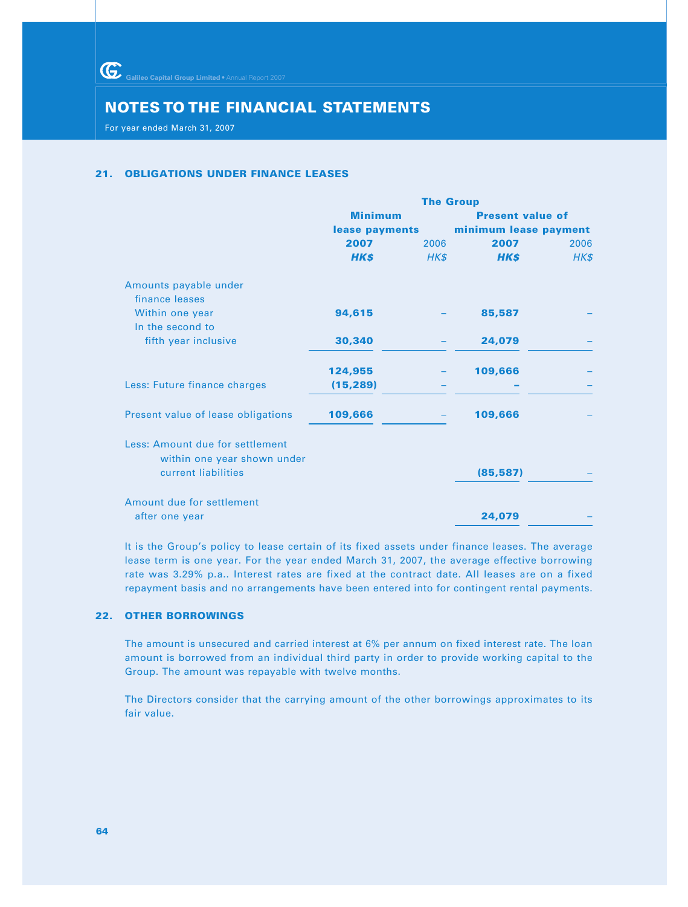## NOTES TO THE FINANCIAL STATEMENTS

For year ended March 31, 2007

### 21. OBLIGATIONS UNDER FINANCE LEASES

| | The Group | | | |
|---|---|---|---|---|
| | **Minimum lease payments** | | **Present value of minimum lease payment** | |
| | **2007** | 2006 | **2007** | 2006 |
| | ***HK$*** | *HK$* | ***HK$*** | *HK$* |
| Amounts payable under finance leases | | | | |
| Within one year | **94,615** | – | **85,587** | – |
| In the second to fifth year inclusive | **30,340** | – | **24,079** | – |
| | **124,955** | – | **109,666** | – |
| Less: Future finance charges | **(15,289)** | – | **–** | – |
| Present value of lease obligations | **109,666** | – | **109,666** | – |
| Less: Amount due for settlement within one year shown under current liabilities | | | **(85,587)** | – |
| Amount due for settlement after one year | | | **24,079** | – |

It is the Group's policy to lease certain of its fixed assets under finance leases. The average lease term is one year. For the year ended March 31, 2007, the average effective borrowing rate was 3.29% p.a.. Interest rates are fixed at the contract date. All leases are on a fixed repayment basis and no arrangements have been entered into for contingent rental payments.

### 22. OTHER BORROWINGS

The amount is unsecured and carried interest at 6% per annum on fixed interest rate. The loan amount is borrowed from an individual third party in order to provide working capital to the Group. The amount was repayable with twelve months.

The Directors consider that the carrying amount of the other borrowings approximates to its fair value.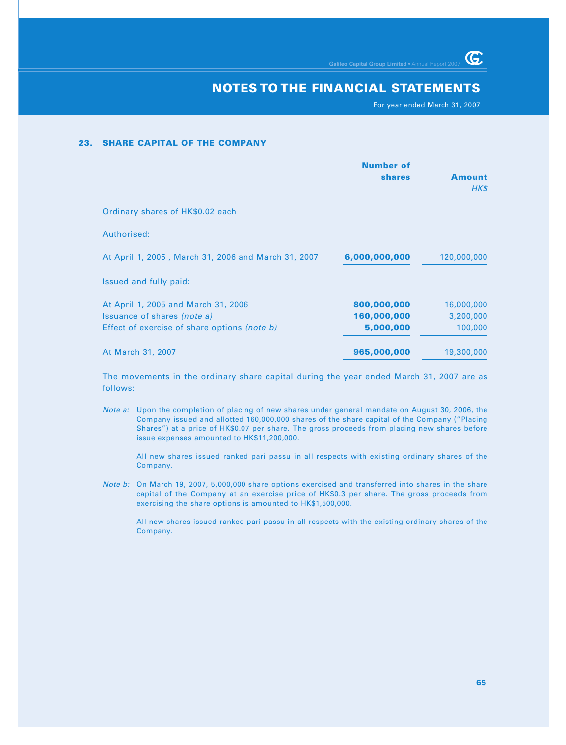## 23. SHARE CAPITAL OF THE COMPANY

| | Number of shares | Amount HK$ |
|---|---|---|
| Ordinary shares of HK$0.02 each | | |
| Authorised: | | |
| At April 1, 2005 , March 31, 2006 and March 31, 2007 | **6,000,000,000** | 120,000,000 |
| Issued and fully paid: | | |
| At April 1, 2005 and March 31, 2006 | **800,000,000** | 16,000,000 |
| Issuance of shares *(note a)* | **160,000,000** | 3,200,000 |
| Effect of exercise of share options *(note b)* | **5,000,000** | 100,000 |
| At March 31, 2007 | **965,000,000** | 19,300,000 |

The movements in the ordinary share capital during the year ended March 31, 2007 are as follows:

*Note a:* Upon the completion of placing of new shares under general mandate on August 30, 2006, the Company issued and allotted 160,000,000 shares of the share capital of the Company ("Placing Shares") at a price of HK$0.07 per share. The gross proceeds from placing new shares before issue expenses amounted to HK$11,200,000.

All new shares issued ranked pari passu in all respects with existing ordinary shares of the Company.

*Note b:* On March 19, 2007, 5,000,000 share options exercised and transferred into shares in the share capital of the Company at an exercise price of HK$0.3 per share. The gross proceeds from exercising the share options is amounted to HK$1,500,000.

All new shares issued ranked pari passu in all respects with the existing ordinary shares of the Company.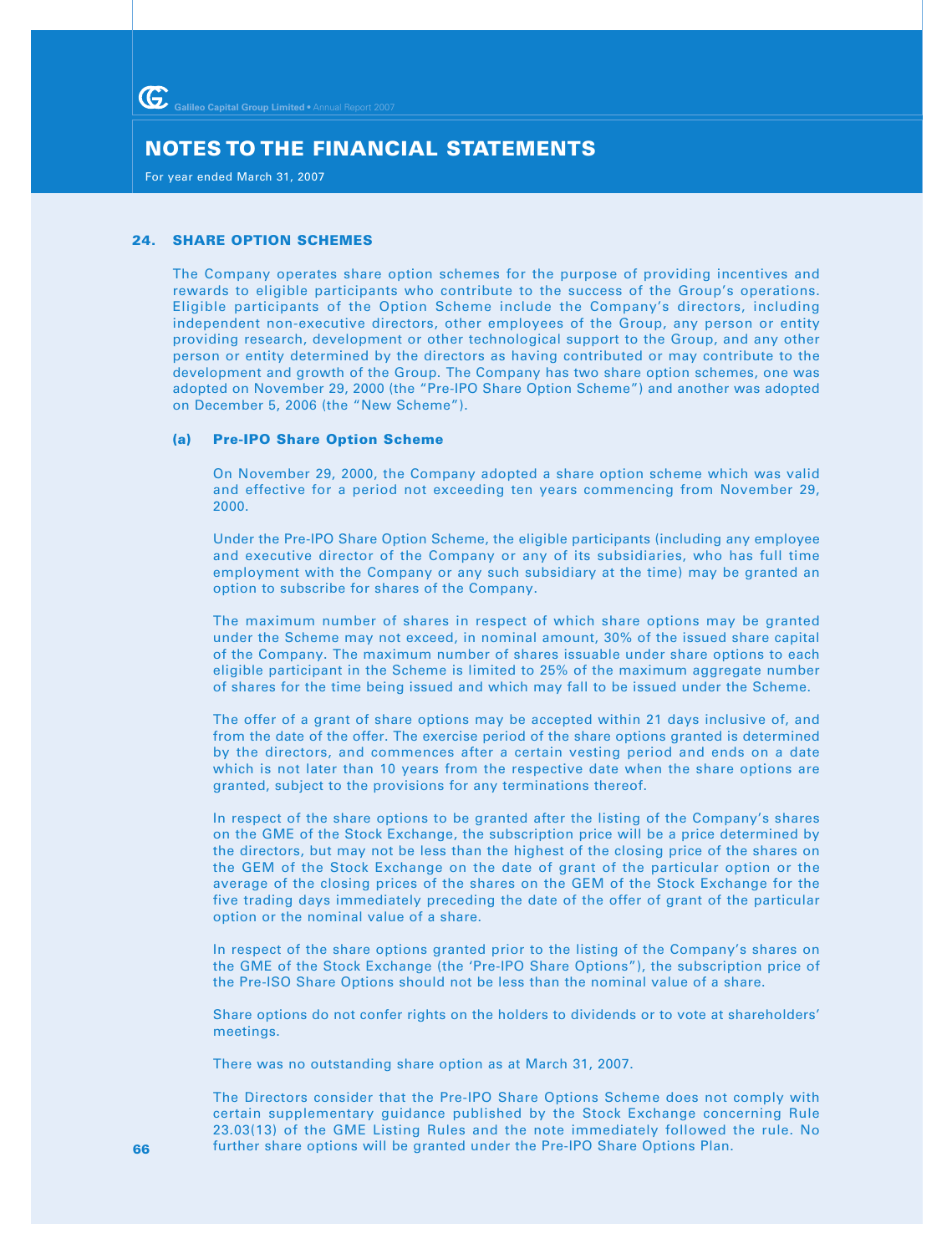## 24. SHARE OPTION SCHEMES

The Company operates share option schemes for the purpose of providing incentives and rewards to eligible participants who contribute to the success of the Group's operations. Eligible participants of the Option Scheme include the Company's directors, including independent non-executive directors, other employees of the Group, any person or entity providing research, development or other technological support to the Group, and any other person or entity determined by the directors as having contributed or may contribute to the development and growth of the Group. The Company has two share option schemes, one was adopted on November 29, 2000 (the "Pre-IPO Share Option Scheme") and another was adopted on December 5, 2006 (the "New Scheme").

### (a) Pre-IPO Share Option Scheme

On November 29, 2000, the Company adopted a share option scheme which was valid and effective for a period not exceeding ten years commencing from November 29, 2000.

Under the Pre-IPO Share Option Scheme, the eligible participants (including any employee and executive director of the Company or any of its subsidiaries, who has full time employment with the Company or any such subsidiary at the time) may be granted an option to subscribe for shares of the Company.

The maximum number of shares in respect of which share options may be granted under the Scheme may not exceed, in nominal amount, 30% of the issued share capital of the Company. The maximum number of shares issuable under share options to each eligible participant in the Scheme is limited to 25% of the maximum aggregate number of shares for the time being issued and which may fall to be issued under the Scheme.

The offer of a grant of share options may be accepted within 21 days inclusive of, and from the date of the offer. The exercise period of the share options granted is determined by the directors, and commences after a certain vesting period and ends on a date which is not later than 10 years from the respective date when the share options are granted, subject to the provisions for any terminations thereof.

In respect of the share options to be granted after the listing of the Company's shares on the GME of the Stock Exchange, the subscription price will be a price determined by the directors, but may not be less than the highest of the closing price of the shares on the GEM of the Stock Exchange on the date of grant of the particular option or the average of the closing prices of the shares on the GEM of the Stock Exchange for the five trading days immediately preceding the date of the offer of grant of the particular option or the nominal value of a share.

In respect of the share options granted prior to the listing of the Company's shares on the GME of the Stock Exchange (the 'Pre-IPO Share Options"), the subscription price of the Pre-ISO Share Options should not be less than the nominal value of a share.

Share options do not confer rights on the holders to dividends or to vote at shareholders' meetings.

There was no outstanding share option as at March 31, 2007.

The Directors consider that the Pre-IPO Share Options Scheme does not comply with certain supplementary guidance published by the Stock Exchange concerning Rule 23.03(13) of the GME Listing Rules and the note immediately followed the rule. No further share options will be granted under the Pre-IPO Share Options Plan.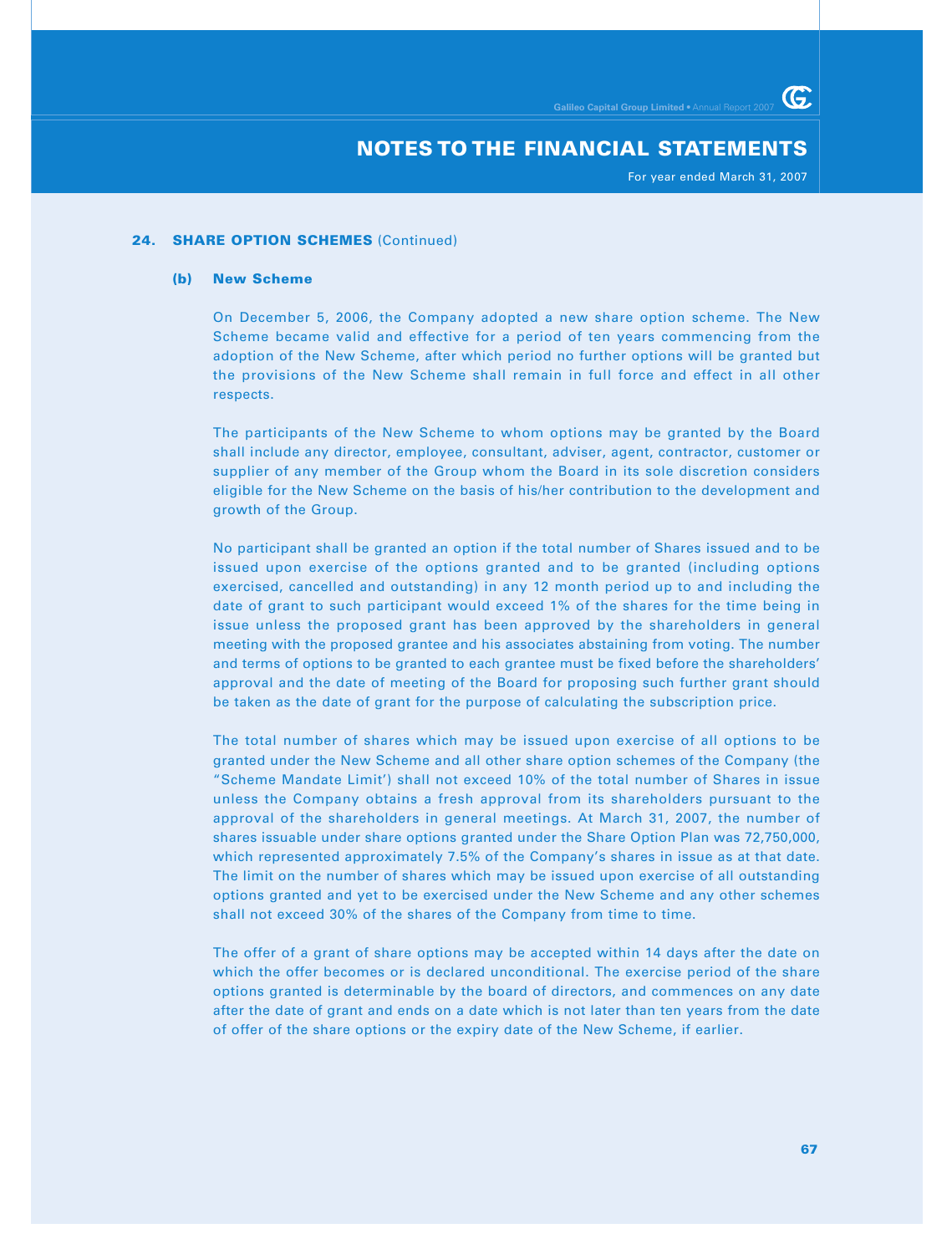## 24. SHARE OPTION SCHEMES (Continued)

### (b) New Scheme

On December 5, 2006, the Company adopted a new share option scheme. The New Scheme became valid and effective for a period of ten years commencing from the adoption of the New Scheme, after which period no further options will be granted but the provisions of the New Scheme shall remain in full force and effect in all other respects.

The participants of the New Scheme to whom options may be granted by the Board shall include any director, employee, consultant, adviser, agent, contractor, customer or supplier of any member of the Group whom the Board in its sole discretion considers eligible for the New Scheme on the basis of his/her contribution to the development and growth of the Group.

No participant shall be granted an option if the total number of Shares issued and to be issued upon exercise of the options granted and to be granted (including options exercised, cancelled and outstanding) in any 12 month period up to and including the date of grant to such participant would exceed 1% of the shares for the time being in issue unless the proposed grant has been approved by the shareholders in general meeting with the proposed grantee and his associates abstaining from voting. The number and terms of options to be granted to each grantee must be fixed before the shareholders' approval and the date of meeting of the Board for proposing such further grant should be taken as the date of grant for the purpose of calculating the subscription price.

The total number of shares which may be issued upon exercise of all options to be granted under the New Scheme and all other share option schemes of the Company (the "Scheme Mandate Limit') shall not exceed 10% of the total number of Shares in issue unless the Company obtains a fresh approval from its shareholders pursuant to the approval of the shareholders in general meetings. At March 31, 2007, the number of shares issuable under share options granted under the Share Option Plan was 72,750,000, which represented approximately 7.5% of the Company's shares in issue as at that date. The limit on the number of shares which may be issued upon exercise of all outstanding options granted and yet to be exercised under the New Scheme and any other schemes shall not exceed 30% of the shares of the Company from time to time.

The offer of a grant of share options may be accepted within 14 days after the date on which the offer becomes or is declared unconditional. The exercise period of the share options granted is determinable by the board of directors, and commences on any date after the date of grant and ends on a date which is not later than ten years from the date of offer of the share options or the expiry date of the New Scheme, if earlier.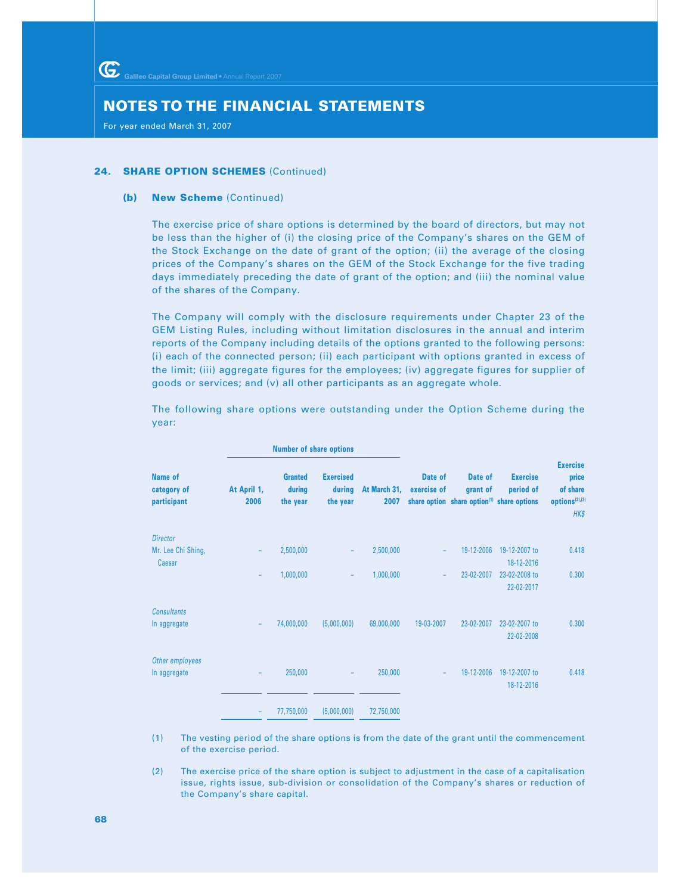## NOTES TO THE FINANCIAL STATEMENTS

For year ended March 31, 2007

### 24. SHARE OPTION SCHEMES (Continued)

#### (b) New Scheme (Continued)

The exercise price of share options is determined by the board of directors, but may not be less than the higher of (i) the closing price of the Company's shares on the GEM of the Stock Exchange on the date of grant of the option; (ii) the average of the closing prices of the Company's shares on the GEM of the Stock Exchange for the five trading days immediately preceding the date of grant of the option; and (iii) the nominal value of the shares of the Company.

The Company will comply with the disclosure requirements under Chapter 23 of the GEM Listing Rules, including without limitation disclosures in the annual and interim reports of the Company including details of the options granted to the following persons: (i) each of the connected person; (ii) each participant with options granted in excess of the limit; (iii) aggregate figures for the employees; (iv) aggregate figures for supplier of goods or services; and (v) all other participants as an aggregate whole.

The following share options were outstanding under the Option Scheme during the year:

| Name of category of participant | Number of share options | | | | Date of exercise of share option | Date of grant of share option[1] | Exercise period of share options | Exercise price of share options[2],[3] |
|---|---|---|---|---|---|---|---|---|
| | At April 1, 2006 | Granted during the year | Exercised during the year | At March 31, 2007 | | | | HK$ |
| *Director* | | | | | | | | |
| Mr. Lee Chi Shing, Caesar | – | 2,500,000 | – | 2,500,000 | – | 19-12-2006 | 19-12-2007 to 18-12-2016 | 0.418 |
| | – | 1,000,000 | – | 1,000,000 | – | 23-02-2007 | 23-02-2008 to 22-02-2017 | 0.300 |
| *Consultants* | | | | | | | | |
| In aggregate | – | 74,000,000 | (5,000,000) | 69,000,000 | 19-03-2007 | 23-02-2007 | 23-02-2007 to 22-02-2008 | 0.300 |
| *Other employees* | | | | | | | | |
| In aggregate | – | 250,000 | – | 250,000 | – | 19-12-2006 | 19-12-2007 to 18-12-2016 | 0.418 |
| | – | 77,750,000 | (5,000,000) | 72,750,000 | | | | |

(1) The vesting period of the share options is from the date of the grant until the commencement of the exercise period.

(2) The exercise price of the share option is subject to adjustment in the case of a capitalisation issue, rights issue, sub-division or consolidation of the Company's shares or reduction of the Company's share capital.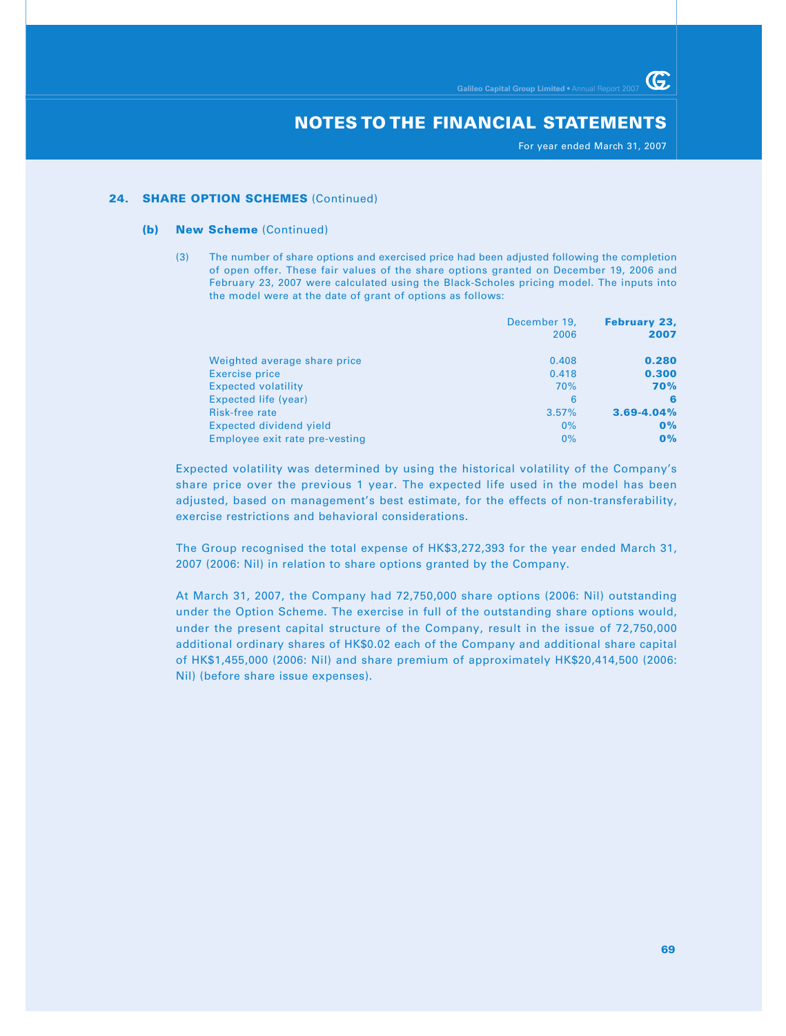## 24. SHARE OPTION SCHEMES (Continued)

### (b) New Scheme (Continued)

(3) The number of share options and exercised price had been adjusted following the completion of open offer. These fair values of the share options granted on December 19, 2006 and February 23, 2007 were calculated using the Black-Scholes pricing model. The inputs into the model were at the date of grant of options as follows:

| | December 19, 2006 | **February 23, 2007** |
|---|---|---|
| Weighted average share price | 0.408 | **0.280** |
| Exercise price | 0.418 | **0.300** |
| Expected volatility | 70% | **70%** |
| Expected life (year) | 6 | **6** |
| Risk-free rate | 3.57% | **3.69-4.04%** |
| Expected dividend yield | 0% | **0%** |
| Employee exit rate pre-vesting | 0% | **0%** |

Expected volatility was determined by using the historical volatility of the Company's share price over the previous 1 year. The expected life used in the model has been adjusted, based on management's best estimate, for the effects of non-transferability, exercise restrictions and behavioral considerations.

The Group recognised the total expense of HK$3,272,393 for the year ended March 31, 2007 (2006: Nil) in relation to share options granted by the Company.

At March 31, 2007, the Company had 72,750,000 share options (2006: Nil) outstanding under the Option Scheme. The exercise in full of the outstanding share options would, under the present capital structure of the Company, result in the issue of 72,750,000 additional ordinary shares of HK$0.02 each of the Company and additional share capital of HK$1,455,000 (2006: Nil) and share premium of approximately HK$20,414,500 (2006: Nil) (before share issue expenses).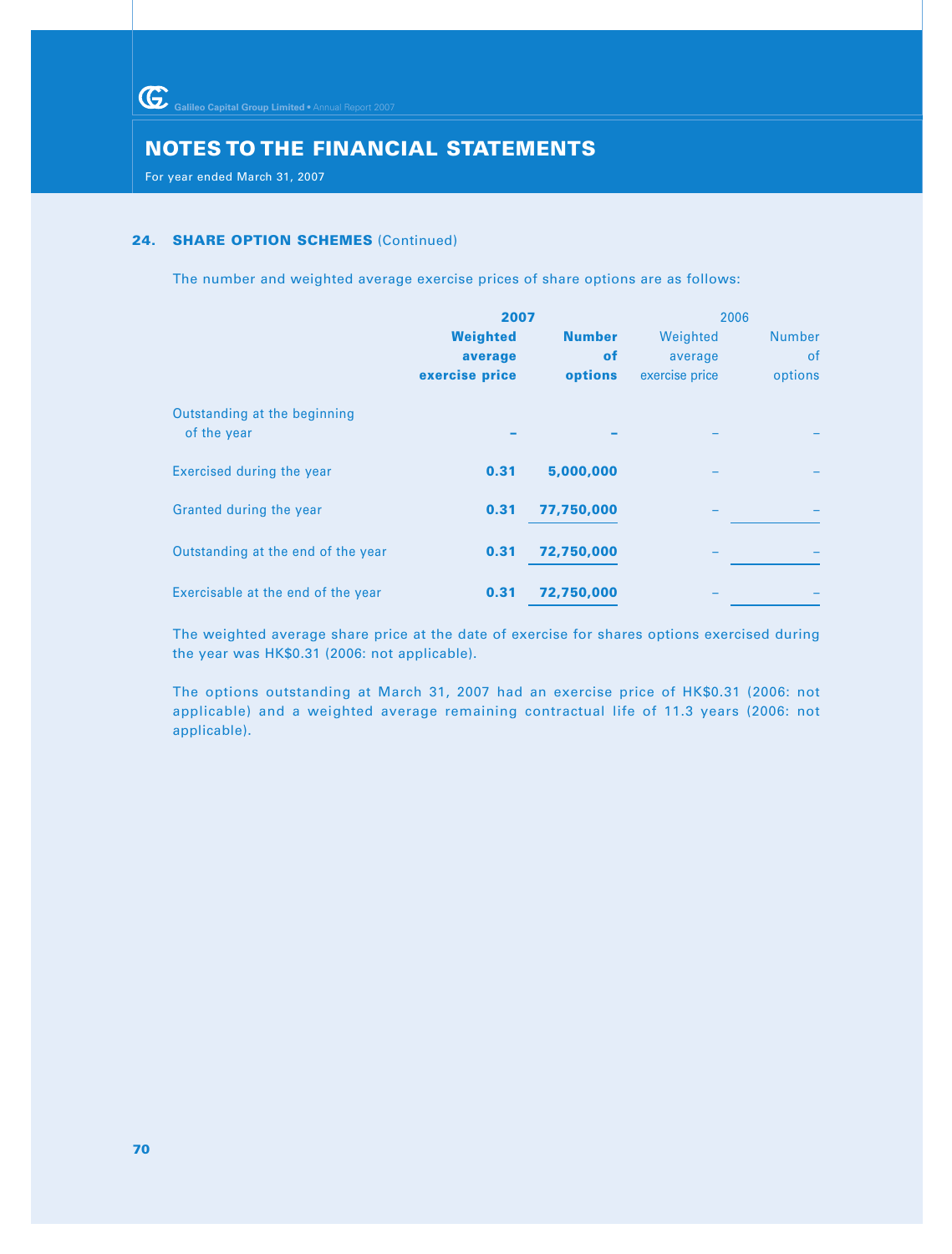## NOTES TO THE FINANCIAL STATEMENTS

For year ended March 31, 2007

### 24. SHARE OPTION SCHEMES (Continued)

The number and weighted average exercise prices of share options are as follows:

| | **2007** | | 2006 | |
|---|---|---|---|---|
| | **Weighted average exercise price** | **Number of options** | Weighted average exercise price | Number of options |
| Outstanding at the beginning of the year | **–** | **–** | – | – |
| Exercised during the year | **0.31** | **5,000,000** | – | – |
| Granted during the year | **0.31** | **77,750,000** | – | – |
| Outstanding at the end of the year | **0.31** | **72,750,000** | – | – |
| Exercisable at the end of the year | **0.31** | **72,750,000** | – | – |

The weighted average share price at the date of exercise for shares options exercised during the year was HK$0.31 (2006: not applicable).

The options outstanding at March 31, 2007 had an exercise price of HK$0.31 (2006: not applicable) and a weighted average remaining contractual life of 11.3 years (2006: not applicable).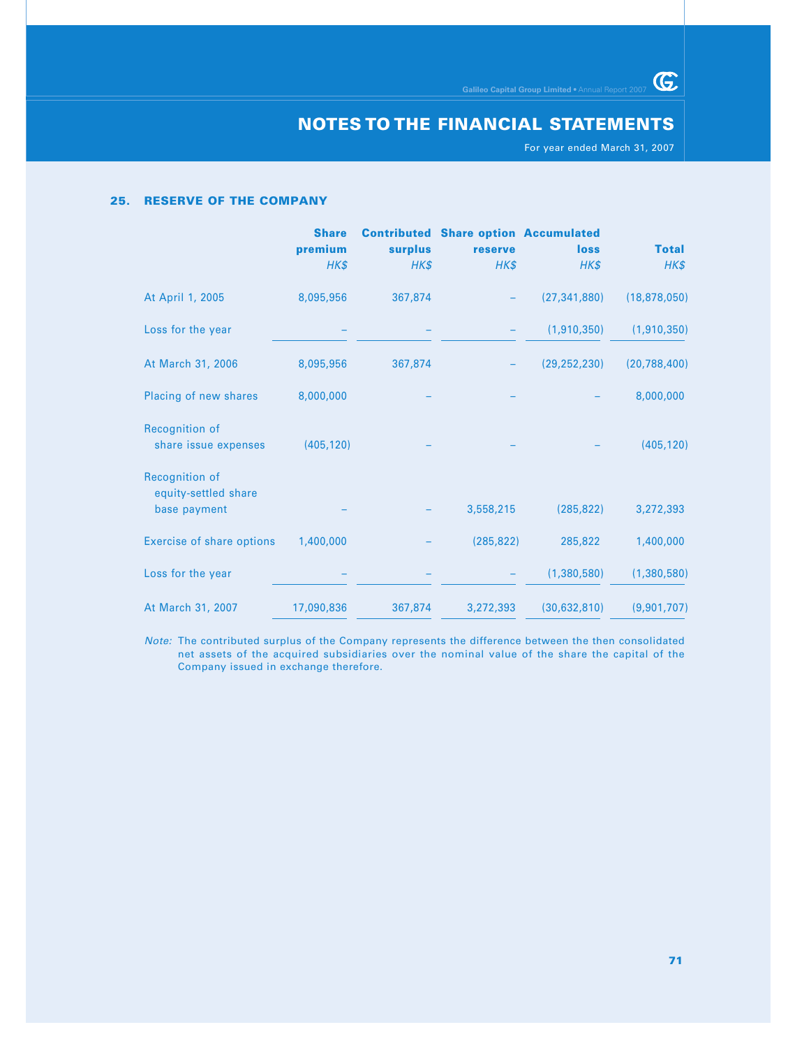## 25. RESERVE OF THE COMPANY

| | Share premium | Contributed surplus | Share option reserve | Accumulated loss | Total |
|---|---|---|---|---|---|
| | *HK$* | *HK$* | *HK$* | *HK$* | *HK$* |
| At April 1, 2005 | 8,095,956 | 367,874 | – | (27,341,880) | (18,878,050) |
| Loss for the year | – | – | – | (1,910,350) | (1,910,350) |
| At March 31, 2006 | 8,095,956 | 367,874 | – | (29,252,230) | (20,788,400) |
| Placing of new shares | 8,000,000 | – | – | – | 8,000,000 |
| Recognition of share issue expenses | (405,120) | – | – | – | (405,120) |
| Recognition of equity-settled share base payment | – | – | 3,558,215 | (285,822) | 3,272,393 |
| Exercise of share options | 1,400,000 | – | (285,822) | 285,822 | 1,400,000 |
| Loss for the year | – | – | – | (1,380,580) | (1,380,580) |
| At March 31, 2007 | 17,090,836 | 367,874 | 3,272,393 | (30,632,810) | (9,901,707) |

*Note:* The contributed surplus of the Company represents the difference between the then consolidated net assets of the acquired subsidiaries over the nominal value of the share the capital of the Company issued in exchange therefore.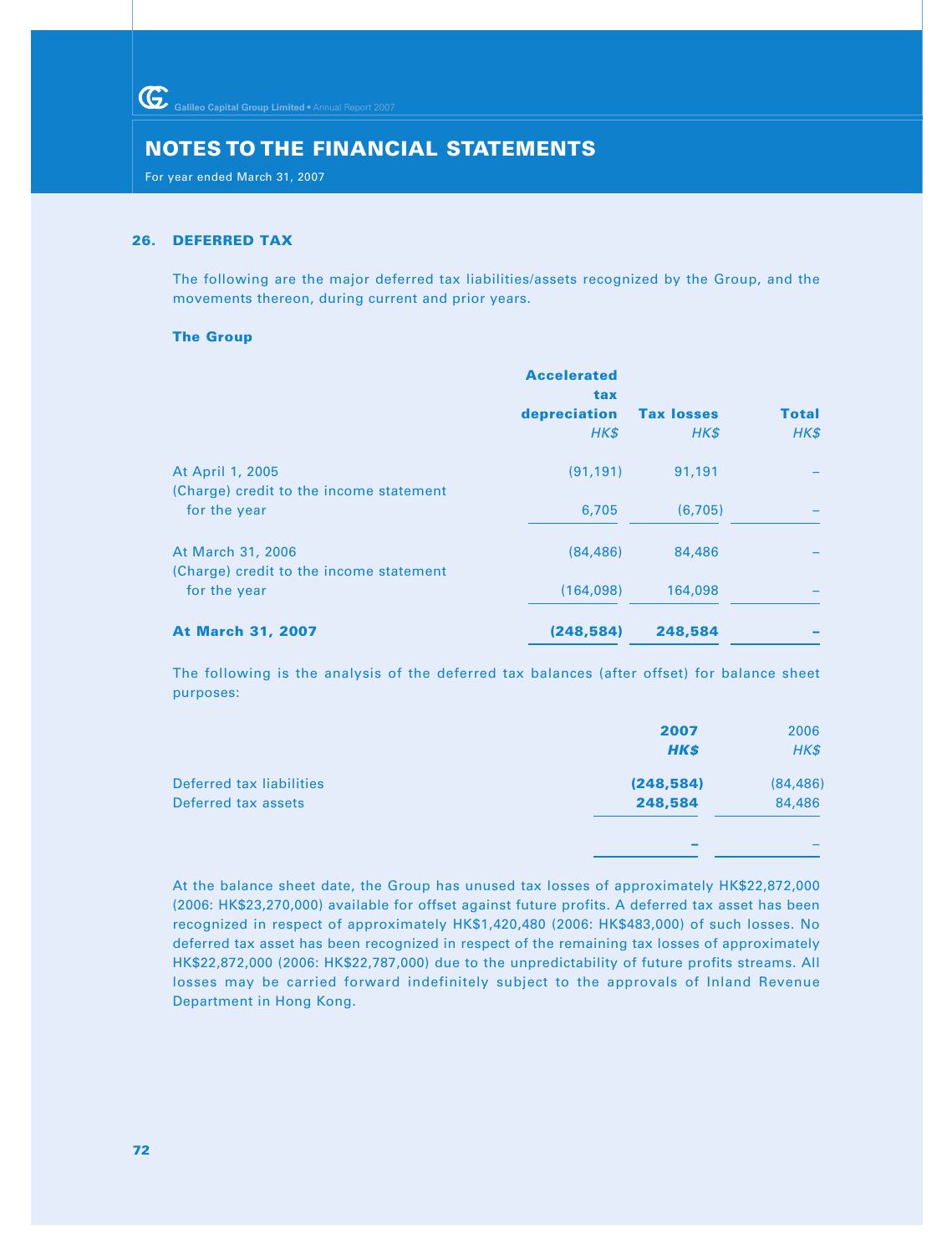## NOTES TO THE FINANCIAL STATEMENTS

For year ended March 31, 2007

### 26. DEFERRED TAX

The following are the major deferred tax liabilities/assets recognized by the Group, and the movements thereon, during current and prior years.

**The Group**

| | Accelerated tax depreciation *HK$* | Tax losses *HK$* | Total *HK$* |
|---|---|---|---|
| At April 1, 2005 | (91,191) | 91,191 | – |
| (Charge) credit to the income statement for the year | 6,705 | (6,705) | – |
| At March 31, 2006 | (84,486) | 84,486 | – |
| (Charge) credit to the income statement for the year | (164,098) | 164,098 | – |
| **At March 31, 2007** | **(248,584)** | **248,584** | **–** |

The following is the analysis of the deferred tax balances (after offset) for balance sheet purposes:

| | **2007** ***HK$*** | 2006 *HK$* |
|---|---|---|
| Deferred tax liabilities | **(248,584)** | (84,486) |
| Deferred tax assets | **248,584** | 84,486 |
| | **–** | – |

At the balance sheet date, the Group has unused tax losses of approximately HK$22,872,000 (2006: HK$23,270,000) available for offset against future profits. A deferred tax asset has been recognized in respect of approximately HK$1,420,480 (2006: HK$483,000) of such losses. No deferred tax asset has been recognized in respect of the remaining tax losses of approximately HK$22,872,000 (2006: HK$22,787,000) due to the unpredictability of future profits streams. All losses may be carried forward indefinitely subject to the approvals of Inland Revenue Department in Hong Kong.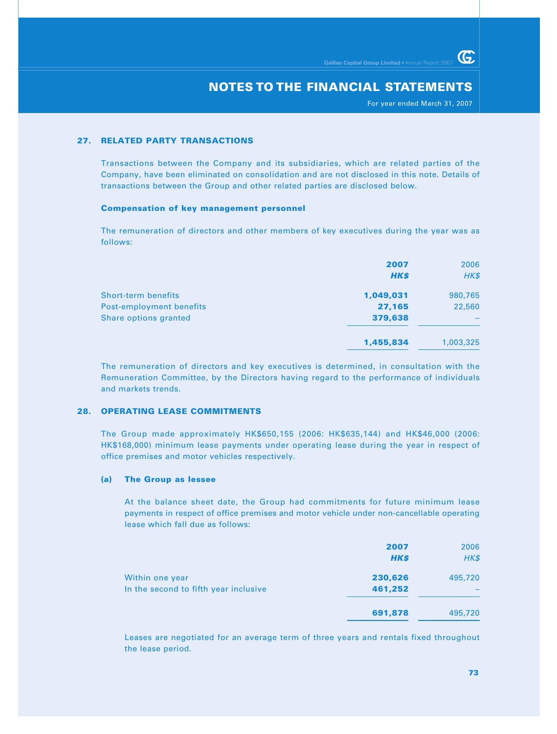# NOTES TO THE FINANCIAL STATEMENTS

For year ended March 31, 2007

## 27. RELATED PARTY TRANSACTIONS

Transactions between the Company and its subsidiaries, which are related parties of the Company, have been eliminated on consolidation and are not disclosed in this note. Details of transactions between the Group and other related parties are disclosed below.

### Compensation of key management personnel

The remuneration of directors and other members of key executives during the year was as follows:

| | **2007** | 2006 |
|---|---|---|
| | ***HK$*** | *HK$* |
| Short-term benefits | **1,049,031** | 980,765 |
| Post-employment benefits | **27,165** | 22,560 |
| Share options granted | **379,638** | – |
| | **1,455,834** | 1,003,325 |

The remuneration of directors and key executives is determined, in consultation with the Remuneration Committee, by the Directors having regard to the performance of individuals and markets trends.

## 28. OPERATING LEASE COMMITMENTS

The Group made approximately HK$650,155 (2006: HK$635,144) and HK$46,000 (2006: HK$168,000) minimum lease payments under operating lease during the year in respect of office premises and motor vehicles respectively.

### (a) The Group as lessee

At the balance sheet date, the Group had commitments for future minimum lease payments in respect of office premises and motor vehicle under non-cancellable operating lease which fall due as follows:

| | **2007** | 2006 |
|---|---|---|
| | ***HK$*** | *HK$* |
| Within one year | **230,626** | 495,720 |
| In the second to fifth year inclusive | **461,252** | – |
| | **691,878** | 495,720 |

Leases are negotiated for an average term of three years and rentals fixed throughout the lease period.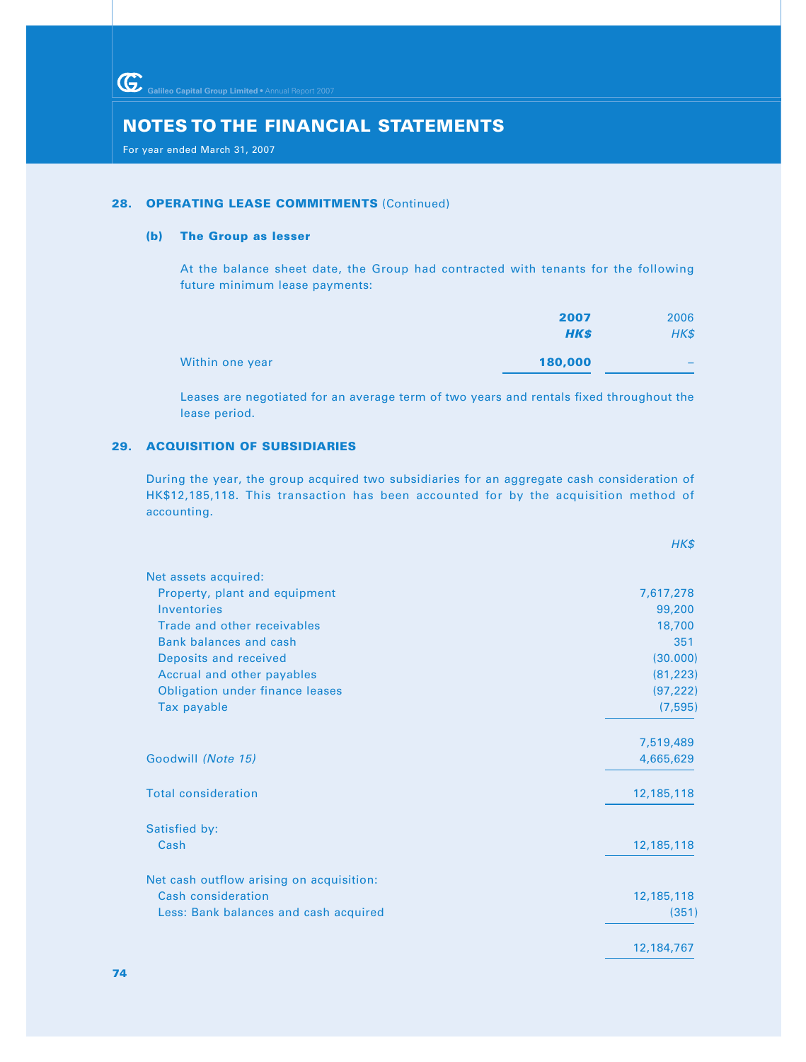# NOTES TO THE FINANCIAL STATEMENTS

For year ended March 31, 2007

## 28. OPERATING LEASE COMMITMENTS (Continued)

### (b) The Group as lesser

At the balance sheet date, the Group had contracted with tenants for the following future minimum lease payments:

| | **2007** | 2006 |
|---|---|---|
| | ***HK$*** | *HK$* |
| Within one year | **180,000** | – |

Leases are negotiated for an average term of two years and rentals fixed throughout the lease period.

## 29. ACQUISITION OF SUBSIDIARIES

During the year, the group acquired two subsidiaries for an aggregate cash consideration of HK$12,185,118. This transaction has been accounted for by the acquisition method of accounting.

| | *HK$* |
|---|---|
| Net assets acquired: | |
| Property, plant and equipment | 7,617,278 |
| Inventories | 99,200 |
| Trade and other receivables | 18,700 |
| Bank balances and cash | 351 |
| Deposits and received | (30.000) |
| Accrual and other payables | (81,223) |
| Obligation under finance leases | (97,222) |
| Tax payable | (7,595) |
| | 7,519,489 |
| Goodwill *(Note 15)* | 4,665,629 |
| Total consideration | 12,185,118 |
| Satisfied by: | |
| Cash | 12,185,118 |
| Net cash outflow arising on acquisition: | |
| Cash consideration | 12,185,118 |
| Less: Bank balances and cash acquired | (351) |
| | 12,184,767 |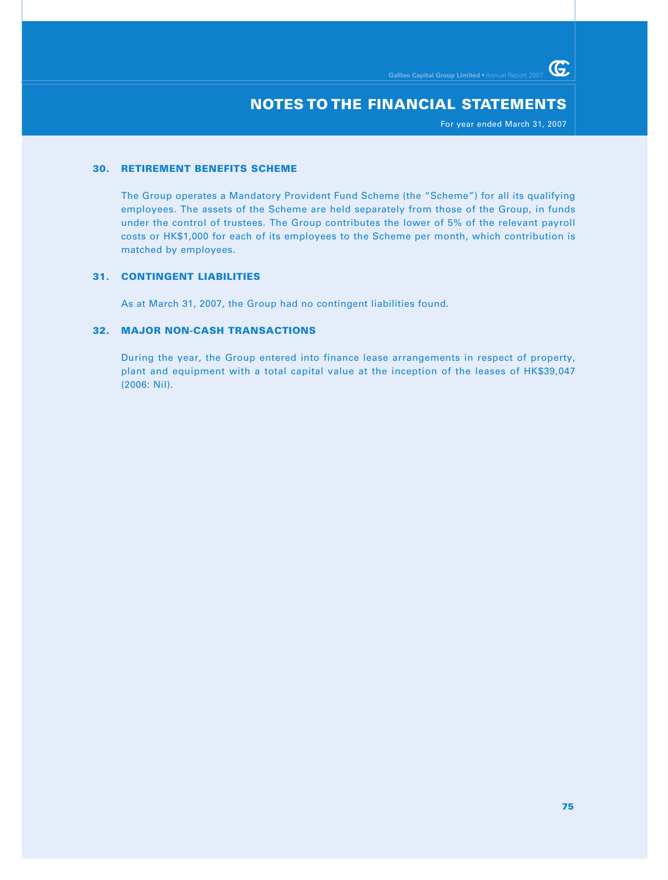# NOTES TO THE FINANCIAL STATEMENTS

For year ended March 31, 2007

## 30. RETIREMENT BENEFITS SCHEME

The Group operates a Mandatory Provident Fund Scheme (the "Scheme") for all its qualifying employees. The assets of the Scheme are held separately from those of the Group, in funds under the control of trustees. The Group contributes the lower of 5% of the relevant payroll costs or HK$1,000 for each of its employees to the Scheme per month, which contribution is matched by employees.

## 31. CONTINGENT LIABILITIES

As at March 31, 2007, the Group had no contingent liabilities found.

## 32. MAJOR NON-CASH TRANSACTIONS

During the year, the Group entered into finance lease arrangements in respect of property, plant and equipment with a total capital value at the inception of the leases of HK$39,047 (2006: Nil).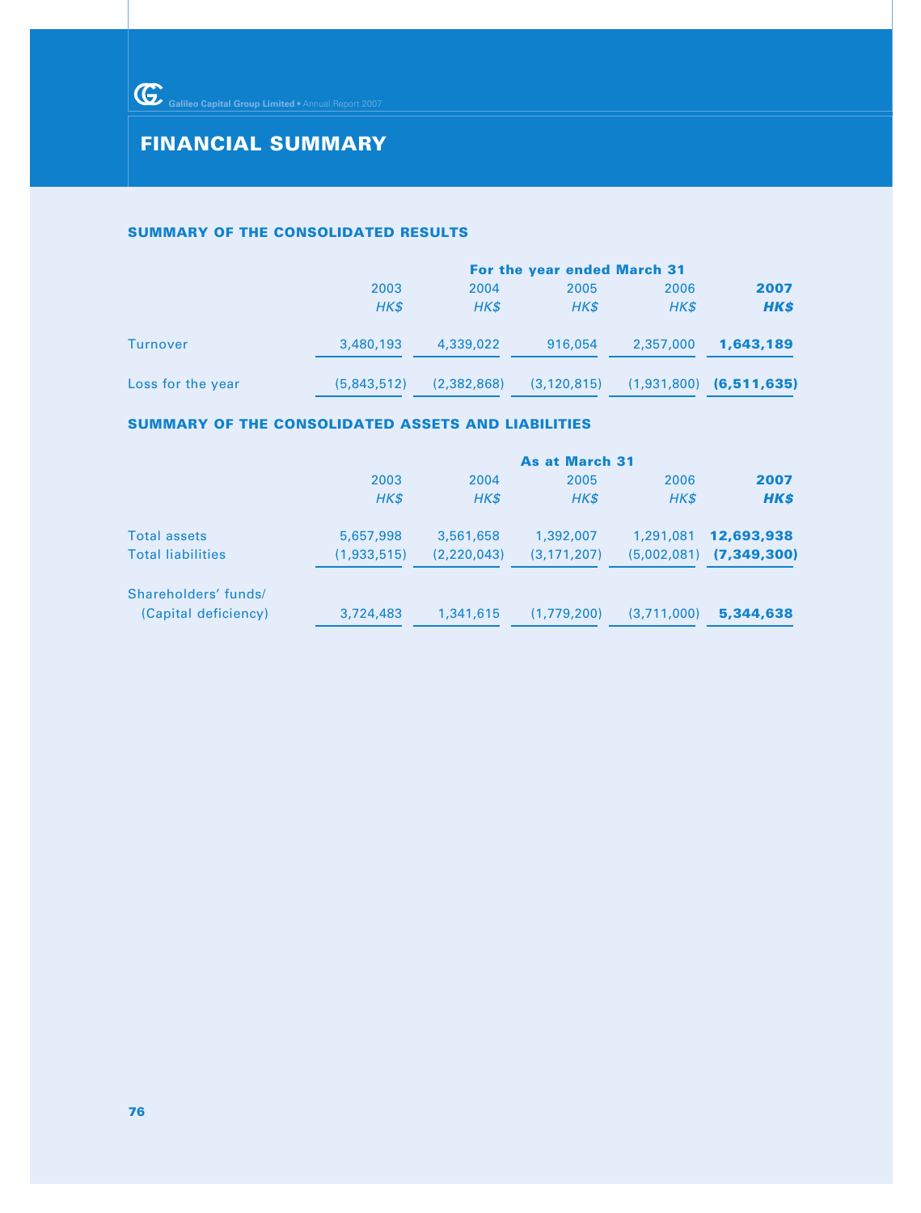# FINANCIAL SUMMARY

## SUMMARY OF THE CONSOLIDATED RESULTS

| | For the year ended March 31 | | | | |
|---|---|---|---|---|---|
| | 2003 | 2004 | 2005 | 2006 | **2007** |
| | *HK$* | *HK$* | *HK$* | *HK$* | ***HK$*** |
| Turnover | 3,480,193 | 4,339,022 | 916,054 | 2,357,000 | **1,643,189** |
| Loss for the year | (5,843,512) | (2,382,868) | (3,120,815) | (1,931,800) | **(6,511,635)** |

## SUMMARY OF THE CONSOLIDATED ASSETS AND LIABILITIES

| | As at March 31 | | | | |
|---|---|---|---|---|---|
| | 2003 | 2004 | 2005 | 2006 | **2007** |
| | *HK$* | *HK$* | *HK$* | *HK$* | ***HK$*** |
| Total assets | 5,657,998 | 3,561,658 | 1,392,007 | 1,291,081 | **12,693,938** |
| Total liabilities | (1,933,515) | (2,220,043) | (3,171,207) | (5,002,081) | **(7,349,300)** |
| Shareholders' funds/ (Capital deficiency) | 3,724,483 | 1,341,615 | (1,779,200) | (3,711,000) | **5,344,638** |